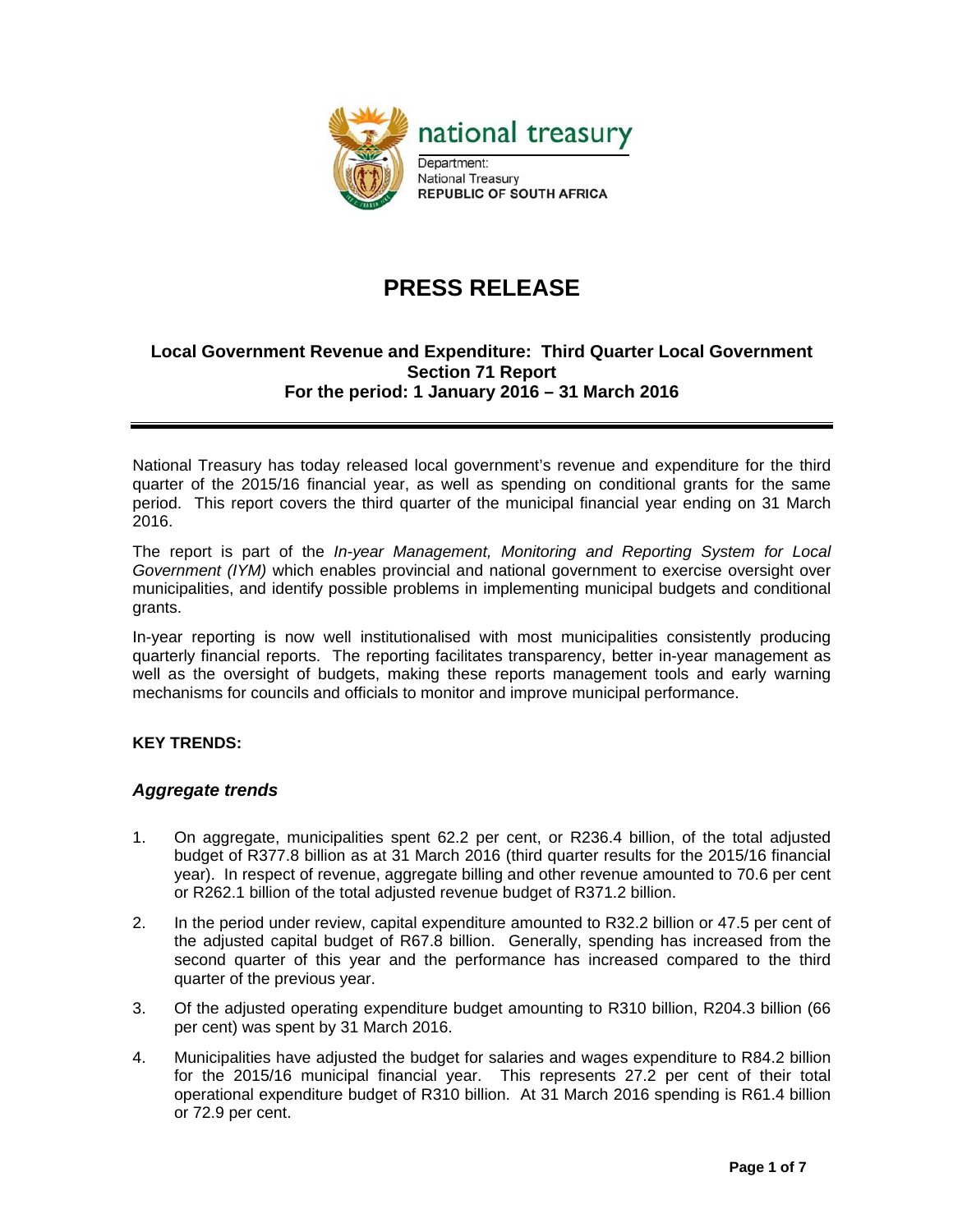national treasury

Department:
National Treasury
REPUBLIC OF SOUTH AFRICA

# PRESS RELEASE

## Local Government Revenue and Expenditure: Third Quarter Local Government Section 71 Report
## For the period: 1 January 2016 – 31 March 2016

National Treasury has today released local government's revenue and expenditure for the third quarter of the 2015/16 financial year, as well as spending on conditional grants for the same period. This report covers the third quarter of the municipal financial year ending on 31 March 2016.

The report is part of the *In-year Management, Monitoring and Reporting System for Local Government (IYM)* which enables provincial and national government to exercise oversight over municipalities, and identify possible problems in implementing municipal budgets and conditional grants.

In-year reporting is now well institutionalised with most municipalities consistently producing quarterly financial reports. The reporting facilitates transparency, better in-year management as well as the oversight of budgets, making these reports management tools and early warning mechanisms for councils and officials to monitor and improve municipal performance.

**KEY TRENDS:**

### *Aggregate trends*

1. On aggregate, municipalities spent 62.2 per cent, or R236.4 billion, of the total adjusted budget of R377.8 billion as at 31 March 2016 (third quarter results for the 2015/16 financial year). In respect of revenue, aggregate billing and other revenue amounted to 70.6 per cent or R262.1 billion of the total adjusted revenue budget of R371.2 billion.

2. In the period under review, capital expenditure amounted to R32.2 billion or 47.5 per cent of the adjusted capital budget of R67.8 billion. Generally, spending has increased from the second quarter of this year and the performance has increased compared to the third quarter of the previous year.

3. Of the adjusted operating expenditure budget amounting to R310 billion, R204.3 billion (66 per cent) was spent by 31 March 2016.

4. Municipalities have adjusted the budget for salaries and wages expenditure to R84.2 billion for the 2015/16 municipal financial year. This represents 27.2 per cent of their total operational expenditure budget of R310 billion. At 31 March 2016 spending is R61.4 billion or 72.9 per cent.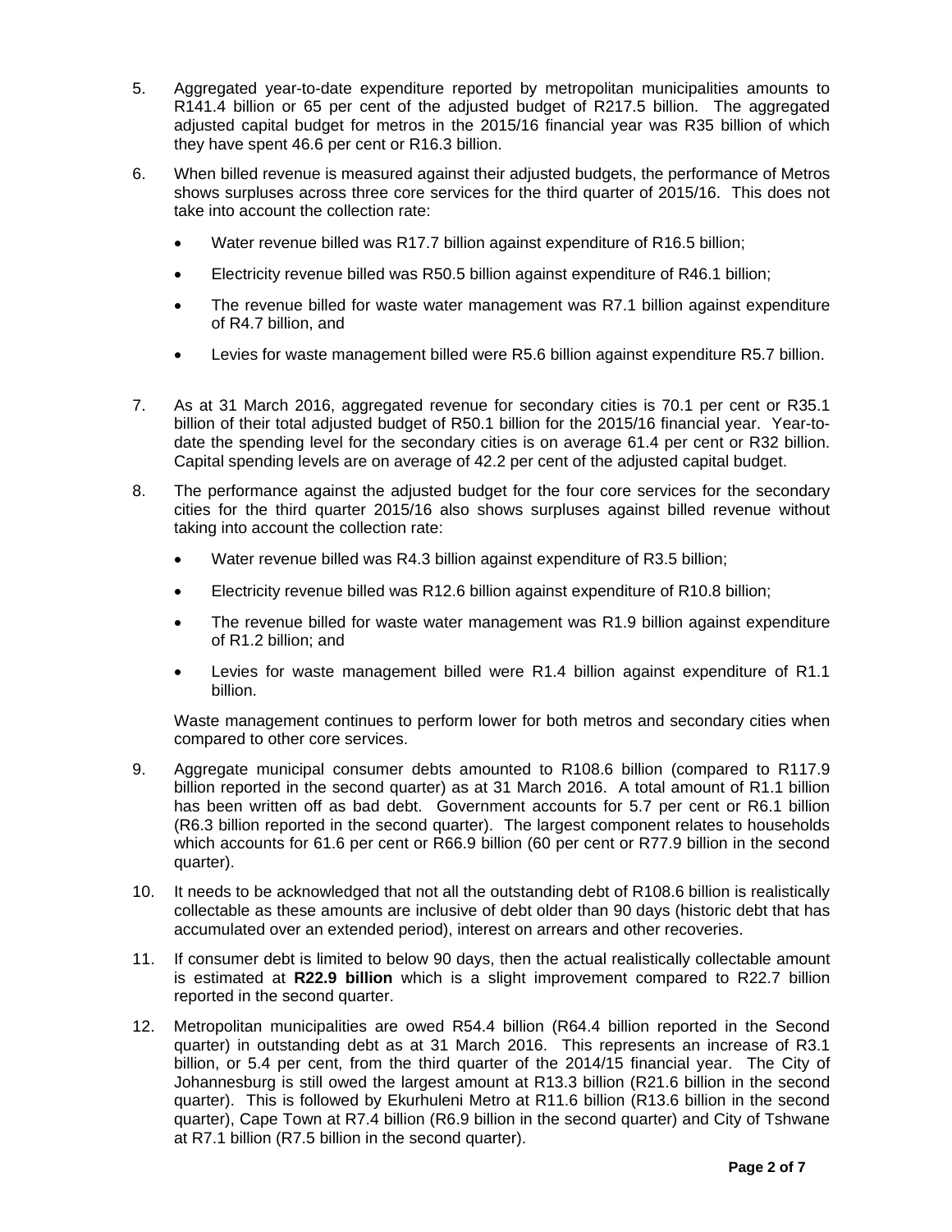5. Aggregated year-to-date expenditure reported by metropolitan municipalities amounts to R141.4 billion or 65 per cent of the adjusted budget of R217.5 billion. The aggregated adjusted capital budget for metros in the 2015/16 financial year was R35 billion of which they have spent 46.6 per cent or R16.3 billion.

6. When billed revenue is measured against their adjusted budgets, the performance of Metros shows surpluses across three core services for the third quarter of 2015/16. This does not take into account the collection rate:

   - Water revenue billed was R17.7 billion against expenditure of R16.5 billion;
   - Electricity revenue billed was R50.5 billion against expenditure of R46.1 billion;
   - The revenue billed for waste water management was R7.1 billion against expenditure of R4.7 billion, and
   - Levies for waste management billed were R5.6 billion against expenditure R5.7 billion.

7. As at 31 March 2016, aggregated revenue for secondary cities is 70.1 per cent or R35.1 billion of their total adjusted budget of R50.1 billion for the 2015/16 financial year. Year-to-date the spending level for the secondary cities is on average 61.4 per cent or R32 billion. Capital spending levels are on average of 42.2 per cent of the adjusted capital budget.

8. The performance against the adjusted budget for the four core services for the secondary cities for the third quarter 2015/16 also shows surpluses against billed revenue without taking into account the collection rate:

   - Water revenue billed was R4.3 billion against expenditure of R3.5 billion;
   - Electricity revenue billed was R12.6 billion against expenditure of R10.8 billion;
   - The revenue billed for waste water management was R1.9 billion against expenditure of R1.2 billion; and
   - Levies for waste management billed were R1.4 billion against expenditure of R1.1 billion.

   Waste management continues to perform lower for both metros and secondary cities when compared to other core services.

9. Aggregate municipal consumer debts amounted to R108.6 billion (compared to R117.9 billion reported in the second quarter) as at 31 March 2016. A total amount of R1.1 billion has been written off as bad debt. Government accounts for 5.7 per cent or R6.1 billion (R6.3 billion reported in the second quarter). The largest component relates to households which accounts for 61.6 per cent or R66.9 billion (60 per cent or R77.9 billion in the second quarter).

10. It needs to be acknowledged that not all the outstanding debt of R108.6 billion is realistically collectable as these amounts are inclusive of debt older than 90 days (historic debt that has accumulated over an extended period), interest on arrears and other recoveries.

11. If consumer debt is limited to below 90 days, then the actual realistically collectable amount is estimated at **R22.9 billion** which is a slight improvement compared to R22.7 billion reported in the second quarter.

12. Metropolitan municipalities are owed R54.4 billion (R64.4 billion reported in the Second quarter) in outstanding debt as at 31 March 2016. This represents an increase of R3.1 billion, or 5.4 per cent, from the third quarter of the 2014/15 financial year. The City of Johannesburg is still owed the largest amount at R13.3 billion (R21.6 billion in the second quarter). This is followed by Ekurhuleni Metro at R11.6 billion (R13.6 billion in the second quarter), Cape Town at R7.4 billion (R6.9 billion in the second quarter) and City of Tshwane at R7.1 billion (R7.5 billion in the second quarter).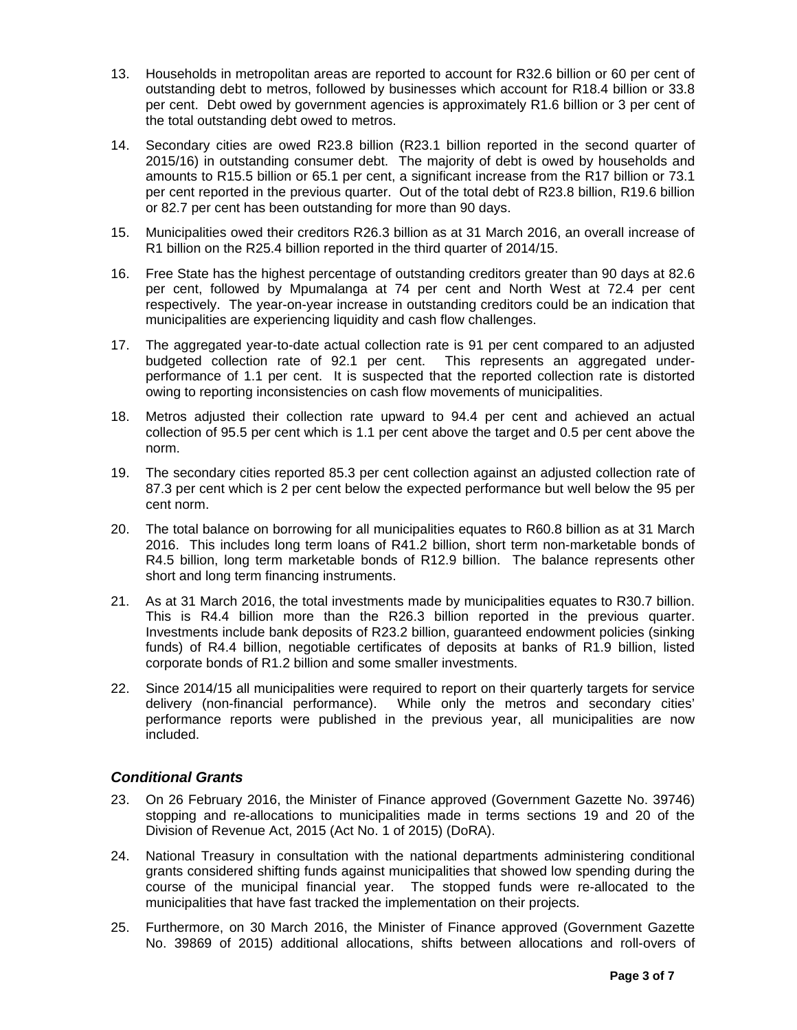13. Households in metropolitan areas are reported to account for R32.6 billion or 60 per cent of outstanding debt to metros, followed by businesses which account for R18.4 billion or 33.8 per cent. Debt owed by government agencies is approximately R1.6 billion or 3 per cent of the total outstanding debt owed to metros.

14. Secondary cities are owed R23.8 billion (R23.1 billion reported in the second quarter of 2015/16) in outstanding consumer debt. The majority of debt is owed by households and amounts to R15.5 billion or 65.1 per cent, a significant increase from the R17 billion or 73.1 per cent reported in the previous quarter. Out of the total debt of R23.8 billion, R19.6 billion or 82.7 per cent has been outstanding for more than 90 days.

15. Municipalities owed their creditors R26.3 billion as at 31 March 2016, an overall increase of R1 billion on the R25.4 billion reported in the third quarter of 2014/15.

16. Free State has the highest percentage of outstanding creditors greater than 90 days at 82.6 per cent, followed by Mpumalanga at 74 per cent and North West at 72.4 per cent respectively. The year-on-year increase in outstanding creditors could be an indication that municipalities are experiencing liquidity and cash flow challenges.

17. The aggregated year-to-date actual collection rate is 91 per cent compared to an adjusted budgeted collection rate of 92.1 per cent. This represents an aggregated under-performance of 1.1 per cent. It is suspected that the reported collection rate is distorted owing to reporting inconsistencies on cash flow movements of municipalities.

18. Metros adjusted their collection rate upward to 94.4 per cent and achieved an actual collection of 95.5 per cent which is 1.1 per cent above the target and 0.5 per cent above the norm.

19. The secondary cities reported 85.3 per cent collection against an adjusted collection rate of 87.3 per cent which is 2 per cent below the expected performance but well below the 95 per cent norm.

20. The total balance on borrowing for all municipalities equates to R60.8 billion as at 31 March 2016. This includes long term loans of R41.2 billion, short term non-marketable bonds of R4.5 billion, long term marketable bonds of R12.9 billion. The balance represents other short and long term financing instruments.

21. As at 31 March 2016, the total investments made by municipalities equates to R30.7 billion. This is R4.4 billion more than the R26.3 billion reported in the previous quarter. Investments include bank deposits of R23.2 billion, guaranteed endowment policies (sinking funds) of R4.4 billion, negotiable certificates of deposits at banks of R1.9 billion, listed corporate bonds of R1.2 billion and some smaller investments.

22. Since 2014/15 all municipalities were required to report on their quarterly targets for service delivery (non-financial performance). While only the metros and secondary cities' performance reports were published in the previous year, all municipalities are now included.

### *Conditional Grants*

23. On 26 February 2016, the Minister of Finance approved (Government Gazette No. 39746) stopping and re-allocations to municipalities made in terms sections 19 and 20 of the Division of Revenue Act, 2015 (Act No. 1 of 2015) (DoRA).

24. National Treasury in consultation with the national departments administering conditional grants considered shifting funds against municipalities that showed low spending during the course of the municipal financial year. The stopped funds were re-allocated to the municipalities that have fast tracked the implementation on their projects.

25. Furthermore, on 30 March 2016, the Minister of Finance approved (Government Gazette No. 39869 of 2015) additional allocations, shifts between allocations and roll-overs of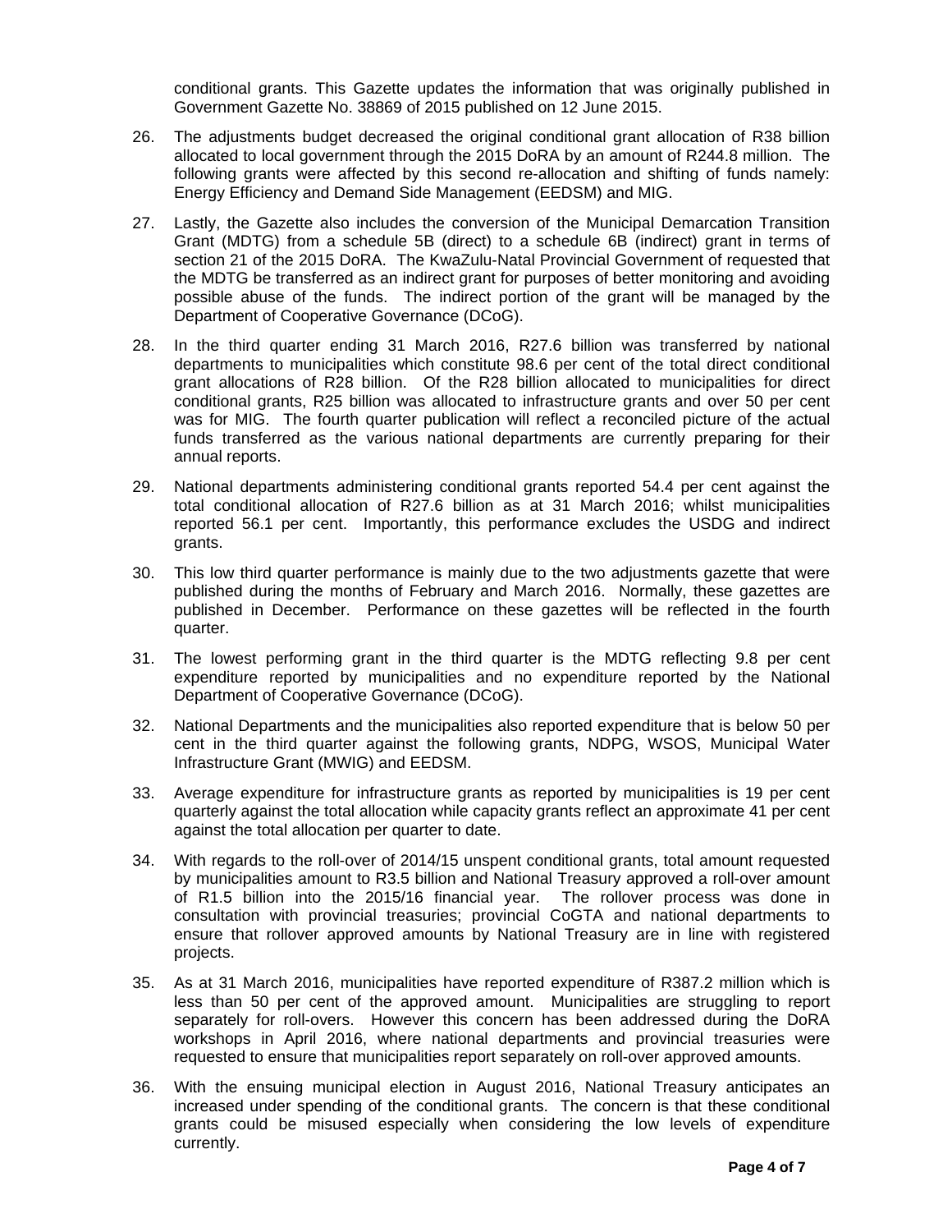conditional grants. This Gazette updates the information that was originally published in Government Gazette No. 38869 of 2015 published on 12 June 2015.

26. The adjustments budget decreased the original conditional grant allocation of R38 billion allocated to local government through the 2015 DoRA by an amount of R244.8 million. The following grants were affected by this second re-allocation and shifting of funds namely: Energy Efficiency and Demand Side Management (EEDSM) and MIG.

27. Lastly, the Gazette also includes the conversion of the Municipal Demarcation Transition Grant (MDTG) from a schedule 5B (direct) to a schedule 6B (indirect) grant in terms of section 21 of the 2015 DoRA. The KwaZulu-Natal Provincial Government of requested that the MDTG be transferred as an indirect grant for purposes of better monitoring and avoiding possible abuse of the funds. The indirect portion of the grant will be managed by the Department of Cooperative Governance (DCoG).

28. In the third quarter ending 31 March 2016, R27.6 billion was transferred by national departments to municipalities which constitute 98.6 per cent of the total direct conditional grant allocations of R28 billion. Of the R28 billion allocated to municipalities for direct conditional grants, R25 billion was allocated to infrastructure grants and over 50 per cent was for MIG. The fourth quarter publication will reflect a reconciled picture of the actual funds transferred as the various national departments are currently preparing for their annual reports.

29. National departments administering conditional grants reported 54.4 per cent against the total conditional allocation of R27.6 billion as at 31 March 2016; whilst municipalities reported 56.1 per cent. Importantly, this performance excludes the USDG and indirect grants.

30. This low third quarter performance is mainly due to the two adjustments gazette that were published during the months of February and March 2016. Normally, these gazettes are published in December. Performance on these gazettes will be reflected in the fourth quarter.

31. The lowest performing grant in the third quarter is the MDTG reflecting 9.8 per cent expenditure reported by municipalities and no expenditure reported by the National Department of Cooperative Governance (DCoG).

32. National Departments and the municipalities also reported expenditure that is below 50 per cent in the third quarter against the following grants, NDPG, WSOS, Municipal Water Infrastructure Grant (MWIG) and EEDSM.

33. Average expenditure for infrastructure grants as reported by municipalities is 19 per cent quarterly against the total allocation while capacity grants reflect an approximate 41 per cent against the total allocation per quarter to date.

34. With regards to the roll-over of 2014/15 unspent conditional grants, total amount requested by municipalities amount to R3.5 billion and National Treasury approved a roll-over amount of R1.5 billion into the 2015/16 financial year. The rollover process was done in consultation with provincial treasuries; provincial CoGTA and national departments to ensure that rollover approved amounts by National Treasury are in line with registered projects.

35. As at 31 March 2016, municipalities have reported expenditure of R387.2 million which is less than 50 per cent of the approved amount. Municipalities are struggling to report separately for roll-overs. However this concern has been addressed during the DoRA workshops in April 2016, where national departments and provincial treasuries were requested to ensure that municipalities report separately on roll-over approved amounts.

36. With the ensuing municipal election in August 2016, National Treasury anticipates an increased under spending of the conditional grants. The concern is that these conditional grants could be misused especially when considering the low levels of expenditure currently.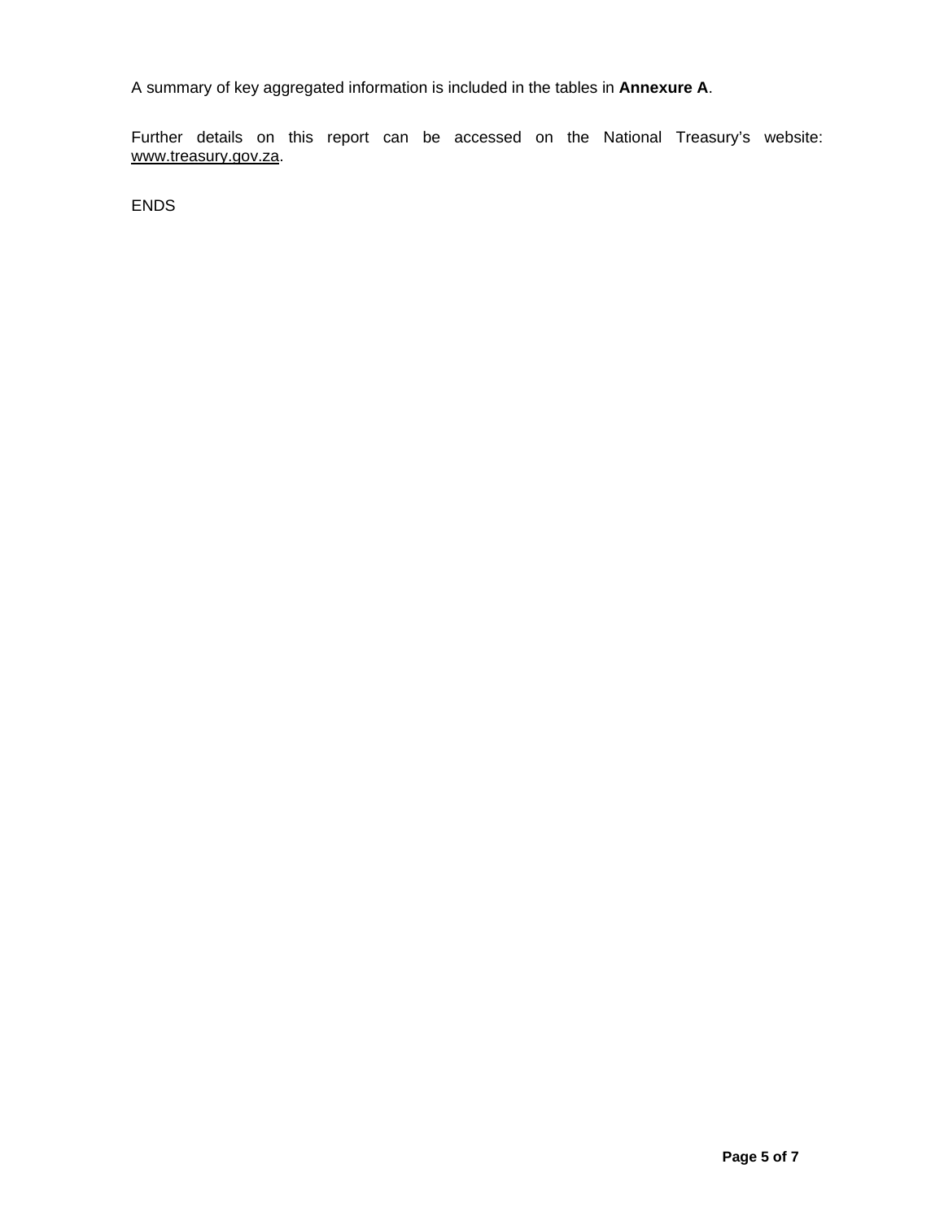A summary of key aggregated information is included in the tables in **Annexure A**.

Further details on this report can be accessed on the National Treasury's website: www.treasury.gov.za.

ENDS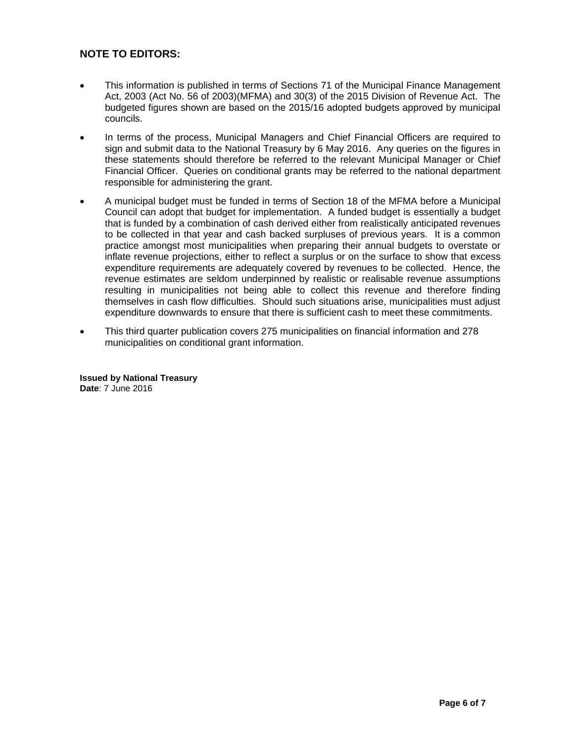## NOTE TO EDITORS:

- This information is published in terms of Sections 71 of the Municipal Finance Management Act, 2003 (Act No. 56 of 2003)(MFMA) and 30(3) of the 2015 Division of Revenue Act. The budgeted figures shown are based on the 2015/16 adopted budgets approved by municipal councils.
- In terms of the process, Municipal Managers and Chief Financial Officers are required to sign and submit data to the National Treasury by 6 May 2016. Any queries on the figures in these statements should therefore be referred to the relevant Municipal Manager or Chief Financial Officer. Queries on conditional grants may be referred to the national department responsible for administering the grant.
- A municipal budget must be funded in terms of Section 18 of the MFMA before a Municipal Council can adopt that budget for implementation. A funded budget is essentially a budget that is funded by a combination of cash derived either from realistically anticipated revenues to be collected in that year and cash backed surpluses of previous years. It is a common practice amongst most municipalities when preparing their annual budgets to overstate or inflate revenue projections, either to reflect a surplus or on the surface to show that excess expenditure requirements are adequately covered by revenues to be collected. Hence, the revenue estimates are seldom underpinned by realistic or realisable revenue assumptions resulting in municipalities not being able to collect this revenue and therefore finding themselves in cash flow difficulties. Should such situations arise, municipalities must adjust expenditure downwards to ensure that there is sufficient cash to meet these commitments.
- This third quarter publication covers 275 municipalities on financial information and 278 municipalities on conditional grant information.

**Issued by National Treasury**
**Date**: 7 June 2016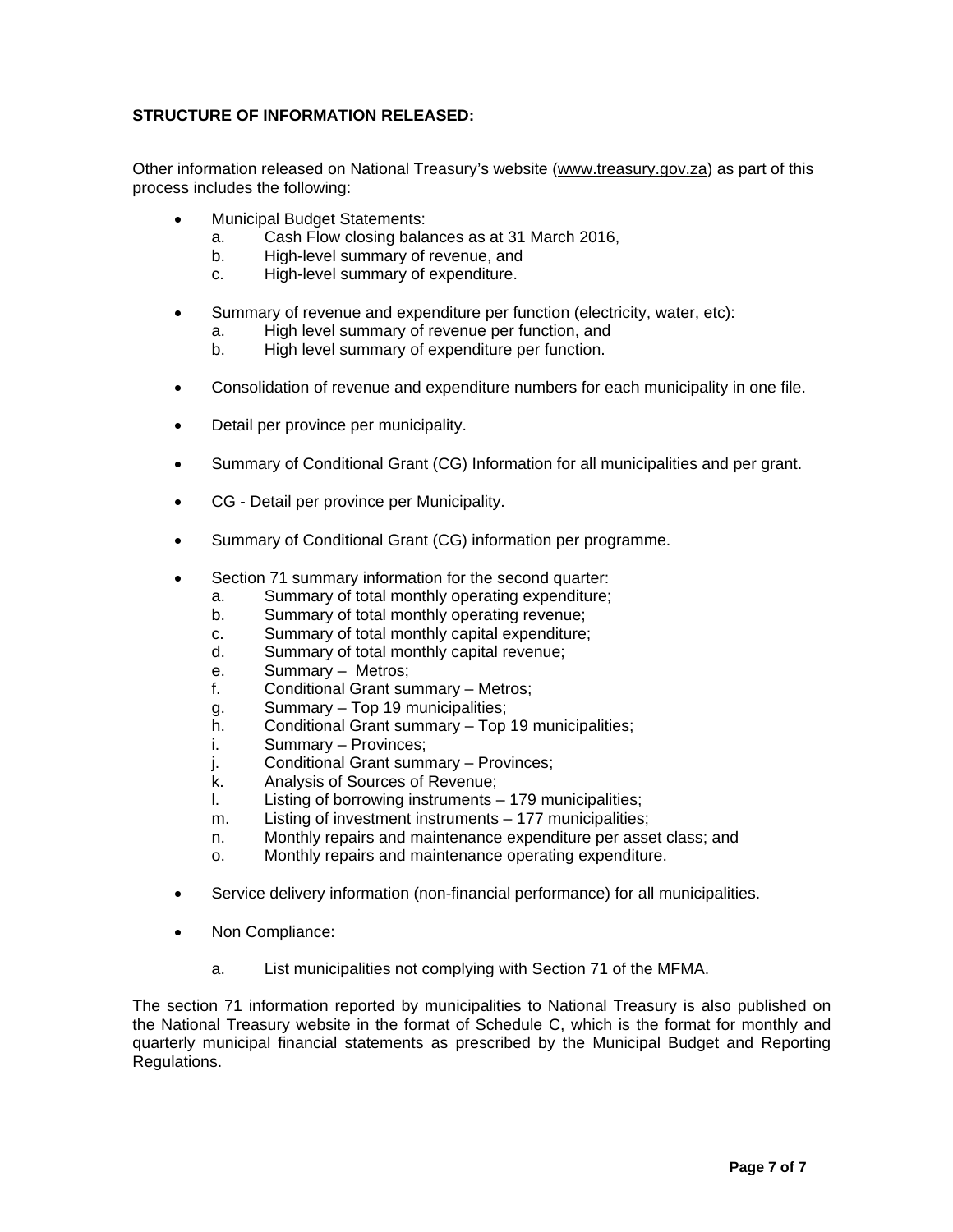**STRUCTURE OF INFORMATION RELEASED:**

Other information released on National Treasury's website (www.treasury.gov.za) as part of this process includes the following:

- Municipal Budget Statements:
  a. Cash Flow closing balances as at 31 March 2016,
  b. High-level summary of revenue, and
  c. High-level summary of expenditure.

- Summary of revenue and expenditure per function (electricity, water, etc):
  a. High level summary of revenue per function, and
  b. High level summary of expenditure per function.

- Consolidation of revenue and expenditure numbers for each municipality in one file.

- Detail per province per municipality.

- Summary of Conditional Grant (CG) Information for all municipalities and per grant.

- CG - Detail per province per Municipality.

- Summary of Conditional Grant (CG) information per programme.

- Section 71 summary information for the second quarter:
  a. Summary of total monthly operating expenditure;
  b. Summary of total monthly operating revenue;
  c. Summary of total monthly capital expenditure;
  d. Summary of total monthly capital revenue;
  e. Summary – Metros;
  f. Conditional Grant summary – Metros;
  g. Summary – Top 19 municipalities;
  h. Conditional Grant summary – Top 19 municipalities;
  i. Summary – Provinces;
  j. Conditional Grant summary – Provinces;
  k. Analysis of Sources of Revenue;
  l. Listing of borrowing instruments – 179 municipalities;
  m. Listing of investment instruments – 177 municipalities;
  n. Monthly repairs and maintenance expenditure per asset class; and
  o. Monthly repairs and maintenance operating expenditure.

- Service delivery information (non-financial performance) for all municipalities.

- Non Compliance:

  a. List municipalities not complying with Section 71 of the MFMA.

The section 71 information reported by municipalities to National Treasury is also published on the National Treasury website in the format of Schedule C, which is the format for monthly and quarterly municipal financial statements as prescribed by the Municipal Budget and Reporting Regulations.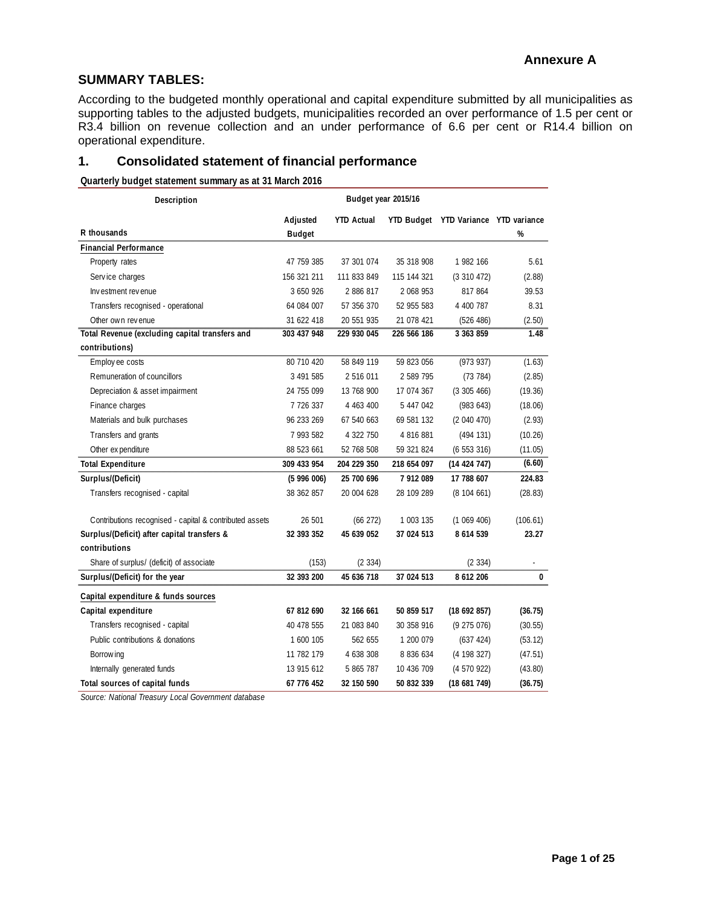**Annexure A**

## SUMMARY TABLES:

According to the budgeted monthly operational and capital expenditure submitted by all municipalities as supporting tables to the adjusted budgets, municipalities recorded an over performance of 1.5 per cent or R3.4 billion on revenue collection and an under performance of 6.6 per cent or R14.4 billion on operational expenditure.

## 1. Consolidated statement of financial performance

**Quarterly budget statement summary as at 31 March 2016**

| Description | Budget year 2015/16 | | | | |
|---|---|---|---|---|---|
| R thousands | Adjusted Budget | YTD Actual | YTD Budget | YTD Variance | YTD variance % |
| **Financial Performance** | | | | | |
| Property rates | 47 759 385 | 37 301 074 | 35 318 908 | 1 982 166 | 5.61 |
| Service charges | 156 321 211 | 111 833 849 | 115 144 321 | (3 310 472) | (2.88) |
| Investment revenue | 3 650 926 | 2 886 817 | 2 068 953 | 817 864 | 39.53 |
| Transfers recognised - operational | 64 084 007 | 57 356 370 | 52 955 583 | 4 400 787 | 8.31 |
| Other own revenue | 31 622 418 | 20 551 935 | 21 078 421 | (526 486) | (2.50) |
| **Total Revenue (excluding capital transfers and contributions)** | **303 437 948** | **229 930 045** | **226 566 186** | **3 363 859** | **1.48** |
| Employee costs | 80 710 420 | 58 849 119 | 59 823 056 | (973 937) | (1.63) |
| Remuneration of councillors | 3 491 585 | 2 516 011 | 2 589 795 | (73 784) | (2.85) |
| Depreciation & asset impairment | 24 755 099 | 13 768 900 | 17 074 367 | (3 305 466) | (19.36) |
| Finance charges | 7 726 337 | 4 463 400 | 5 447 042 | (983 643) | (18.06) |
| Materials and bulk purchases | 96 233 269 | 67 540 663 | 69 581 132 | (2 040 470) | (2.93) |
| Transfers and grants | 7 993 582 | 4 322 750 | 4 816 881 | (494 131) | (10.26) |
| Other expenditure | 88 523 661 | 52 768 508 | 59 321 824 | (6 553 316) | (11.05) |
| **Total Expenditure** | **309 433 954** | **204 229 350** | **218 654 097** | **(14 424 747)** | **(6.60)** |
| **Surplus/(Deficit)** | **(5 996 006)** | **25 700 696** | **7 912 089** | **17 788 607** | **224.83** |
| Transfers recognised - capital | 38 362 857 | 20 004 628 | 28 109 289 | (8 104 661) | (28.83) |
| Contributions recognised - capital & contributed assets | 26 501 | (66 272) | 1 003 135 | (1 069 406) | (106.61) |
| **Surplus/(Deficit) after capital transfers & contributions** | **32 393 352** | **45 639 052** | **37 024 513** | **8 614 539** | **23.27** |
| Share of surplus/ (deficit) of associate | (153) | (2 334) | | (2 334) | - |
| **Surplus/(Deficit) for the year** | **32 393 200** | **45 636 718** | **37 024 513** | **8 612 206** | **0** |
| **Capital expenditure & funds sources** | | | | | |
| **Capital expenditure** | **67 812 690** | **32 166 661** | **50 859 517** | **(18 692 857)** | **(36.75)** |
| Transfers recognised - capital | 40 478 555 | 21 083 840 | 30 358 916 | (9 275 076) | (30.55) |
| Public contributions & donations | 1 600 105 | 562 655 | 1 200 079 | (637 424) | (53.12) |
| Borrowing | 11 782 179 | 4 638 308 | 8 836 634 | (4 198 327) | (47.51) |
| Internally generated funds | 13 915 612 | 5 865 787 | 10 436 709 | (4 570 922) | (43.80) |
| **Total sources of capital funds** | **67 776 452** | **32 150 590** | **50 832 339** | **(18 681 749)** | **(36.75)** |

*Source: National Treasury Local Government database*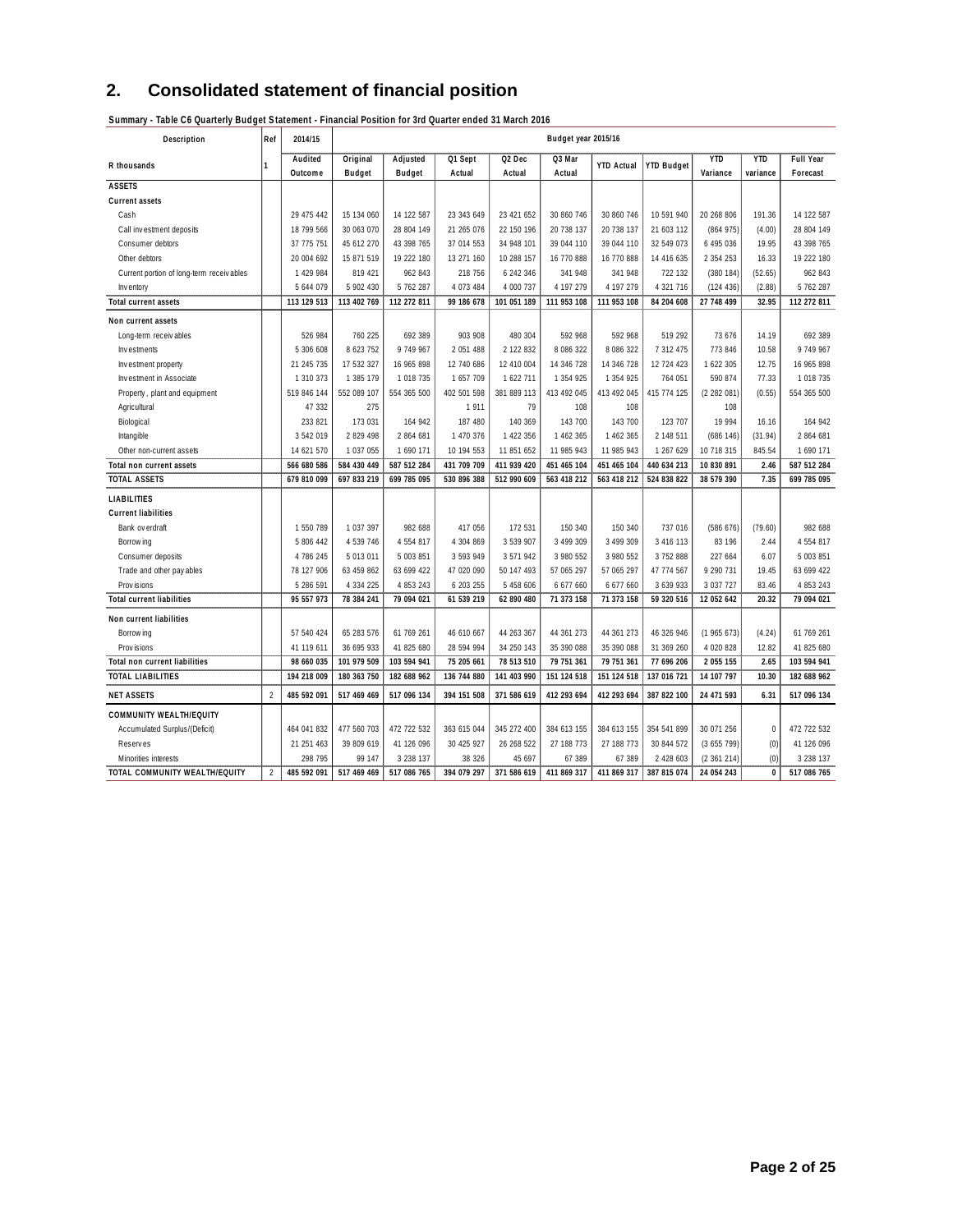## 2. Consolidated statement of financial position

**Summary - Table C6 Quarterly Budget Statement - Financial Position for 3rd Quarter ended 31 March 2016**

| Description | Ref | 2014/15 | Budget year 2015/16 | | | | | | | | | |
|---|---|---|---|---|---|---|---|---|---|---|---|---|
| R thousands | 1 | Audited Outcome | Original Budget | Adjusted Budget | Q1 Sept Actual | Q2 Dec Actual | Q3 Mar Actual | YTD Actual | YTD Budget | YTD Variance | YTD variance | Full Year Forecast |
| **ASSETS** | | | | | | | | | | | | |
| **Current assets** | | | | | | | | | | | | |
| Cash | | 29 475 442 | 15 134 060 | 14 122 587 | 23 343 649 | 23 421 652 | 30 860 746 | 30 860 746 | 10 591 940 | 20 268 806 | 191.36 | 14 122 587 |
| Call investment deposits | | 18 799 566 | 30 063 070 | 28 804 149 | 21 265 076 | 22 150 196 | 20 738 137 | 20 738 137 | 21 603 112 | (864 975) | (4.00) | 28 804 149 |
| Consumer debtors | | 37 775 751 | 45 612 270 | 43 398 765 | 37 014 553 | 34 948 101 | 39 044 110 | 39 044 110 | 32 549 073 | 6 495 036 | 19.95 | 43 398 765 |
| Other debtors | | 20 004 692 | 15 871 519 | 19 222 180 | 13 271 160 | 10 288 157 | 16 770 888 | 16 770 888 | 14 416 635 | 2 354 253 | 16.33 | 19 222 180 |
| Current portion of long-term receivables | | 1 429 984 | 819 421 | 962 843 | 218 756 | 6 242 346 | 341 948 | 341 948 | 722 132 | (380 184) | (52.65) | 962 843 |
| Inventory | | 5 644 079 | 5 902 430 | 5 762 287 | 4 073 484 | 4 000 737 | 4 197 279 | 4 197 279 | 4 321 716 | (124 436) | (2.88) | 5 762 287 |
| **Total current assets** | | **113 129 513** | **113 402 769** | **112 272 811** | **99 186 678** | **101 051 189** | **111 953 108** | **111 953 108** | **84 204 608** | **27 748 499** | **32.95** | **112 272 811** |
| **Non current assets** | | | | | | | | | | | | |
| Long-term receivables | | 526 984 | 760 225 | 692 389 | 903 908 | 480 304 | 592 968 | 592 968 | 519 292 | 73 676 | 14.19 | 692 389 |
| Investments | | 5 306 608 | 8 623 752 | 9 749 967 | 2 051 488 | 2 122 832 | 8 086 322 | 8 086 322 | 7 312 475 | 773 846 | 10.58 | 9 749 967 |
| Investment property | | 21 245 735 | 17 532 327 | 16 965 898 | 12 740 686 | 12 410 004 | 14 346 728 | 14 346 728 | 12 724 423 | 1 622 305 | 12.75 | 16 965 898 |
| Investment in Associate | | 1 310 373 | 1 385 179 | 1 018 735 | 1 657 709 | 1 622 711 | 1 354 925 | 1 354 925 | 764 051 | 590 874 | 77.33 | 1 018 735 |
| Property, plant and equipment | | 519 846 144 | 552 089 107 | 554 365 500 | 402 501 598 | 381 889 113 | 413 492 045 | 413 492 045 | 415 774 125 | (2 282 081) | (0.55) | 554 365 500 |
| Agricultural | | 47 332 | 275 | | 1 911 | 79 | 108 | 108 | | 108 | | |
| Biological | | 233 821 | 173 031 | 164 942 | 187 480 | 140 369 | 143 700 | 143 700 | 123 707 | 19 994 | 16.16 | 164 942 |
| Intangible | | 3 542 019 | 2 829 498 | 2 864 681 | 1 470 376 | 1 422 356 | 1 462 365 | 1 462 365 | 2 148 511 | (686 146) | (31.94) | 2 864 681 |
| Other non-current assets | | 14 621 570 | 1 037 055 | 1 690 171 | 10 194 553 | 11 851 652 | 11 985 943 | 11 985 943 | 1 267 629 | 10 718 315 | 845.54 | 1 690 171 |
| **Total non current assets** | | **566 680 586** | **584 430 449** | **587 512 284** | **431 709 709** | **411 939 420** | **451 465 104** | **451 465 104** | **440 634 213** | **10 830 891** | **2.46** | **587 512 284** |
| **TOTAL ASSETS** | | **679 810 099** | **697 833 219** | **699 785 095** | **530 896 388** | **512 990 609** | **563 418 212** | **563 418 212** | **524 838 822** | **38 579 390** | **7.35** | **699 785 095** |
| **LIABILITIES** | | | | | | | | | | | | |
| **Current liabilities** | | | | | | | | | | | | |
| Bank overdraft | | 1 550 789 | 1 037 397 | 982 688 | 417 056 | 172 531 | 150 340 | 150 340 | 737 016 | (586 676) | (79.60) | 982 688 |
| Borrowing | | 5 806 442 | 4 539 746 | 4 554 817 | 4 304 869 | 3 539 907 | 3 499 309 | 3 499 309 | 3 416 113 | 83 196 | 2.44 | 4 554 817 |
| Consumer deposits | | 4 786 245 | 5 013 011 | 5 003 851 | 3 593 949 | 3 571 942 | 3 980 552 | 3 980 552 | 3 752 888 | 227 664 | 6.07 | 5 003 851 |
| Trade and other payables | | 78 127 906 | 63 459 862 | 63 699 422 | 47 020 090 | 50 147 493 | 57 065 297 | 57 065 297 | 47 774 567 | 9 290 731 | 19.45 | 63 699 422 |
| Provisions | | 5 286 591 | 4 334 225 | 4 853 243 | 6 203 255 | 5 458 606 | 6 677 660 | 6 677 660 | 3 639 933 | 3 037 727 | 83.46 | 4 853 243 |
| **Total current liabilities** | | **95 557 973** | **78 384 241** | **79 094 021** | **61 539 219** | **62 890 480** | **71 373 158** | **71 373 158** | **59 320 516** | **12 052 642** | **20.32** | **79 094 021** |
| **Non current liabilities** | | | | | | | | | | | | |
| Borrowing | | 57 540 424 | 65 283 576 | 61 769 261 | 46 610 667 | 44 263 367 | 44 361 273 | 44 361 273 | 46 326 946 | (1 965 673) | (4.24) | 61 769 261 |
| Provisions | | 41 119 611 | 36 695 933 | 41 825 680 | 28 594 994 | 34 250 143 | 35 390 088 | 35 390 088 | 31 369 260 | 4 020 828 | 12.82 | 41 825 680 |
| **Total non current liabilities** | | **98 660 035** | **101 979 509** | **103 594 941** | **75 205 661** | **78 513 510** | **79 751 361** | **79 751 361** | **77 696 206** | **2 055 155** | **2.65** | **103 594 941** |
| **TOTAL LIABILITIES** | | **194 218 009** | **180 363 750** | **182 688 962** | **136 744 880** | **141 403 990** | **151 124 518** | **151 124 518** | **137 016 721** | **14 107 797** | **10.30** | **182 688 962** |
| **NET ASSETS** | 2 | **485 592 091** | **517 469 469** | **517 096 134** | **394 151 508** | **371 586 619** | **412 293 694** | **412 293 694** | **387 822 100** | **24 471 593** | **6.31** | **517 096 134** |
| **COMMUNITY WEALTH/EQUITY** | | | | | | | | | | | | |
| Accumulated Surplus/(Deficit) | | 464 041 832 | 477 560 703 | 472 722 532 | 363 615 044 | 345 272 400 | 384 613 155 | 384 613 155 | 354 541 899 | 30 071 256 | 0 | 472 722 532 |
| Reserves | | 21 251 463 | 39 809 619 | 41 126 096 | 30 425 927 | 26 268 522 | 27 188 773 | 27 188 773 | 30 844 572 | (3 655 799) | (0) | 41 126 096 |
| Minorities interests | | 298 795 | 99 147 | 3 238 137 | 38 326 | 45 697 | 67 389 | 67 389 | 2 428 603 | (2 361 214) | (0) | 3 238 137 |
| **TOTAL COMMUNITY WEALTH/EQUITY** | 2 | **485 592 091** | **517 469 469** | **517 086 765** | **394 079 297** | **371 586 619** | **411 869 317** | **411 869 317** | **387 815 074** | **24 054 243** | **0** | **517 086 765** |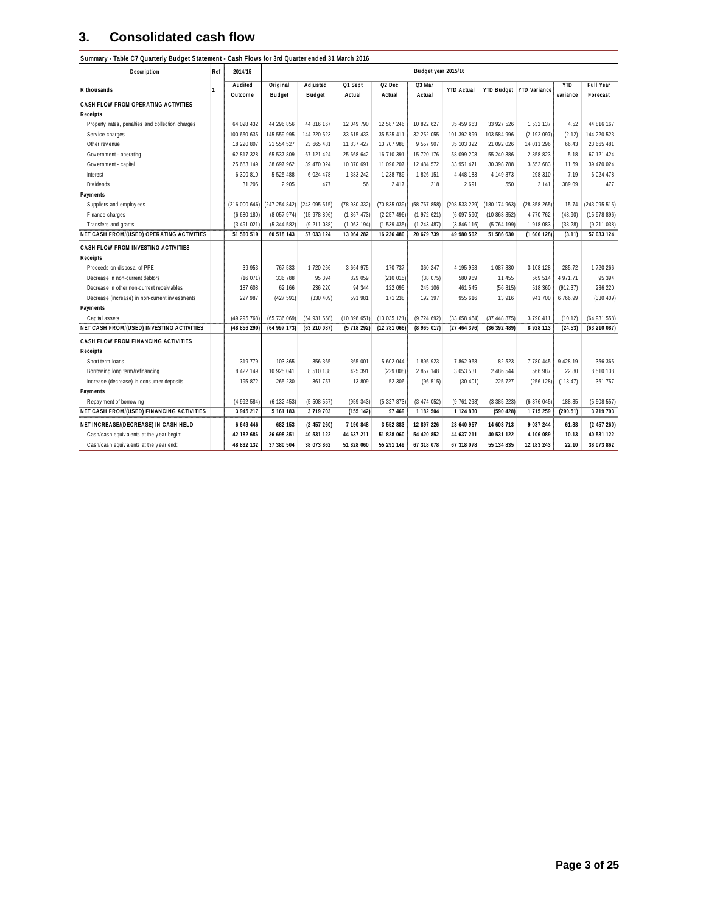## 3. Consolidated cash flow

**Summary - Table C7 Quarterly Budget Statement - Cash Flows for 3rd Quarter ended 31 March 2016**

| Description | Ref | 2014/15 | Budget year 2015/16 | | | | | | | | | |
|---|---|---|---|---|---|---|---|---|---|---|---|---|
| R thousands | 1 | Audited Outcome | Original Budget | Adjusted Budget | Q1 Sept Actual | Q2 Dec Actual | Q3 Mar Actual | YTD Actual | YTD Budget | YTD Variance | YTD variance | Full Year Forecast |
| **CASH FLOW FROM OPERATING ACTIVITIES** | | | | | | | | | | | | |
| **Receipts** | | | | | | | | | | | | |
| Property rates, penalties and collection charges | | 64 028 432 | 44 296 856 | 44 816 167 | 12 049 790 | 12 587 246 | 10 822 627 | 35 459 663 | 33 927 526 | 1 532 137 | 4.52 | 44 816 167 |
| Service charges | | 100 650 635 | 145 559 995 | 144 220 523 | 33 615 433 | 35 525 411 | 32 252 055 | 101 392 899 | 103 584 996 | (2 192 097) | (2.12) | 144 220 523 |
| Other revenue | | 18 220 807 | 21 554 527 | 23 665 481 | 11 837 427 | 13 707 988 | 9 557 907 | 35 103 322 | 21 092 026 | 14 011 296 | 66.43 | 23 665 481 |
| Government - operating | | 62 817 328 | 65 537 809 | 67 121 424 | 25 668 642 | 16 710 391 | 15 720 176 | 58 099 208 | 55 240 386 | 2 858 823 | 5.18 | 67 121 424 |
| Government - capital | | 25 683 149 | 38 697 962 | 39 470 024 | 10 370 691 | 11 096 207 | 12 484 572 | 33 951 471 | 30 398 788 | 3 552 683 | 11.69 | 39 470 024 |
| Interest | | 6 300 810 | 5 525 488 | 6 024 478 | 1 383 242 | 1 238 789 | 1 826 151 | 4 448 183 | 4 149 873 | 298 310 | 7.19 | 6 024 478 |
| Dividends | | 31 205 | 2 905 | 477 | 56 | 2 417 | 218 | 2 691 | 550 | 2 141 | 389.09 | 477 |
| **Payments** | | | | | | | | | | | | |
| Suppliers and employees | | (216 000 646) | (247 254 842) | (243 095 515) | (78 930 332) | (70 835 039) | (58 767 858) | (208 533 229) | (180 174 963) | (28 358 265) | 15.74 | (243 095 515) |
| Finance charges | | (6 680 180) | (8 057 974) | (15 978 896) | (1 867 473) | (2 257 496) | (1 972 621) | (6 097 590) | (10 868 352) | 4 770 762 | (43.90) | (15 978 896) |
| Transfers and grants | | (3 491 021) | (5 344 582) | (9 211 038) | (1 063 194) | (1 539 435) | (1 243 487) | (3 846 116) | (5 764 199) | 1 918 083 | (33.28) | (9 211 038) |
| **NET CASH FROM/(USED) OPERATING ACTIVITIES** | | **51 560 519** | **60 518 143** | **57 033 124** | **13 064 282** | **16 236 480** | **20 679 739** | **49 980 502** | **51 586 630** | **(1 606 128)** | **(3.11)** | **57 033 124** |
| **CASH FLOW FROM INVESTING ACTIVITIES** | | | | | | | | | | | | |
| **Receipts** | | | | | | | | | | | | |
| Proceeds on disposal of PPE | | 39 953 | 767 533 | 1 720 266 | 3 664 975 | 170 737 | 360 247 | 4 195 958 | 1 087 830 | 3 108 128 | 285.72 | 1 720 266 |
| Decrease in non-current debtors | | (16 071) | 336 788 | 95 394 | 829 059 | (210 015) | (38 075) | 580 969 | 11 455 | 569 514 | 4 971.71 | 95 394 |
| Decrease in other non-current receivables | | 187 608 | 62 166 | 236 220 | 94 344 | 122 095 | 245 106 | 461 545 | (56 815) | 518 360 | (912.37) | 236 220 |
| Decrease (increase) in non-current investments | | 227 987 | (427 591) | (330 409) | 591 981 | 171 238 | 192 397 | 955 616 | 13 916 | 941 700 | 6 766.99 | (330 409) |
| **Payments** | | | | | | | | | | | | |
| Capital assets | | (49 295 768) | (65 736 069) | (64 931 558) | (10 898 651) | (13 035 121) | (9 724 692) | (33 658 464) | (37 448 875) | 3 790 411 | (10.12) | (64 931 558) |
| **NET CASH FROM/(USED) INVESTING ACTIVITIES** | | **(48 856 290)** | **(64 997 173)** | **(63 210 087)** | **(5 718 292)** | **(12 781 066)** | **(8 965 017)** | **(27 464 376)** | **(36 392 489)** | **8 928 113** | **(24.53)** | **(63 210 087)** |
| **CASH FLOW FROM FINANCING ACTIVITIES** | | | | | | | | | | | | |
| **Receipts** | | | | | | | | | | | | |
| Short term loans | | 319 779 | 103 365 | 356 365 | 365 001 | 5 602 044 | 1 895 923 | 7 862 968 | 82 523 | 7 780 445 | 9 428.19 | 356 365 |
| Borrowing long term/refinancing | | 8 422 149 | 10 925 041 | 8 510 138 | 425 391 | (229 008) | 2 857 148 | 3 053 531 | 2 486 544 | 566 987 | 22.80 | 8 510 138 |
| Increase (decrease) in consumer deposits | | 195 872 | 265 230 | 361 757 | 13 809 | 52 306 | (96 515) | (30 401) | 225 727 | (256 128) | (113.47) | 361 757 |
| **Payments** | | | | | | | | | | | | |
| Repayment of borrowing | | (4 992 584) | (6 132 453) | (5 508 557) | (959 343) | (5 327 873) | (3 474 052) | (9 761 268) | (3 385 223) | (6 376 045) | 188.35 | (5 508 557) |
| **NET CASH FROM/(USED) FINANCING ACTIVITIES** | | **3 945 217** | **5 161 183** | **3 719 703** | **(155 142)** | **97 469** | **1 182 504** | **1 124 830** | **(590 428)** | **1 715 259** | **(290.51)** | **3 719 703** |
| **NET INCREASE/(DECREASE) IN CASH HELD** | | **6 649 446** | **682 153** | **(2 457 260)** | **7 190 848** | **3 552 883** | **12 897 226** | **23 640 957** | **14 603 713** | **9 037 244** | **61.88** | **(2 457 260)** |
| Cash/cash equivalents at the year begin: | | **42 182 686** | **36 698 351** | **40 531 122** | **44 637 211** | **51 828 060** | **54 420 852** | **44 637 211** | **40 531 122** | **4 106 089** | **10.13** | **40 531 122** |
| Cash/cash equivalents at the year end: | | **48 832 132** | **37 380 504** | **38 073 862** | **51 828 060** | **55 291 149** | **67 318 078** | **67 318 078** | **55 134 835** | **12 183 243** | **22.10** | **38 073 862** |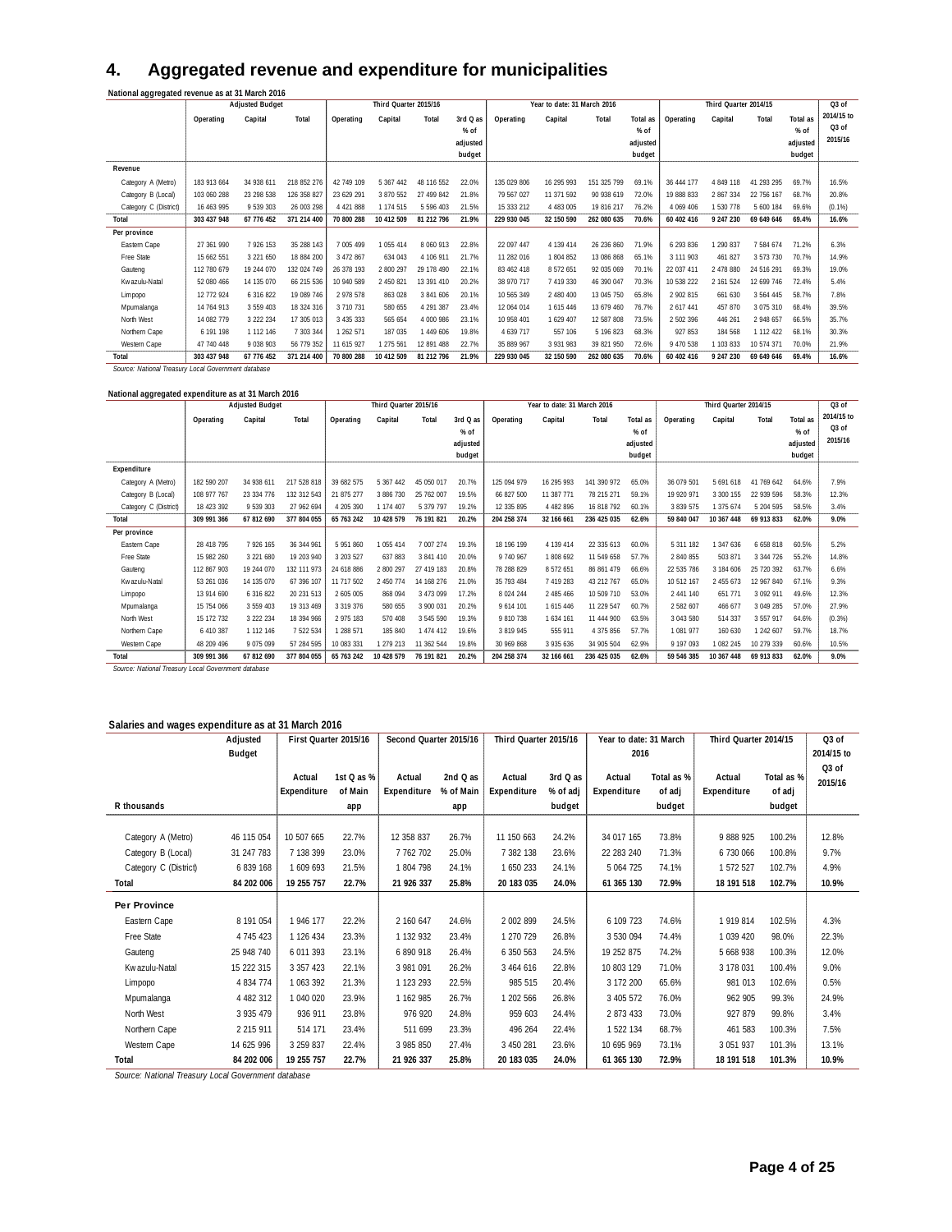## 4. Aggregated revenue and expenditure for municipalities

**National aggregated revenue as at 31 March 2016**

| | Adjusted Budget | | | Third Quarter 2015/16 | | | | Year to date: 31 March 2016 | | | | Third Quarter 2014/15 | | | | Q3 of 2014/15 to Q3 of 2015/16 |
|---|---|---|---|---|---|---|---|---|---|---|---|---|---|---|---|---|
| | Operating | Capital | Total | Operating | Capital | Total | 3rd Q as % of adjusted budget | Operating | Capital | Total | Total as % of adjusted budget | Operating | Capital | Total | Total as % of adjusted budget | |
| **Revenue** | | | | | | | | | | | | | | | | |
| Category A (Metro) | 183 913 664 | 34 938 611 | 218 852 276 | 42 749 109 | 5 367 442 | 48 116 552 | 22.0% | 135 029 806 | 16 295 993 | 151 325 799 | 69.1% | 36 444 177 | 4 849 118 | 41 293 295 | 69.7% | 16.5% |
| Category B (Local) | 103 060 288 | 23 298 538 | 126 358 827 | 23 629 291 | 3 870 552 | 27 499 842 | 21.8% | 79 567 027 | 11 371 592 | 90 938 619 | 72.0% | 19 888 833 | 2 867 334 | 22 756 167 | 68.7% | 20.8% |
| Category C (District) | 16 463 995 | 9 539 303 | 26 003 298 | 4 421 888 | 1 174 515 | 5 596 403 | 21.5% | 15 333 212 | 4 483 005 | 19 816 217 | 76.2% | 4 069 406 | 1 530 778 | 5 600 184 | 69.6% | (0.1%) |
| **Total** | **303 437 948** | **67 776 452** | **371 214 400** | **70 800 288** | **10 412 509** | **81 212 796** | **21.9%** | **229 930 045** | **32 150 590** | **262 080 635** | **70.6%** | **60 402 416** | **9 247 230** | **69 649 646** | **69.4%** | **16.6%** |
| **Per province** | | | | | | | | | | | | | | | | |
| Eastern Cape | 27 361 990 | 7 926 153 | 35 288 143 | 7 005 499 | 1 055 414 | 8 060 913 | 22.8% | 22 097 447 | 4 139 414 | 26 236 860 | 71.9% | 6 293 836 | 1 290 837 | 7 584 674 | 71.2% | 6.3% |
| Free State | 15 662 551 | 3 221 650 | 18 884 200 | 3 472 867 | 634 043 | 4 106 911 | 21.7% | 11 282 016 | 1 804 852 | 13 086 868 | 65.1% | 3 111 903 | 461 827 | 3 573 730 | 70.7% | 14.9% |
| Gauteng | 112 780 679 | 19 244 070 | 132 024 749 | 26 378 193 | 2 800 297 | 29 178 490 | 22.1% | 83 462 418 | 8 572 651 | 92 035 069 | 70.1% | 22 037 411 | 2 478 880 | 24 516 291 | 69.3% | 19.0% |
| Kwazulu-Natal | 52 080 466 | 14 135 070 | 66 215 536 | 10 940 589 | 2 450 821 | 13 391 410 | 20.2% | 38 970 717 | 7 419 330 | 46 390 047 | 70.3% | 10 538 222 | 2 161 524 | 12 699 746 | 72.4% | 5.4% |
| Limpopo | 12 772 924 | 6 316 822 | 19 089 746 | 2 978 578 | 863 028 | 3 841 606 | 20.1% | 10 565 349 | 2 480 400 | 13 045 750 | 65.8% | 2 902 815 | 661 630 | 3 564 445 | 58.7% | 7.8% |
| Mpumalanga | 14 764 913 | 3 559 403 | 18 324 316 | 3 710 731 | 580 655 | 4 291 387 | 23.4% | 12 064 014 | 1 615 446 | 13 679 460 | 76.7% | 2 617 441 | 457 870 | 3 075 310 | 68.4% | 39.5% |
| North West | 14 082 779 | 3 222 234 | 17 305 013 | 3 435 333 | 565 654 | 4 000 986 | 23.1% | 10 958 401 | 1 629 407 | 12 587 808 | 73.5% | 2 502 396 | 446 261 | 2 948 657 | 66.5% | 35.7% |
| Northern Cape | 6 191 198 | 1 112 146 | 7 303 344 | 1 262 571 | 187 035 | 1 449 606 | 19.8% | 4 639 717 | 557 106 | 5 196 823 | 68.3% | 927 853 | 184 568 | 1 112 422 | 68.1% | 30.3% |
| Western Cape | 47 740 448 | 9 038 903 | 56 779 352 | 11 615 927 | 1 275 561 | 12 891 488 | 22.7% | 35 889 967 | 3 931 983 | 39 821 950 | 72.6% | 9 470 538 | 1 103 833 | 10 574 371 | 70.0% | 21.9% |
| **Total** | **303 437 948** | **67 776 452** | **371 214 400** | **70 800 288** | **10 412 509** | **81 212 796** | **21.9%** | **229 930 045** | **32 150 590** | **262 080 635** | **70.6%** | **60 402 416** | **9 247 230** | **69 649 646** | **69.4%** | **16.6%** |

*Source: National Treasury Local Government database*

**National aggregated expenditure as at 31 March 2016**

| | Adjusted Budget | | | Third Quarter 2015/16 | | | | Year to date: 31 March 2016 | | | | Third Quarter 2014/15 | | | | Q3 of 2014/15 to Q3 of 2015/16 |
|---|---|---|---|---|---|---|---|---|---|---|---|---|---|---|---|---|
| | Operating | Capital | Total | Operating | Capital | Total | 3rd Q as % of adjusted budget | Operating | Capital | Total | Total as % of adjusted budget | Operating | Capital | Total | Total as % of adjusted budget | |
| **Expenditure** | | | | | | | | | | | | | | | | |
| Category A (Metro) | 182 590 207 | 34 938 611 | 217 528 818 | 39 682 575 | 5 367 442 | 45 050 017 | 20.7% | 125 094 979 | 16 295 993 | 141 390 972 | 65.0% | 36 079 501 | 5 691 618 | 41 769 642 | 64.6% | 7.9% |
| Category B (Local) | 108 977 767 | 23 334 776 | 132 312 543 | 21 875 277 | 3 886 730 | 25 762 007 | 19.5% | 66 827 500 | 11 387 771 | 78 215 271 | 59.1% | 19 920 971 | 3 300 155 | 22 939 596 | 58.3% | 12.3% |
| Category C (District) | 18 423 392 | 9 539 303 | 27 962 694 | 4 205 390 | 1 174 407 | 5 379 797 | 19.2% | 12 335 895 | 4 482 896 | 16 818 792 | 60.1% | 3 839 575 | 1 375 674 | 5 204 595 | 58.5% | 3.4% |
| **Total** | **309 991 366** | **67 812 690** | **377 804 055** | **65 763 242** | **10 428 579** | **76 191 821** | **20.2%** | **204 258 374** | **32 166 661** | **236 425 035** | **62.6%** | **59 840 047** | **10 367 448** | **69 913 833** | **62.0%** | **9.0%** |
| **Per province** | | | | | | | | | | | | | | | | |
| Eastern Cape | 28 418 795 | 7 926 165 | 36 344 961 | 5 951 860 | 1 055 414 | 7 007 274 | 19.3% | 18 196 199 | 4 139 414 | 22 335 613 | 60.0% | 5 311 182 | 1 347 636 | 6 658 818 | 60.5% | 5.2% |
| Free State | 15 982 260 | 3 221 680 | 19 203 940 | 3 203 527 | 637 883 | 3 841 410 | 20.0% | 9 740 967 | 1 808 692 | 11 549 658 | 57.7% | 2 840 855 | 503 871 | 3 344 726 | 55.2% | 14.8% |
| Gauteng | 112 867 903 | 19 244 070 | 132 111 973 | 24 618 886 | 2 800 297 | 27 419 183 | 20.8% | 78 288 829 | 8 572 651 | 86 861 479 | 66.6% | 22 535 786 | 3 184 606 | 25 720 392 | 63.7% | 6.6% |
| Kwazulu-Natal | 53 261 036 | 14 135 070 | 67 396 107 | 11 717 502 | 2 450 774 | 14 168 276 | 21.0% | 35 793 484 | 7 419 283 | 43 212 767 | 65.0% | 10 512 167 | 2 455 673 | 12 967 840 | 67.1% | 9.3% |
| Limpopo | 13 914 690 | 6 316 822 | 20 231 513 | 2 605 005 | 868 094 | 3 473 099 | 17.2% | 8 024 244 | 2 485 466 | 10 509 710 | 53.0% | 2 441 140 | 651 771 | 3 092 911 | 49.6% | 12.3% |
| Mpumalanga | 15 754 066 | 3 559 403 | 19 313 469 | 3 319 376 | 580 655 | 3 900 031 | 20.2% | 9 614 101 | 1 615 446 | 11 229 547 | 60.7% | 2 582 607 | 466 677 | 3 049 285 | 57.0% | 27.9% |
| North West | 15 172 732 | 3 222 234 | 18 394 966 | 2 975 183 | 570 408 | 3 545 590 | 19.3% | 9 810 738 | 1 634 161 | 11 444 900 | 63.5% | 3 043 580 | 514 337 | 3 557 917 | 64.6% | (0.3%) |
| Northern Cape | 6 410 387 | 1 112 146 | 7 522 534 | 1 288 571 | 185 840 | 1 474 412 | 19.6% | 3 819 945 | 555 911 | 4 375 856 | 57.7% | 1 081 977 | 160 630 | 1 242 607 | 59.7% | 18.7% |
| Western Cape | 48 209 496 | 9 075 099 | 57 284 595 | 10 083 331 | 1 279 213 | 11 362 544 | 19.8% | 30 969 868 | 3 935 636 | 34 905 504 | 62.9% | 9 197 093 | 1 082 245 | 10 279 339 | 60.6% | 10.5% |
| **Total** | **309 991 366** | **67 812 690** | **377 804 055** | **65 763 242** | **10 428 579** | **76 191 821** | **20.2%** | **204 258 374** | **32 166 661** | **236 425 035** | **62.6%** | **59 546 385** | **10 367 448** | **69 913 833** | **62.0%** | **9.0%** |

*Source: National Treasury Local Government database*

**Salaries and wages expenditure as at 31 March 2016**

| R thousands | Adjusted Budget | First Quarter 2015/16 | | Second Quarter 2015/16 | | Third Quarter 2015/16 | | Year to date: 31 March 2016 | | Third Quarter 2014/15 | | Q3 of 2014/15 to Q3 of 2015/16 |
|---|---|---|---|---|---|---|---|---|---|---|---|---|
| | | Actual Expenditure | 1st Q as % of Main app | Actual Expenditure | 2nd Q as % of Main app | Actual Expenditure | 3rd Q as % of adj budget | Actual Expenditure | Total as % of adj budget | Actual Expenditure | Total as % of adj budget | |
| Category A (Metro) | 46 115 054 | 10 507 665 | 22.7% | 12 358 837 | 26.7% | 11 150 663 | 24.2% | 34 017 165 | 73.8% | 9 888 925 | 100.2% | 12.8% |
| Category B (Local) | 31 247 783 | 7 138 399 | 23.0% | 7 762 702 | 25.0% | 7 382 138 | 23.6% | 22 283 240 | 71.3% | 6 730 066 | 100.8% | 9.7% |
| Category C (District) | 6 839 168 | 1 609 693 | 21.5% | 1 804 798 | 24.1% | 1 650 233 | 24.1% | 5 064 725 | 74.1% | 1 572 527 | 102.7% | 4.9% |
| **Total** | **84 202 006** | **19 255 757** | **22.7%** | **21 926 337** | **25.8%** | **20 183 035** | **24.0%** | **61 365 130** | **72.9%** | **18 191 518** | **102.7%** | **10.9%** |
| **Per Province** | | | | | | | | | | | | |
| Eastern Cape | 8 191 054 | 1 946 177 | 22.2% | 2 160 647 | 24.6% | 2 002 899 | 24.5% | 6 109 723 | 74.6% | 1 919 814 | 102.5% | 4.3% |
| Free State | 4 745 423 | 1 126 434 | 23.3% | 1 132 932 | 23.4% | 1 270 729 | 26.8% | 3 530 094 | 74.4% | 1 039 420 | 98.0% | 22.3% |
| Gauteng | 25 948 740 | 6 011 393 | 23.1% | 6 890 918 | 26.4% | 6 350 563 | 24.5% | 19 252 875 | 74.2% | 5 668 938 | 100.3% | 12.0% |
| Kwazulu-Natal | 15 222 315 | 3 357 423 | 22.1% | 3 981 091 | 26.2% | 3 464 616 | 22.8% | 10 803 129 | 71.0% | 3 178 031 | 100.4% | 9.0% |
| Limpopo | 4 834 774 | 1 063 392 | 21.3% | 1 123 293 | 22.5% | 985 515 | 20.4% | 3 172 200 | 65.6% | 981 013 | 102.6% | 0.5% |
| Mpumalanga | 4 482 312 | 1 040 020 | 23.9% | 1 162 985 | 26.7% | 1 202 566 | 26.8% | 3 405 572 | 76.0% | 962 905 | 99.3% | 24.9% |
| North West | 3 935 479 | 936 911 | 23.8% | 976 920 | 24.8% | 959 603 | 24.4% | 2 873 433 | 73.0% | 927 879 | 99.8% | 3.4% |
| Northern Cape | 2 215 911 | 514 171 | 23.4% | 511 699 | 23.3% | 496 264 | 22.4% | 1 522 134 | 68.7% | 461 583 | 100.3% | 7.5% |
| Western Cape | 14 625 996 | 3 259 837 | 22.4% | 3 985 850 | 27.4% | 3 450 281 | 23.6% | 10 695 969 | 73.1% | 3 051 937 | 101.3% | 13.1% |
| **Total** | **84 202 006** | **19 255 757** | **22.7%** | **21 926 337** | **25.8%** | **20 183 035** | **24.0%** | **61 365 130** | **72.9%** | **18 191 518** | **101.3%** | **10.9%** |

*Source: National Treasury Local Government database*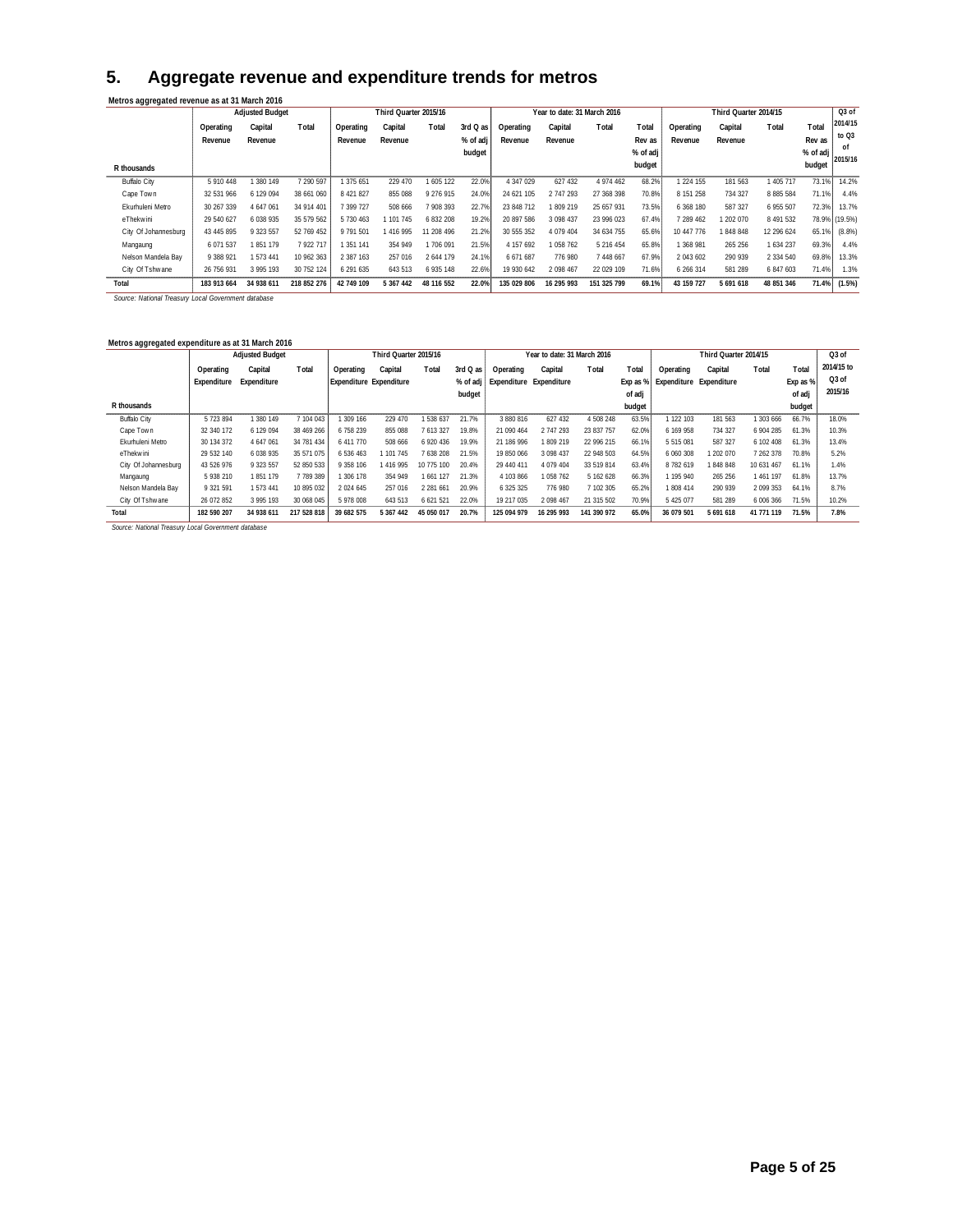# 5. Aggregate revenue and expenditure trends for metros

**Metros aggregated revenue as at 31 March 2016**

| R thousands | Adjusted Budget | | | Third Quarter 2015/16 | | | | Year to date: 31 March 2016 | | | | Third Quarter 2014/15 | | | | Q3 of 2014/15 to Q3 of 2015/16 |
|---|---|---|---|---|---|---|---|---|---|---|---|---|---|---|---|---|
| | Operating Revenue | Capital Revenue | Total | Operating Revenue | Capital Revenue | Total | 3rd Q as % of adj budget | Operating Revenue | Capital Revenue | Total | Total Rev as % of adj budget | Operating Revenue | Capital Revenue | Total | Total Rev as % of adj budget | |
| Buffalo City | 5 910 448 | 1 380 149 | 7 290 597 | 1 375 651 | 229 470 | 1 605 122 | 22.0% | 4 347 029 | 627 432 | 4 974 462 | 68.2% | 1 224 155 | 181 563 | 1 405 717 | 73.1% | 14.2% |
| Cape Town | 32 531 966 | 6 129 094 | 38 661 060 | 8 421 827 | 855 088 | 9 276 915 | 24.0% | 24 621 105 | 2 747 293 | 27 368 398 | 70.8% | 8 151 258 | 734 327 | 8 885 584 | 71.1% | 4.4% |
| Ekurhuleni Metro | 30 267 339 | 4 647 061 | 34 914 401 | 7 399 727 | 508 666 | 7 908 393 | 22.7% | 23 848 712 | 1 809 219 | 25 657 931 | 73.5% | 6 368 180 | 587 327 | 6 955 507 | 72.3% | 13.7% |
| eThekwini | 29 540 627 | 6 038 935 | 35 579 562 | 5 730 463 | 1 101 745 | 6 832 208 | 19.2% | 20 897 586 | 3 098 437 | 23 996 023 | 67.4% | 7 289 462 | 1 202 070 | 8 491 532 | 78.9% | (19.5%) |
| City Of Johannesburg | 43 445 895 | 9 323 557 | 52 769 452 | 9 791 501 | 1 416 995 | 11 208 496 | 21.2% | 30 555 352 | 4 079 404 | 34 634 755 | 65.6% | 10 447 776 | 1 848 848 | 12 296 624 | 65.1% | (8.8%) |
| Mangaung | 6 071 537 | 1 851 179 | 7 922 717 | 1 351 141 | 354 949 | 1 706 091 | 21.5% | 4 157 692 | 1 058 762 | 5 216 454 | 65.8% | 1 368 981 | 265 256 | 1 634 237 | 69.3% | 4.4% |
| Nelson Mandela Bay | 9 388 921 | 1 573 441 | 10 962 363 | 2 387 163 | 257 016 | 2 644 179 | 24.1% | 6 671 687 | 776 980 | 7 448 667 | 67.9% | 2 043 602 | 290 939 | 2 334 540 | 69.8% | 13.3% |
| City Of Tshwane | 26 756 931 | 3 995 193 | 30 752 124 | 6 291 635 | 643 513 | 6 935 148 | 22.6% | 19 930 642 | 2 098 467 | 22 029 109 | 71.6% | 6 266 314 | 581 289 | 6 847 603 | 71.4% | 1.3% |
| **Total** | **183 913 664** | **34 938 611** | **218 852 276** | **42 749 109** | **5 367 442** | **48 116 552** | **22.0%** | **135 029 806** | **16 295 993** | **151 325 799** | **69.1%** | **43 159 727** | **5 691 618** | **48 851 346** | **71.4%** | **(1.5%)** |

*Source: National Treasury Local Government database*

**Metros aggregated expenditure as at 31 March 2016**

| R thousands | Adjusted Budget | | | Third Quarter 2015/16 | | | | Year to date: 31 March 2016 | | | | Third Quarter 2014/15 | | | | Q3 of 2014/15 to Q3 of 2015/16 |
|---|---|---|---|---|---|---|---|---|---|---|---|---|---|---|---|---|
| | Operating Expenditure | Capital Expenditure | Total | Operating Expenditure | Capital Expenditure | Total | 3rd Q as % of adj budget | Operating Expenditure | Capital Expenditure | Total | Total Exp as % of adj budget | Operating Expenditure | Capital Expenditure | Total | Total Exp as % of adj budget | |
| Buffalo City | 5 723 894 | 1 380 149 | 7 104 043 | 1 309 166 | 229 470 | 1 538 637 | 21.7% | 3 880 816 | 627 432 | 4 508 248 | 63.5% | 1 122 103 | 181 563 | 1 303 666 | 66.7% | 18.0% |
| Cape Town | 32 340 172 | 6 129 094 | 38 469 266 | 6 758 239 | 855 088 | 7 613 327 | 19.8% | 21 090 464 | 2 747 293 | 23 837 757 | 62.0% | 6 169 958 | 734 327 | 6 904 285 | 61.3% | 10.3% |
| Ekurhuleni Metro | 30 134 372 | 4 647 061 | 34 781 434 | 6 411 770 | 508 666 | 6 920 436 | 19.9% | 21 186 996 | 1 809 219 | 22 996 215 | 66.1% | 5 515 081 | 587 327 | 6 102 408 | 61.3% | 13.4% |
| eThekwini | 29 532 140 | 6 038 935 | 35 571 075 | 6 536 463 | 1 101 745 | 7 638 208 | 21.5% | 19 850 066 | 3 098 437 | 22 948 503 | 64.5% | 6 060 308 | 1 202 070 | 7 262 378 | 70.8% | 5.2% |
| City Of Johannesburg | 43 526 976 | 9 323 557 | 52 850 533 | 9 358 106 | 1 416 995 | 10 775 100 | 20.4% | 29 440 411 | 4 079 404 | 33 519 814 | 63.4% | 8 782 619 | 1 848 848 | 10 631 467 | 61.1% | 1.4% |
| Mangaung | 5 938 210 | 1 851 179 | 7 789 389 | 1 306 178 | 354 949 | 1 661 127 | 21.3% | 4 103 866 | 1 058 762 | 5 162 628 | 66.3% | 1 195 940 | 265 256 | 1 461 197 | 61.8% | 13.7% |
| Nelson Mandela Bay | 9 321 591 | 1 573 441 | 10 895 032 | 2 024 645 | 257 016 | 2 281 661 | 20.9% | 6 325 325 | 776 980 | 7 102 305 | 65.2% | 1 808 414 | 290 939 | 2 099 353 | 64.1% | 8.7% |
| City Of Tshwane | 26 072 852 | 3 995 193 | 30 068 045 | 5 978 008 | 643 513 | 6 621 521 | 22.0% | 19 217 035 | 2 098 467 | 21 315 502 | 70.9% | 5 425 077 | 581 289 | 6 006 366 | 71.5% | 10.2% |
| **Total** | **182 590 207** | **34 938 611** | **217 528 818** | **39 682 575** | **5 367 442** | **45 050 017** | **20.7%** | **125 094 979** | **16 295 993** | **141 390 972** | **65.0%** | **36 079 501** | **5 691 618** | **41 771 119** | **71.5%** | **7.8%** |

*Source: National Treasury Local Government database*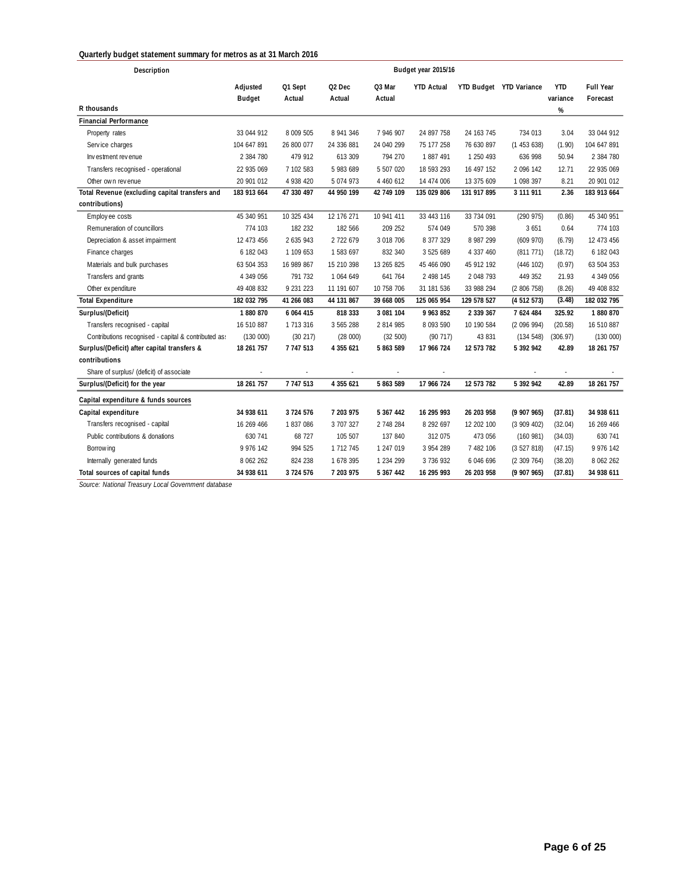**Quarterly budget statement summary for metros as at 31 March 2016**

| Description | Budget year 2015/16 | | | | | | | | |
|---|---|---|---|---|---|---|---|---|---|
| R thousands | Adjusted Budget | Q1 Sept Actual | Q2 Dec Actual | Q3 Mar Actual | YTD Actual | YTD Budget | YTD Variance | YTD variance % | Full Year Forecast |
| **Financial Performance** | | | | | | | | | |
| Property rates | 33 044 912 | 8 009 505 | 8 941 346 | 7 946 907 | 24 897 758 | 24 163 745 | 734 013 | 3.04 | 33 044 912 |
| Service charges | 104 647 891 | 26 800 077 | 24 336 881 | 24 040 299 | 75 177 258 | 76 630 897 | (1 453 638) | (1.90) | 104 647 891 |
| Investment revenue | 2 384 780 | 479 912 | 613 309 | 794 270 | 1 887 491 | 1 250 493 | 636 998 | 50.94 | 2 384 780 |
| Transfers recognised - operational | 22 935 069 | 7 102 583 | 5 983 689 | 5 507 020 | 18 593 293 | 16 497 152 | 2 096 142 | 12.71 | 22 935 069 |
| Other own revenue | 20 901 012 | 4 938 420 | 5 074 973 | 4 460 612 | 14 474 006 | 13 375 609 | 1 098 397 | 8.21 | 20 901 012 |
| **Total Revenue (excluding capital transfers and contributions)** | **183 913 664** | **47 330 497** | **44 950 199** | **42 749 109** | **135 029 806** | **131 917 895** | **3 111 911** | **2.36** | **183 913 664** |
| Employee costs | 45 340 951 | 10 325 434 | 12 176 271 | 10 941 411 | 33 443 116 | 33 734 091 | (290 975) | (0.86) | 45 340 951 |
| Remuneration of councillors | 774 103 | 182 232 | 182 566 | 209 252 | 574 049 | 570 398 | 3 651 | 0.64 | 774 103 |
| Depreciation & asset impairment | 12 473 456 | 2 635 943 | 2 722 679 | 3 018 706 | 8 377 329 | 8 987 299 | (609 970) | (6.79) | 12 473 456 |
| Finance charges | 6 182 043 | 1 109 653 | 1 583 697 | 832 340 | 3 525 689 | 4 337 460 | (811 771) | (18.72) | 6 182 043 |
| Materials and bulk purchases | 63 504 353 | 16 989 867 | 15 210 398 | 13 265 825 | 45 466 090 | 45 912 192 | (446 102) | (0.97) | 63 504 353 |
| Transfers and grants | 4 349 056 | 791 732 | 1 064 649 | 641 764 | 2 498 145 | 2 048 793 | 449 352 | 21.93 | 4 349 056 |
| Other expenditure | 49 408 832 | 9 231 223 | 11 191 607 | 10 758 706 | 31 181 536 | 33 988 294 | (2 806 758) | (8.26) | 49 408 832 |
| **Total Expenditure** | **182 032 795** | **41 266 083** | **44 131 867** | **39 668 005** | **125 065 954** | **129 578 527** | **(4 512 573)** | **(3.48)** | **182 032 795** |
| **Surplus/(Deficit)** | **1 880 870** | **6 064 415** | **818 333** | **3 081 104** | **9 963 852** | **2 339 367** | **7 624 484** | **325.92** | **1 880 870** |
| Transfers recognised - capital | 16 510 887 | 1 713 316 | 3 565 288 | 2 814 985 | 8 093 590 | 10 190 584 | (2 096 994) | (20.58) | 16 510 887 |
| Contributions recognised - capital & contributed as: | (130 000) | (30 217) | (28 000) | (32 500) | (90 717) | 43 831 | (134 548) | (306.97) | (130 000) |
| **Surplus/(Deficit) after capital transfers & contributions** | **18 261 757** | **7 747 513** | **4 355 621** | **5 863 589** | **17 966 724** | **12 573 782** | **5 392 942** | **42.89** | **18 261 757** |
| Share of surplus/ (deficit) of associate | - | - | - | - | - | | - | - | - |
| **Surplus/(Deficit) for the year** | **18 261 757** | **7 747 513** | **4 355 621** | **5 863 589** | **17 966 724** | **12 573 782** | **5 392 942** | **42.89** | **18 261 757** |
| **Capital expenditure & funds sources** | | | | | | | | | |
| **Capital expenditure** | **34 938 611** | **3 724 576** | **7 203 975** | **5 367 442** | **16 295 993** | **26 203 958** | **(9 907 965)** | **(37.81)** | **34 938 611** |
| Transfers recognised - capital | 16 269 466 | 1 837 086 | 3 707 327 | 2 748 284 | 8 292 697 | 12 202 100 | (3 909 402) | (32.04) | 16 269 466 |
| Public contributions & donations | 630 741 | 68 727 | 105 507 | 137 840 | 312 075 | 473 056 | (160 981) | (34.03) | 630 741 |
| Borrowing | 9 976 142 | 994 525 | 1 712 745 | 1 247 019 | 3 954 289 | 7 482 106 | (3 527 818) | (47.15) | 9 976 142 |
| Internally generated funds | 8 062 262 | 824 238 | 1 678 395 | 1 234 299 | 3 736 932 | 6 046 696 | (2 309 764) | (38.20) | 8 062 262 |
| **Total sources of capital funds** | **34 938 611** | **3 724 576** | **7 203 975** | **5 367 442** | **16 295 993** | **26 203 958** | **(9 907 965)** | **(37.81)** | **34 938 611** |

*Source: National Treasury Local Government database*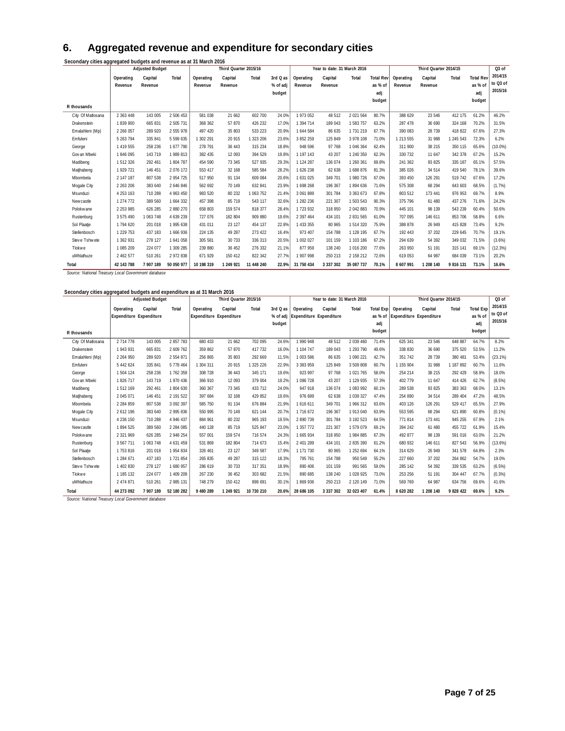## 6. Aggregated revenue and expenditure for secondary cities

**Secondary cities aggregated budgets and revenue as at 31 March 2016**

| R thousands | Adjusted Budget | | | Third Quarter 2015/16 | | | | Year to date: 31 March 2016 | | | | Third Quarter 2014/15 | | | | Q3 of 2014/15 to Q3 of 2015/16 |
|---|---|---|---|---|---|---|---|---|---|---|---|---|---|---|---|---|
| | Operating Revenue | Capital Revenue | Total | Operating Revenue | Capital Revenue | Total | 3rd Q as % of adj budget | Operating Revenue | Capital Revenue | Total | Total Rev as % of adj budget | Operating Revenue | Capital Revenue | Total | Total Rev as % of adj budget | |
| City Of Matlosana | 2 363 448 | 143 005 | 2 506 453 | 581 038 | 21 662 | 602 700 | 24.0% | 1 973 052 | 48 512 | 2 021 564 | 80.7% | 388 629 | 23 546 | 412 175 | 61.2% | 46.2% |
| Drakenstein | 1 839 900 | 665 831 | 2 505 731 | 368 362 | 57 870 | 426 232 | 17.0% | 1 394 714 | 189 043 | 1 583 757 | 63.2% | 287 478 | 36 690 | 324 168 | 70.2% | 31.5% |
| Emalahleni (Mp) | 2 266 057 | 289 920 | 2 555 978 | 497 420 | 35 803 | 533 223 | 20.9% | 1 644 584 | 86 635 | 1 731 219 | 67.7% | 390 083 | 28 739 | 418 822 | 67.6% | 27.3% |
| Emfuleni | 5 263 794 | 335 841 | 5 599 635 | 1 302 291 | 20 915 | 1 323 206 | 23.6% | 3 852 259 | 125 849 | 3 978 108 | 71.0% | 1 213 555 | 31 988 | 1 245 543 | 72.3% | 6.2% |
| George | 1 419 555 | 258 236 | 1 677 790 | 278 791 | 36 443 | 315 234 | 18.8% | 948 596 | 97 768 | 1 046 364 | 62.4% | 311 900 | 38 215 | 350 115 | 65.6% | (10.0%) |
| Govan Mbeki | 1 846 095 | 143 719 | 1 989 813 | 382 435 | 12 093 | 394 529 | 19.8% | 1 197 143 | 43 207 | 1 240 350 | 62.3% | 330 732 | 11 647 | 342 378 | 67.2% | 15.2% |
| Madibeng | 1 512 326 | 292 461 | 1 804 787 | 454 590 | 73 345 | 527 935 | 29.3% | 1 124 287 | 136 074 | 1 260 361 | 69.8% | 241 362 | 93 825 | 335 187 | 65.1% | 57.5% |
| Matjhabeng | 1 929 721 | 146 451 | 2 076 172 | 553 417 | 32 168 | 585 584 | 28.2% | 1 626 238 | 62 638 | 1 688 876 | 81.3% | 385 026 | 34 514 | 419 540 | 78.1% | 39.6% |
| Mbombela | 2 147 187 | 807 538 | 2 954 725 | 517 950 | 91 134 | 609 084 | 20.6% | 1 631 025 | 349 701 | 1 980 726 | 67.0% | 393 450 | 126 291 | 519 742 | 67.6% | 17.2% |
| Mogale City | 2 263 206 | 383 640 | 2 646 846 | 562 692 | 70 149 | 632 841 | 23.9% | 1 698 268 | 196 367 | 1 894 636 | 71.6% | 575 308 | 68 294 | 643 603 | 68.5% | (1.7%) |
| Msunduzi | 4 253 163 | 710 288 | 4 963 450 | 983 520 | 80 232 | 1 063 752 | 21.4% | 3 061 889 | 301 784 | 3 363 673 | 67.8% | 803 512 | 173 441 | 976 953 | 69.7% | 8.9% |
| Newcastle | 1 274 772 | 389 560 | 1 664 332 | 457 398 | 85 719 | 543 117 | 32.6% | 1 282 236 | 221 307 | 1 503 543 | 90.3% | 375 796 | 61 480 | 437 276 | 71.6% | 24.2% |
| Polokwane | 2 253 985 | 626 285 | 2 880 270 | 658 803 | 159 574 | 818 377 | 28.4% | 1 723 932 | 318 950 | 2 042 883 | 70.9% | 445 101 | 98 139 | 543 239 | 60.4% | 50.6% |
| Rustenburg | 3 575 490 | 1 063 748 | 4 639 239 | 727 076 | 182 804 | 909 880 | 19.6% | 2 397 464 | 434 101 | 2 831 565 | 61.0% | 707 095 | 146 611 | 853 706 | 58.8% | 6.6% |
| Sol Plaatje | 1 794 620 | 201 018 | 1 995 638 | 431 011 | 23 127 | 454 137 | 22.8% | 1 433 355 | 80 965 | 1 514 320 | 75.9% | 388 878 | 26 949 | 415 828 | 73.4% | 9.2% |
| Stellenbosch | 1 229 753 | 437 183 | 1 666 936 | 224 135 | 49 287 | 273 422 | 16.4% | 973 407 | 154 788 | 1 128 195 | 67.7% | 192 443 | 37 202 | 229 645 | 70.7% | 19.1% |
| Steve Tshwete | 1 362 931 | 278 127 | 1 641 058 | 305 581 | 30 733 | 336 313 | 20.5% | 1 002 027 | 101 159 | 1 103 186 | 67.2% | 294 639 | 54 392 | 349 032 | 71.5% | (3.6%) |
| Tlokwe | 1 085 209 | 224 077 | 1 309 285 | 239 880 | 36 452 | 276 332 | 21.1% | 877 959 | 138 240 | 1 016 200 | 77.6% | 263 950 | 51 191 | 315 141 | 69.8% | (12.3%) |
| uMhlathuze | 2 462 577 | 510 261 | 2 972 838 | 671 929 | 150 412 | 822 342 | 27.7% | 1 907 998 | 250 213 | 2 158 212 | 72.6% | 619 053 | 64 987 | 684 039 | 73.1% | 20.2% |
| **Total** | **42 143 788** | **7 907 189** | **50 050 977** | **10 198 319** | **1 249 921** | **11 448 240** | **22.9%** | **31 750 434** | **3 337 302** | **35 087 737** | **70.1%** | **8 607 991** | **1 208 140** | **9 816 131** | **73.1%** | **16.6%** |

*Source: National Treasury Local Government database*

**Secondary cities aggregated budgets and expenditure as at 31 March 2016**

| R thousands | Adjusted Budget | | | Third Quarter 2015/16 | | | | Year to date: 31 March 2016 | | | | Third Quarter 2014/15 | | | | Q3 of 2014/15 to Q3 of 2015/16 |
|---|---|---|---|---|---|---|---|---|---|---|---|---|---|---|---|---|
| | Operating Expenditure | Capital Expenditure | Total | Operating Expenditure | Capital Expenditure | Total | 3rd Q as % of adj budget | Operating Expenditure | Capital Expenditure | Total | Total Exp as % of adj budget | Operating Expenditure | Capital Expenditure | Total | Total Exp as % of adj budget | |
| City Of Matlosana | 2 714 778 | 143 005 | 2 857 783 | 680 433 | 21 662 | 702 095 | 24.6% | 1 990 948 | 48 512 | 2 039 460 | 71.4% | 625 341 | 23 546 | 648 887 | 64.7% | 8.2% |
| Drakenstein | 1 943 931 | 665 831 | 2 609 762 | 359 862 | 57 870 | 417 732 | 16.0% | 1 104 747 | 189 043 | 1 293 790 | 49.6% | 338 830 | 36 690 | 375 520 | 53.5% | 11.2% |
| Emalahleni (Mp) | 2 264 950 | 289 920 | 2 554 871 | 256 865 | 35 803 | 292 669 | 11.5% | 1 003 586 | 86 635 | 1 090 221 | 42.7% | 351 742 | 28 739 | 380 481 | 53.4% | (23.1%) |
| Emfuleni | 5 442 624 | 335 841 | 5 778 464 | 1 304 311 | 20 915 | 1 325 226 | 22.9% | 3 383 959 | 125 849 | 3 509 808 | 60.7% | 1 155 904 | 31 988 | 1 187 892 | 60.7% | 11.6% |
| George | 1 504 124 | 258 236 | 1 762 359 | 308 728 | 36 443 | 345 171 | 19.6% | 923 997 | 97 768 | 1 021 765 | 58.0% | 254 214 | 38 215 | 292 429 | 58.9% | 18.0% |
| Govan Mbeki | 1 826 717 | 143 719 | 1 970 436 | 366 910 | 12 093 | 379 004 | 19.2% | 1 086 728 | 43 207 | 1 129 935 | 57.3% | 402 779 | 11 647 | 414 426 | 62.7% | (8.5%) |
| Madibeng | 1 512 169 | 292 461 | 1 804 630 | 360 367 | 73 345 | 433 712 | 24.0% | 947 918 | 136 074 | 1 083 992 | 60.1% | 289 538 | 93 825 | 383 363 | 68.0% | 13.1% |
| Matjhabeng | 2 045 071 | 146 451 | 2 191 522 | 397 684 | 32 168 | 429 852 | 19.6% | 976 689 | 62 638 | 1 039 327 | 47.4% | 254 890 | 34 514 | 289 404 | 47.2% | 48.5% |
| Mbombela | 2 284 859 | 807 538 | 3 092 397 | 585 750 | 91 134 | 676 884 | 21.9% | 1 616 611 | 349 701 | 1 966 312 | 63.6% | 403 126 | 126 291 | 529 417 | 65.5% | 27.9% |
| Mogale City | 2 612 196 | 383 640 | 2 995 836 | 550 995 | 70 149 | 621 144 | 20.7% | 1 716 672 | 196 367 | 1 913 040 | 63.9% | 553 595 | 68 294 | 621 890 | 60.8% | (0.1%) |
| Msunduzi | 4 236 150 | 710 288 | 4 946 437 | 884 961 | 80 232 | 965 193 | 19.5% | 2 890 739 | 301 784 | 3 192 523 | 64.5% | 771 814 | 173 441 | 945 255 | 67.9% | 2.1% |
| Newcastle | 1 894 525 | 389 560 | 2 284 085 | 440 128 | 85 719 | 525 847 | 23.0% | 1 357 772 | 221 307 | 1 579 079 | 69.1% | 394 242 | 61 480 | 455 722 | 61.9% | 15.4% |
| Polokwane | 2 321 969 | 626 285 | 2 948 254 | 557 001 | 159 574 | 716 574 | 24.3% | 1 665 934 | 318 950 | 1 984 885 | 67.3% | 492 877 | 98 139 | 591 016 | 63.0% | 21.2% |
| Rustenburg | 3 567 711 | 1 063 748 | 4 631 459 | 531 869 | 182 804 | 714 673 | 15.4% | 2 401 289 | 434 101 | 2 835 390 | 61.2% | 680 932 | 146 611 | 827 543 | 56.9% | (13.6%) |
| Sol Plaatje | 1 753 816 | 201 018 | 1 954 834 | 326 461 | 23 127 | 349 587 | 17.9% | 1 171 730 | 80 965 | 1 252 694 | 64.1% | 314 629 | 26 949 | 341 578 | 64.8% | 2.3% |
| Stellenbosch | 1 284 671 | 437 183 | 1 721 854 | 265 835 | 49 287 | 315 122 | 18.3% | 795 761 | 154 788 | 950 549 | 55.2% | 227 660 | 37 202 | 264 862 | 54.7% | 19.0% |
| Steve Tshwete | 1 402 830 | 278 127 | 1 680 957 | 286 619 | 30 733 | 317 351 | 18.9% | 890 406 | 101 159 | 991 565 | 59.0% | 285 142 | 54 392 | 339 535 | 63.2% | (6.5%) |
| Tlokwe | 1 185 132 | 224 077 | 1 409 209 | 267 230 | 36 452 | 303 682 | 21.5% | 890 685 | 138 240 | 1 028 925 | 73.0% | 253 256 | 51 191 | 304 447 | 67.7% | (0.3%) |
| uMhlathuze | 2 474 871 | 510 261 | 2 985 131 | 748 279 | 150 412 | 898 691 | 30.1% | 1 869 936 | 250 213 | 2 120 149 | 71.0% | 569 769 | 64 987 | 634 756 | 69.6% | 41.6% |
| **Total** | **44 273 092** | **7 907 189** | **52 180 282** | **9 480 289** | **1 249 921** | **10 730 210** | **20.6%** | **28 686 105** | **3 337 302** | **32 023 407** | **61.4%** | **8 620 282** | **1 208 140** | **9 828 422** | **69.6%** | **9.2%** |

*Source: National Treasury Local Government database*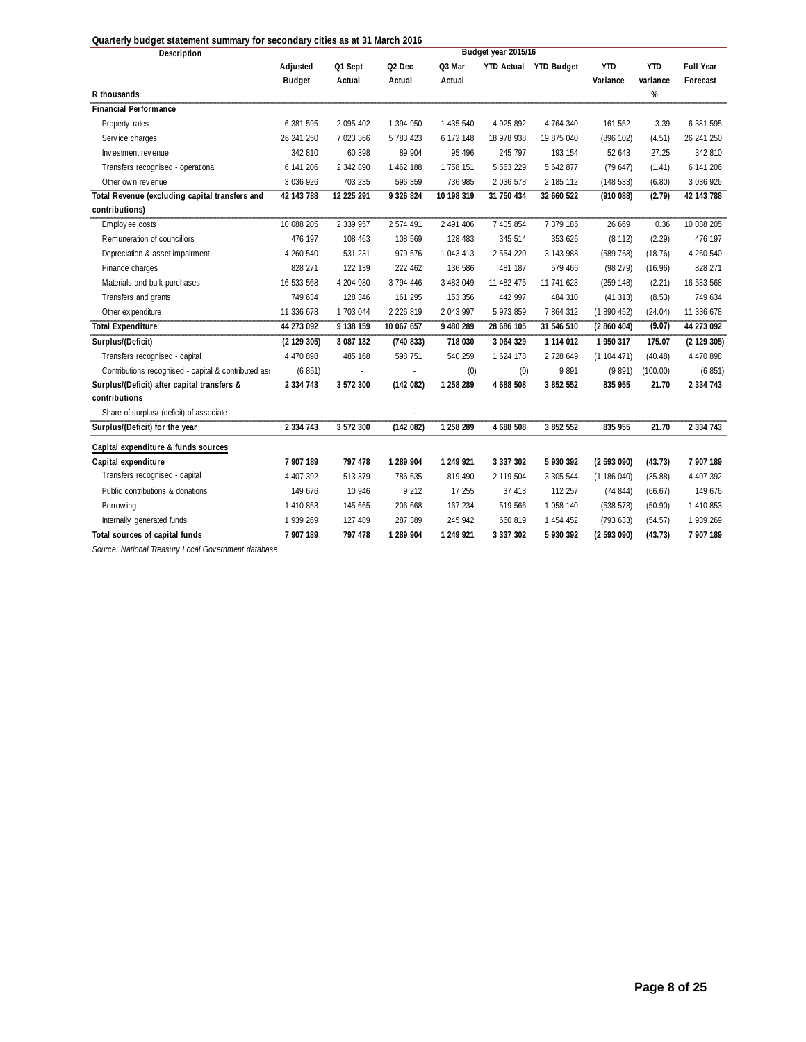**Quarterly budget statement summary for secondary cities as at 31 March 2016**

| Description | Budget year 2015/16 | | | | | | | | |
|---|---|---|---|---|---|---|---|---|---|
| R thousands | Adjusted Budget | Q1 Sept Actual | Q2 Dec Actual | Q3 Mar Actual | YTD Actual | YTD Budget | YTD Variance | YTD variance % | Full Year Forecast |
| **Financial Performance** | | | | | | | | | |
| Property rates | 6 381 595 | 2 095 402 | 1 394 950 | 1 435 540 | 4 925 892 | 4 764 340 | 161 552 | 3.39 | 6 381 595 |
| Service charges | 26 241 250 | 7 023 366 | 5 783 423 | 6 172 148 | 18 978 938 | 19 875 040 | (896 102) | (4.51) | 26 241 250 |
| Investment revenue | 342 810 | 60 398 | 89 904 | 95 496 | 245 797 | 193 154 | 52 643 | 27.25 | 342 810 |
| Transfers recognised - operational | 6 141 206 | 2 342 890 | 1 462 188 | 1 758 151 | 5 563 229 | 5 642 877 | (79 647) | (1.41) | 6 141 206 |
| Other own revenue | 3 036 926 | 703 235 | 596 359 | 736 985 | 2 036 578 | 2 185 112 | (148 533) | (6.80) | 3 036 926 |
| **Total Revenue (excluding capital transfers and contributions)** | **42 143 788** | **12 225 291** | **9 326 824** | **10 198 319** | **31 750 434** | **32 660 522** | **(910 088)** | **(2.79)** | **42 143 788** |
| Employee costs | 10 088 205 | 2 339 957 | 2 574 491 | 2 491 406 | 7 405 854 | 7 379 185 | 26 669 | 0.36 | 10 088 205 |
| Remuneration of councillors | 476 197 | 108 463 | 108 569 | 128 483 | 345 514 | 353 626 | (8 112) | (2.29) | 476 197 |
| Depreciation & asset impairment | 4 260 540 | 531 231 | 979 576 | 1 043 413 | 2 554 220 | 3 143 988 | (589 768) | (18.76) | 4 260 540 |
| Finance charges | 828 271 | 122 139 | 222 462 | 136 586 | 481 187 | 579 466 | (98 279) | (16.96) | 828 271 |
| Materials and bulk purchases | 16 533 568 | 4 204 980 | 3 794 446 | 3 483 049 | 11 482 475 | 11 741 623 | (259 148) | (2.21) | 16 533 568 |
| Transfers and grants | 749 634 | 128 346 | 161 295 | 153 356 | 442 997 | 484 310 | (41 313) | (8.53) | 749 634 |
| Other expenditure | 11 336 678 | 1 703 044 | 2 226 819 | 2 043 997 | 5 973 859 | 7 864 312 | (1 890 452) | (24.04) | 11 336 678 |
| **Total Expenditure** | **44 273 092** | **9 138 159** | **10 067 657** | **9 480 289** | **28 686 105** | **31 546 510** | **(2 860 404)** | **(9.07)** | **44 273 092** |
| **Surplus/(Deficit)** | **(2 129 305)** | **3 087 132** | **(740 833)** | **718 030** | **3 064 329** | **1 114 012** | **1 950 317** | **175.07** | **(2 129 305)** |
| Transfers recognised - capital | 4 470 898 | 485 168 | 598 751 | 540 259 | 1 624 178 | 2 728 649 | (1 104 471) | (40.48) | 4 470 898 |
| Contributions recognised - capital & contributed ass | (6 851) | - | - | (0) | (0) | 9 891 | (9 891) | (100.00) | (6 851) |
| **Surplus/(Deficit) after capital transfers & contributions** | **2 334 743** | **3 572 300** | **(142 082)** | **1 258 289** | **4 688 508** | **3 852 552** | **835 955** | **21.70** | **2 334 743** |
| Share of surplus/ (deficit) of associate | - | - | - | - | - | | - | - | - |
| **Surplus/(Deficit) for the year** | **2 334 743** | **3 572 300** | **(142 082)** | **1 258 289** | **4 688 508** | **3 852 552** | **835 955** | **21.70** | **2 334 743** |
| **Capital expenditure & funds sources** | | | | | | | | | |
| **Capital expenditure** | **7 907 189** | **797 478** | **1 289 904** | **1 249 921** | **3 337 302** | **5 930 392** | **(2 593 090)** | **(43.73)** | **7 907 189** |
| Transfers recognised - capital | 4 407 392 | 513 379 | 786 635 | 819 490 | 2 119 504 | 3 305 544 | (1 186 040) | (35.88) | 4 407 392 |
| Public contributions & donations | 149 676 | 10 946 | 9 212 | 17 255 | 37 413 | 112 257 | (74 844) | (66.67) | 149 676 |
| Borrowing | 1 410 853 | 145 665 | 206 668 | 167 234 | 519 566 | 1 058 140 | (538 573) | (50.90) | 1 410 853 |
| Internally generated funds | 1 939 269 | 127 489 | 287 389 | 245 942 | 660 819 | 1 454 452 | (793 633) | (54.57) | 1 939 269 |
| **Total sources of capital funds** | **7 907 189** | **797 478** | **1 289 904** | **1 249 921** | **3 337 302** | **5 930 392** | **(2 593 090)** | **(43.73)** | **7 907 189** |

*Source: National Treasury Local Government database*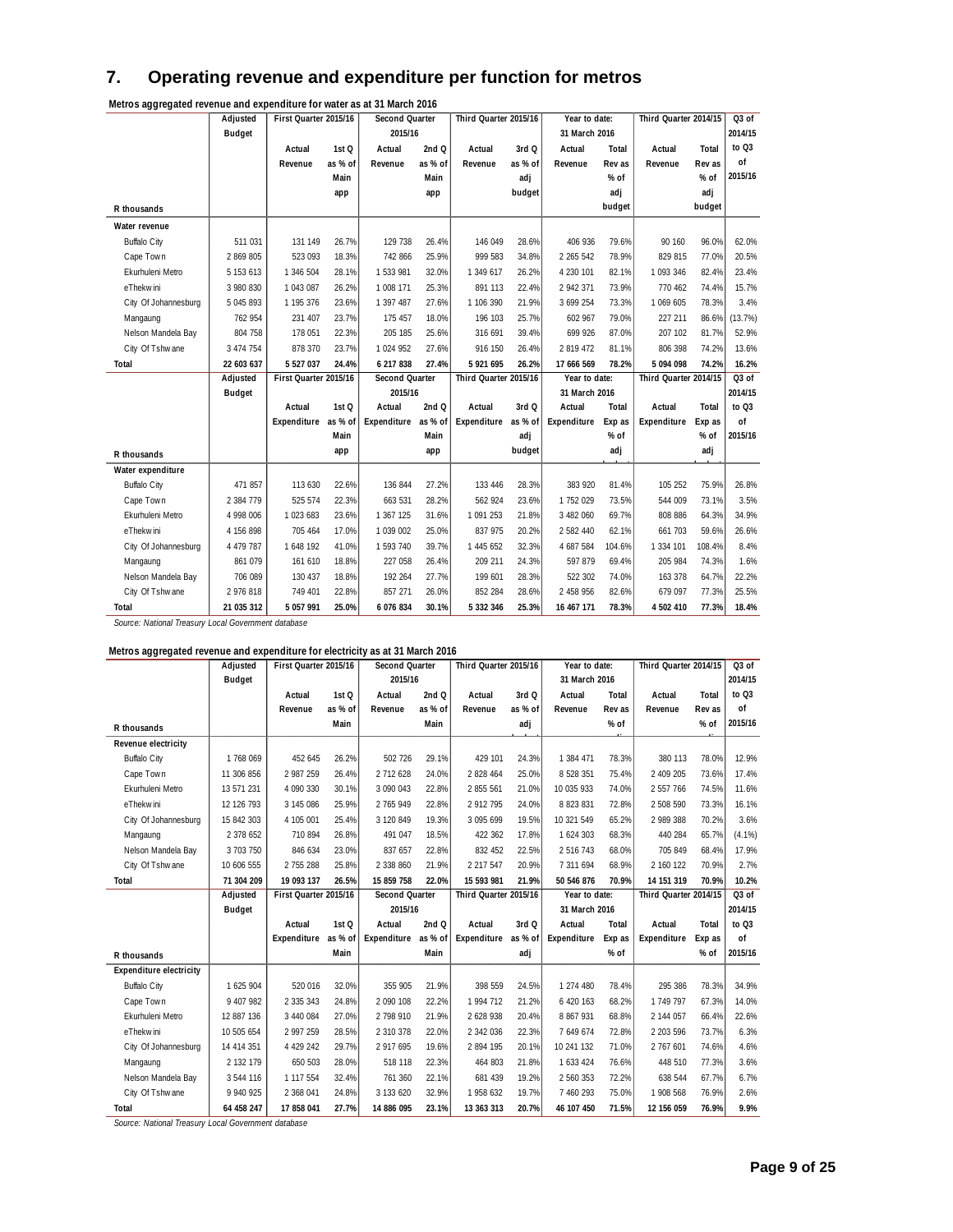## 7. Operating revenue and expenditure per function for metros

**Metros aggregated revenue and expenditure for water as at 31 March 2016**

| R thousands | Adjusted Budget | First Quarter 2015/16 Actual Revenue | 1st Q as % of Main app | Second Quarter 2015/16 Actual Revenue | 2nd Q as % of Main app | Third Quarter 2015/16 Actual Revenue | 3rd Q as % of adj budget | Year to date: 31 March 2016 Actual Revenue | Total Rev as % of adj budget | Third Quarter 2014/15 Actual Revenue | Total Rev as % of adj budget | Q3 of 2014/15 to Q3 of 2015/16 |
|---|---|---|---|---|---|---|---|---|---|---|---|---|
| **Water revenue** | | | | | | | | | | | | |
| Buffalo City | 511 031 | 131 149 | 26.7% | 129 738 | 26.4% | 146 049 | 28.6% | 406 936 | 79.6% | 90 160 | 96.0% | 62.0% |
| Cape Town | 2 869 805 | 523 093 | 18.3% | 742 866 | 25.9% | 999 583 | 34.8% | 2 265 542 | 78.9% | 829 815 | 77.0% | 20.5% |
| Ekurhuleni Metro | 5 153 613 | 1 346 504 | 28.1% | 1 533 981 | 32.0% | 1 349 617 | 26.2% | 4 230 101 | 82.1% | 1 093 346 | 82.4% | 23.4% |
| eThekwini | 3 980 830 | 1 043 087 | 26.2% | 1 008 171 | 25.3% | 891 113 | 22.4% | 2 942 371 | 73.9% | 770 462 | 74.4% | 15.7% |
| City Of Johannesburg | 5 045 893 | 1 195 376 | 23.6% | 1 397 487 | 27.6% | 1 106 390 | 21.9% | 3 699 254 | 73.3% | 1 069 605 | 78.3% | 3.4% |
| Mangaung | 762 954 | 231 407 | 23.7% | 175 457 | 18.0% | 196 103 | 25.7% | 602 967 | 79.0% | 227 211 | 86.6% | (13.7%) |
| Nelson Mandela Bay | 804 758 | 178 051 | 22.3% | 205 185 | 25.6% | 316 691 | 39.4% | 699 926 | 87.0% | 207 102 | 81.7% | 52.9% |
| City Of Tshwane | 3 474 754 | 878 370 | 23.7% | 1 024 952 | 27.6% | 916 150 | 26.4% | 2 819 472 | 81.1% | 806 398 | 74.2% | 13.6% |
| **Total** | **22 603 637** | **5 527 037** | **24.4%** | **6 217 838** | **27.4%** | **5 921 695** | **26.2%** | **17 666 569** | **78.2%** | **5 094 098** | **74.2%** | **16.2%** |

| R thousands | Adjusted Budget | First Quarter 2015/16 Actual Expenditure | 1st Q as % of Main app | Second Quarter 2015/16 Actual Expenditure | 2nd Q as % of Main app | Third Quarter 2015/16 Actual Expenditure | 3rd Q as % of adj budget | Year to date: 31 March 2016 Actual Expenditure | Total Exp as % of adj budget | Third Quarter 2014/15 Actual Expenditure | Total Exp as % of adj budget | Q3 of 2014/15 to Q3 of 2015/16 |
|---|---|---|---|---|---|---|---|---|---|---|---|---|
| **Water expenditure** | | | | | | | | | | | | |
| Buffalo City | 471 857 | 113 630 | 22.6% | 136 844 | 27.2% | 133 446 | 28.3% | 383 920 | 81.4% | 105 252 | 75.9% | 26.8% |
| Cape Town | 2 384 779 | 525 574 | 22.3% | 663 531 | 28.2% | 562 924 | 23.6% | 1 752 029 | 73.5% | 544 009 | 73.1% | 3.5% |
| Ekurhuleni Metro | 4 998 006 | 1 023 683 | 23.6% | 1 367 125 | 31.6% | 1 091 253 | 21.8% | 3 482 060 | 69.7% | 808 886 | 64.3% | 34.9% |
| eThekwini | 4 156 898 | 705 464 | 17.0% | 1 039 002 | 25.0% | 837 975 | 20.2% | 2 582 440 | 62.1% | 661 703 | 59.6% | 26.6% |
| City Of Johannesburg | 4 479 787 | 1 648 192 | 41.0% | 1 593 740 | 39.7% | 1 445 652 | 32.3% | 4 687 584 | 104.6% | 1 334 101 | 108.4% | 8.4% |
| Mangaung | 861 079 | 161 610 | 18.8% | 227 058 | 26.4% | 209 211 | 24.3% | 597 879 | 69.4% | 205 984 | 74.3% | 1.6% |
| Nelson Mandela Bay | 706 089 | 130 437 | 18.8% | 192 264 | 27.7% | 199 601 | 28.3% | 522 302 | 74.0% | 163 378 | 64.7% | 22.2% |
| City Of Tshwane | 2 976 818 | 749 401 | 22.8% | 857 271 | 26.0% | 852 284 | 28.6% | 2 458 956 | 82.6% | 679 097 | 77.3% | 25.5% |
| **Total** | **21 035 312** | **5 057 991** | **25.0%** | **6 076 834** | **30.1%** | **5 332 346** | **25.3%** | **16 467 171** | **78.3%** | **4 502 410** | **77.3%** | **18.4%** |

*Source: National Treasury Local Government database*

**Metros aggregated revenue and expenditure for electricity as at 31 March 2016**

| R thousands | Adjusted Budget | First Quarter 2015/16 Actual Revenue | 1st Q as % of Main | Second Quarter 2015/16 Actual Revenue | 2nd Q as % of Main | Third Quarter 2015/16 Actual Revenue | 3rd Q as % of adj | Year to date: 31 March 2016 Actual Revenue | Total Rev as % of | Third Quarter 2014/15 Actual Revenue | Total Rev as % of | Q3 of 2014/15 to Q3 of 2015/16 |
|---|---|---|---|---|---|---|---|---|---|---|---|---|
| **Revenue electricity** | | | | | | | | | | | | |
| Buffalo City | 1 768 069 | 452 645 | 26.2% | 502 726 | 29.1% | 429 101 | 24.3% | 1 384 471 | 78.3% | 380 113 | 78.0% | 12.9% |
| Cape Town | 11 306 856 | 2 987 259 | 26.4% | 2 712 628 | 24.0% | 2 828 464 | 25.0% | 8 528 351 | 75.4% | 2 409 205 | 73.6% | 17.4% |
| Ekurhuleni Metro | 13 571 231 | 4 090 330 | 30.1% | 3 090 043 | 22.8% | 2 855 561 | 21.0% | 10 035 933 | 74.0% | 2 557 766 | 74.5% | 11.6% |
| eThekwini | 12 126 793 | 3 145 086 | 25.9% | 2 765 949 | 22.8% | 2 912 795 | 24.0% | 8 823 831 | 72.8% | 2 508 590 | 73.3% | 16.1% |
| City Of Johannesburg | 15 842 303 | 4 105 001 | 25.4% | 3 120 849 | 19.3% | 3 095 699 | 19.5% | 10 321 549 | 65.2% | 2 989 388 | 70.2% | 3.6% |
| Mangaung | 2 378 652 | 710 894 | 26.8% | 491 047 | 18.5% | 422 362 | 17.8% | 1 624 303 | 68.3% | 440 284 | 65.7% | (4.1%) |
| Nelson Mandela Bay | 3 703 750 | 846 634 | 23.0% | 837 657 | 22.8% | 832 452 | 22.5% | 2 516 743 | 68.0% | 705 849 | 68.4% | 17.9% |
| City Of Tshwane | 10 606 555 | 2 755 288 | 25.8% | 2 338 860 | 21.9% | 2 217 547 | 20.9% | 7 311 694 | 68.9% | 2 160 122 | 70.9% | 2.7% |
| **Total** | **71 304 209** | **19 093 137** | **26.5%** | **15 859 758** | **22.0%** | **15 593 981** | **21.9%** | **50 546 876** | **70.9%** | **14 151 319** | **70.9%** | **10.2%** |

| R thousands | Adjusted Budget | First Quarter 2015/16 Actual Expenditure | 1st Q as % of Main | Second Quarter 2015/16 Actual Expenditure | 2nd Q as % of Main | Third Quarter 2015/16 Actual Expenditure | 3rd Q as % of adj | Year to date: 31 March 2016 Actual Expenditure | Total Exp as % of | Third Quarter 2014/15 Actual Expenditure | Total Exp as % of | Q3 of 2014/15 to Q3 of 2015/16 |
|---|---|---|---|---|---|---|---|---|---|---|---|---|
| **Expenditure electricity** | | | | | | | | | | | | |
| Buffalo City | 1 625 904 | 520 016 | 32.0% | 355 905 | 21.9% | 398 559 | 24.5% | 1 274 480 | 78.4% | 295 386 | 78.3% | 34.9% |
| Cape Town | 9 407 982 | 2 335 343 | 24.8% | 2 090 108 | 22.2% | 1 994 712 | 21.2% | 6 420 163 | 68.2% | 1 749 797 | 67.3% | 14.0% |
| Ekurhuleni Metro | 12 887 136 | 3 440 084 | 27.0% | 2 798 910 | 21.9% | 2 628 938 | 20.4% | 8 867 931 | 68.8% | 2 144 057 | 66.4% | 22.6% |
| eThekwini | 10 505 654 | 2 997 259 | 28.5% | 2 310 378 | 22.0% | 2 342 036 | 22.3% | 7 649 674 | 72.8% | 2 203 596 | 73.7% | 6.3% |
| City Of Johannesburg | 14 414 351 | 4 429 242 | 29.7% | 2 917 695 | 19.6% | 2 894 195 | 20.1% | 10 241 132 | 71.0% | 2 767 601 | 74.6% | 4.6% |
| Mangaung | 2 132 179 | 650 503 | 28.0% | 518 118 | 22.3% | 464 803 | 21.8% | 1 633 424 | 76.6% | 448 510 | 77.3% | 3.6% |
| Nelson Mandela Bay | 3 544 116 | 1 117 554 | 32.4% | 761 360 | 22.1% | 681 439 | 19.2% | 2 560 353 | 72.2% | 638 544 | 67.7% | 6.7% |
| City Of Tshwane | 9 940 925 | 2 368 041 | 24.8% | 3 133 620 | 32.9% | 1 958 632 | 19.7% | 7 460 293 | 75.0% | 1 908 568 | 76.9% | 2.6% |
| **Total** | **64 458 247** | **17 858 041** | **27.7%** | **14 886 095** | **23.1%** | **13 363 313** | **20.7%** | **46 107 450** | **71.5%** | **12 156 059** | **76.9%** | **9.9%** |

*Source: National Treasury Local Government database*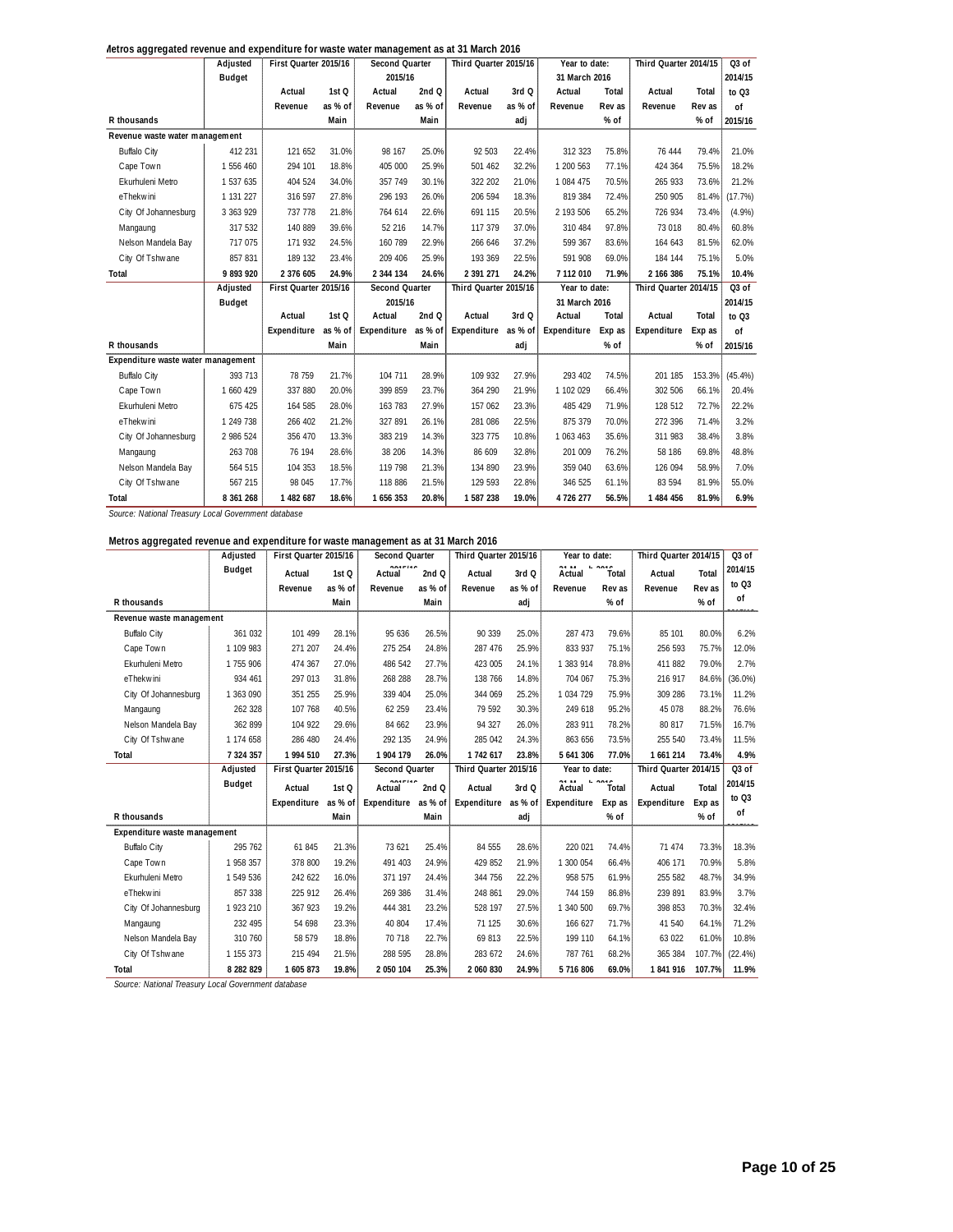**Metros aggregated revenue and expenditure for waste water management as at 31 March 2016**

| R thousands | Adjusted Budget | First Quarter 2015/16 Actual Revenue | 1st Q as % of Main | Second Quarter 2015/16 Actual Revenue | 2nd Q as % of Main | Third Quarter 2015/16 Actual Revenue | 3rd Q as % of adj | Year to date: 31 March 2016 Actual Revenue | Total Rev as % of | Third Quarter 2014/15 Actual Revenue | Total Rev as % of | Q3 of 2014/15 to Q3 of 2015/16 |
|---|---|---|---|---|---|---|---|---|---|---|---|---|
| **Revenue waste water management** | | | | | | | | | | | | |
| Buffalo City | 412 231 | 121 652 | 31.0% | 98 167 | 25.0% | 92 503 | 22.4% | 312 323 | 75.8% | 76 444 | 79.4% | 21.0% |
| Cape Town | 1 556 460 | 294 101 | 18.8% | 405 000 | 25.9% | 501 462 | 32.2% | 1 200 563 | 77.1% | 424 364 | 75.5% | 18.2% |
| Ekurhuleni Metro | 1 537 635 | 404 524 | 34.0% | 357 749 | 30.1% | 322 202 | 21.0% | 1 084 475 | 70.5% | 265 933 | 73.6% | 21.2% |
| eThekwini | 1 131 227 | 316 597 | 27.8% | 296 193 | 26.0% | 206 594 | 18.3% | 819 384 | 72.4% | 250 905 | 81.4% | (17.7%) |
| City Of Johannesburg | 3 363 929 | 737 778 | 21.8% | 764 614 | 22.6% | 691 115 | 20.5% | 2 193 506 | 65.2% | 726 934 | 73.4% | (4.9%) |
| Mangaung | 317 532 | 140 889 | 39.6% | 52 216 | 14.7% | 117 379 | 37.0% | 310 484 | 97.8% | 73 018 | 80.4% | 60.8% |
| Nelson Mandela Bay | 717 075 | 171 932 | 24.5% | 160 789 | 22.9% | 266 646 | 37.2% | 599 367 | 83.6% | 164 643 | 81.5% | 62.0% |
| City Of Tshwane | 857 831 | 189 132 | 23.4% | 209 406 | 25.9% | 193 369 | 22.5% | 591 908 | 69.0% | 184 144 | 75.1% | 5.0% |
| **Total** | **9 893 920** | **2 376 605** | **24.9%** | **2 344 134** | **24.6%** | **2 391 271** | **24.2%** | **7 112 010** | **71.9%** | **2 166 386** | **75.1%** | **10.4%** |

| R thousands | Adjusted Budget | First Quarter 2015/16 Actual Expenditure | 1st Q as % of Main | Second Quarter 2015/16 Actual Expenditure | 2nd Q as % of Main | Third Quarter 2015/16 Actual Expenditure | 3rd Q as % of adj | Year to date: 31 March 2016 Actual Expenditure | Total Exp as % of | Third Quarter 2014/15 Actual Expenditure | Total Exp as % of | Q3 of 2014/15 to Q3 of 2015/16 |
|---|---|---|---|---|---|---|---|---|---|---|---|---|
| **Expenditure waste water management** | | | | | | | | | | | | |
| Buffalo City | 393 713 | 78 759 | 21.7% | 104 711 | 28.9% | 109 932 | 27.9% | 293 402 | 74.5% | 201 185 | 153.3% | (45.4%) |
| Cape Town | 1 660 429 | 337 880 | 20.0% | 399 859 | 23.7% | 364 290 | 21.9% | 1 102 029 | 66.4% | 302 506 | 66.1% | 20.4% |
| Ekurhuleni Metro | 675 425 | 164 585 | 28.0% | 163 783 | 27.9% | 157 062 | 23.3% | 485 429 | 71.9% | 128 512 | 72.7% | 22.2% |
| eThekwini | 1 249 738 | 266 402 | 21.2% | 327 891 | 26.1% | 281 086 | 22.5% | 875 379 | 70.0% | 272 396 | 71.4% | 3.2% |
| City Of Johannesburg | 2 986 524 | 356 470 | 13.3% | 383 219 | 14.3% | 323 775 | 10.8% | 1 063 463 | 35.6% | 311 983 | 38.4% | 3.8% |
| Mangaung | 263 708 | 76 194 | 28.6% | 38 206 | 14.3% | 86 609 | 32.8% | 201 009 | 76.2% | 58 186 | 69.8% | 48.8% |
| Nelson Mandela Bay | 564 515 | 104 353 | 18.5% | 119 798 | 21.3% | 134 890 | 23.9% | 359 040 | 63.6% | 126 094 | 58.9% | 7.0% |
| City Of Tshwane | 567 215 | 98 045 | 17.7% | 118 886 | 21.5% | 129 593 | 22.8% | 346 525 | 61.1% | 83 594 | 81.9% | 55.0% |
| **Total** | **8 361 268** | **1 482 687** | **18.6%** | **1 656 353** | **20.8%** | **1 587 238** | **19.0%** | **4 726 277** | **56.5%** | **1 484 456** | **81.9%** | **6.9%** |

*Source: National Treasury Local Government database*

**Metros aggregated revenue and expenditure for waste management as at 31 March 2016**

| R thousands | Adjusted Budget | First Quarter 2015/16 Actual Revenue | 1st Q as % of Main | Second Quarter 2015/16 Actual Revenue | 2nd Q as % of Main | Third Quarter 2015/16 Actual Revenue | 3rd Q as % of adj | Year to date: 31 March 2016 Actual Revenue | Total Rev as % of | Third Quarter 2014/15 Actual Revenue | Total Rev as % of | Q3 of 2014/15 to Q3 of 2015/16 |
|---|---|---|---|---|---|---|---|---|---|---|---|---|
| **Revenue waste management** | | | | | | | | | | | | |
| Buffalo City | 361 032 | 101 499 | 28.1% | 95 636 | 26.5% | 90 339 | 25.0% | 287 473 | 79.6% | 85 101 | 80.0% | 6.2% |
| Cape Town | 1 109 983 | 271 207 | 24.4% | 275 254 | 24.8% | 287 476 | 25.9% | 833 937 | 75.1% | 256 593 | 75.7% | 12.0% |
| Ekurhuleni Metro | 1 755 906 | 474 367 | 27.0% | 486 542 | 27.7% | 423 005 | 24.1% | 1 383 914 | 78.8% | 411 882 | 79.0% | 2.7% |
| eThekwini | 934 461 | 297 013 | 31.8% | 268 288 | 28.7% | 138 766 | 14.8% | 704 067 | 75.3% | 216 917 | 84.6% | (36.0%) |
| City Of Johannesburg | 1 363 090 | 351 255 | 25.9% | 339 404 | 25.0% | 344 069 | 25.2% | 1 034 729 | 75.9% | 309 286 | 73.1% | 11.2% |
| Mangaung | 262 328 | 107 768 | 40.5% | 62 259 | 23.4% | 79 592 | 30.3% | 249 618 | 95.2% | 45 078 | 88.2% | 76.6% |
| Nelson Mandela Bay | 362 899 | 104 922 | 29.6% | 84 662 | 23.9% | 94 327 | 26.0% | 283 911 | 78.2% | 80 817 | 71.5% | 16.7% |
| City Of Tshwane | 1 174 658 | 286 480 | 24.4% | 292 135 | 24.9% | 285 042 | 24.3% | 863 656 | 73.5% | 255 540 | 73.4% | 11.5% |
| **Total** | **7 324 357** | **1 994 510** | **27.3%** | **1 904 179** | **26.0%** | **1 742 617** | **23.8%** | **5 641 306** | **77.0%** | **1 661 214** | **73.4%** | **4.9%** |

| R thousands | Adjusted Budget | First Quarter 2015/16 Actual Expenditure | 1st Q as % of Main | Second Quarter 2015/16 Actual Expenditure | 2nd Q as % of Main | Third Quarter 2015/16 Actual Expenditure | 3rd Q as % of adj | Year to date: 31 March 2016 Actual Expenditure | Total Exp as % of | Third Quarter 2014/15 Actual Expenditure | Total Exp as % of | Q3 of 2014/15 to Q3 of 2015/16 |
|---|---|---|---|---|---|---|---|---|---|---|---|---|
| **Expenditure waste management** | | | | | | | | | | | | |
| Buffalo City | 295 762 | 61 845 | 21.3% | 73 621 | 25.4% | 84 555 | 28.6% | 220 021 | 74.4% | 71 474 | 73.3% | 18.3% |
| Cape Town | 1 958 357 | 378 800 | 19.2% | 491 403 | 24.9% | 429 852 | 21.9% | 1 300 054 | 66.4% | 406 171 | 70.9% | 5.8% |
| Ekurhuleni Metro | 1 549 536 | 242 622 | 16.0% | 371 197 | 24.4% | 344 756 | 22.2% | 958 575 | 61.9% | 255 582 | 48.7% | 34.9% |
| eThekwini | 857 338 | 225 912 | 26.4% | 269 386 | 31.4% | 248 861 | 29.0% | 744 159 | 86.8% | 239 891 | 83.9% | 3.7% |
| City Of Johannesburg | 1 923 210 | 367 923 | 19.2% | 444 381 | 23.2% | 528 197 | 27.5% | 1 340 500 | 69.7% | 398 853 | 70.3% | 32.4% |
| Mangaung | 232 495 | 54 698 | 23.3% | 40 804 | 17.4% | 71 125 | 30.6% | 166 627 | 71.7% | 41 540 | 64.1% | 71.2% |
| Nelson Mandela Bay | 310 760 | 58 579 | 18.8% | 70 718 | 22.7% | 69 813 | 22.5% | 199 110 | 64.1% | 63 022 | 61.0% | 10.8% |
| City Of Tshwane | 1 155 373 | 215 494 | 21.5% | 288 595 | 28.8% | 283 672 | 24.6% | 787 761 | 68.2% | 365 384 | 107.7% | (22.4%) |
| **Total** | **8 282 829** | **1 605 873** | **19.8%** | **2 050 104** | **25.3%** | **2 060 830** | **24.9%** | **5 716 806** | **69.0%** | **1 841 916** | **107.7%** | **11.9%** |

*Source: National Treasury Local Government database*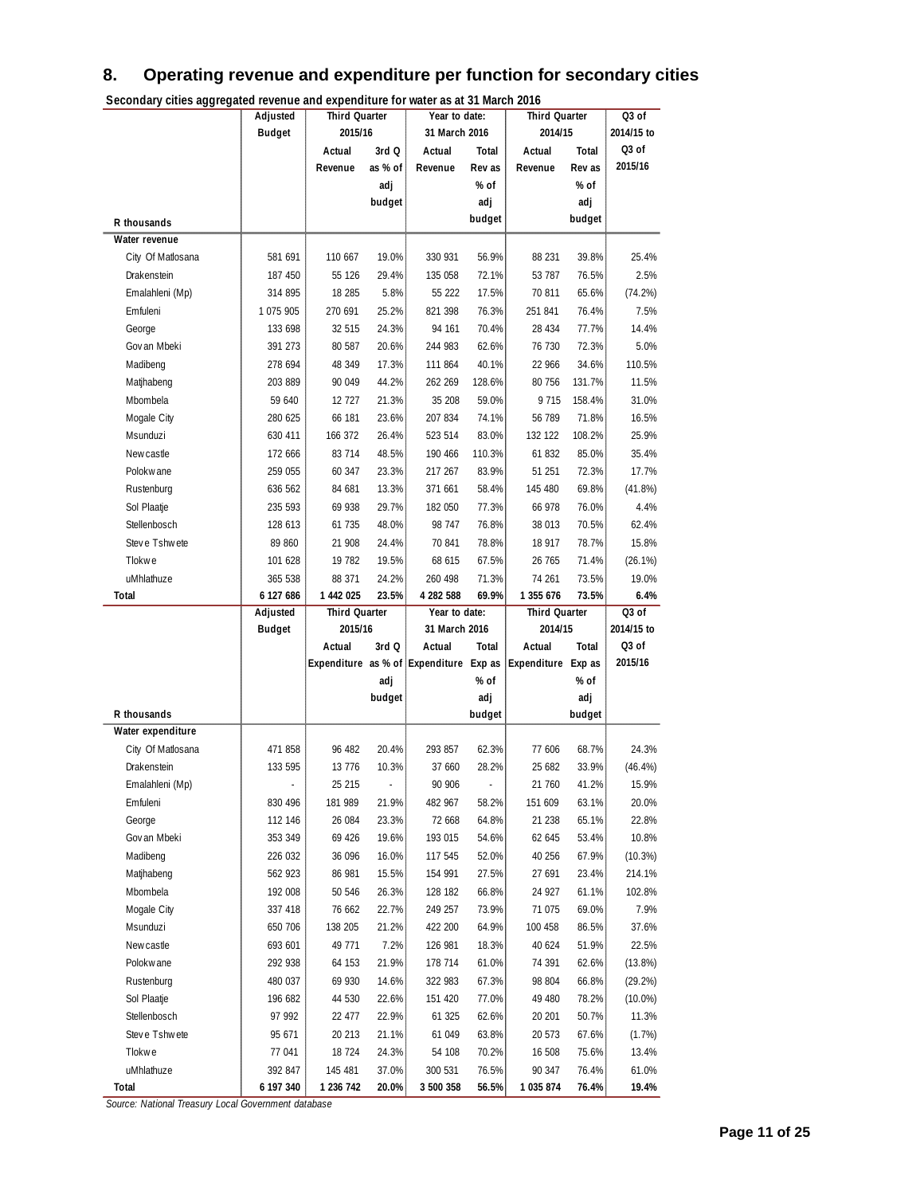## 8. Operating revenue and expenditure per function for secondary cities

**Secondary cities aggregated revenue and expenditure for water as at 31 March 2016**

| R thousands | Adjusted Budget | Third Quarter 2015/16 | | Year to date: 31 March 2016 | | Third Quarter 2014/15 | | Q3 of 2014/15 to Q3 of 2015/16 |
|---|---|---|---|---|---|---|---|---|
| | | Actual Revenue | 3rd Q as % of adj budget | Actual Revenue | Total Rev as % of adj budget | Actual Revenue | Total Rev as % of adj budget | |
| **Water revenue** | | | | | | | | |
| City Of Matlosana | 581 691 | 110 667 | 19.0% | 330 931 | 56.9% | 88 231 | 39.8% | 25.4% |
| Drakenstein | 187 450 | 55 126 | 29.4% | 135 058 | 72.1% | 53 787 | 76.5% | 2.5% |
| Emalahleni (Mp) | 314 895 | 18 285 | 5.8% | 55 222 | 17.5% | 70 811 | 65.6% | (74.2%) |
| Emfuleni | 1 075 905 | 270 691 | 25.2% | 821 398 | 76.3% | 251 841 | 76.4% | 7.5% |
| George | 133 698 | 32 515 | 24.3% | 94 161 | 70.4% | 28 434 | 77.7% | 14.4% |
| Govan Mbeki | 391 273 | 80 587 | 20.6% | 244 983 | 62.6% | 76 730 | 72.3% | 5.0% |
| Madibeng | 278 694 | 48 349 | 17.3% | 111 864 | 40.1% | 22 966 | 34.6% | 110.5% |
| Matjhabeng | 203 889 | 90 049 | 44.2% | 262 269 | 128.6% | 80 756 | 131.7% | 11.5% |
| Mbombela | 59 640 | 12 727 | 21.3% | 35 208 | 59.0% | 9 715 | 158.4% | 31.0% |
| Mogale City | 280 625 | 66 181 | 23.6% | 207 834 | 74.1% | 56 789 | 71.8% | 16.5% |
| Msunduzi | 630 411 | 166 372 | 26.4% | 523 514 | 83.0% | 132 122 | 108.2% | 25.9% |
| Newcastle | 172 666 | 83 714 | 48.5% | 190 466 | 110.3% | 61 832 | 85.0% | 35.4% |
| Polokwane | 259 055 | 60 347 | 23.3% | 217 267 | 83.9% | 51 251 | 72.3% | 17.7% |
| Rustenburg | 636 562 | 84 681 | 13.3% | 371 661 | 58.4% | 145 480 | 69.8% | (41.8%) |
| Sol Plaatje | 235 593 | 69 938 | 29.7% | 182 050 | 77.3% | 66 978 | 76.0% | 4.4% |
| Stellenbosch | 128 613 | 61 735 | 48.0% | 98 747 | 76.8% | 38 013 | 70.5% | 62.4% |
| Steve Tshwete | 89 860 | 21 908 | 24.4% | 70 841 | 78.8% | 18 917 | 78.7% | 15.8% |
| Tlokwe | 101 628 | 19 782 | 19.5% | 68 615 | 67.5% | 26 765 | 71.4% | (26.1%) |
| uMhlathuze | 365 538 | 88 371 | 24.2% | 260 498 | 71.3% | 74 261 | 73.5% | 19.0% |
| **Total** | **6 127 686** | **1 442 025** | **23.5%** | **4 282 588** | **69.9%** | **1 355 676** | **73.5%** | **6.4%** |
| **R thousands** | **Adjusted Budget** | **Third Quarter 2015/16** | | **Year to date: 31 March 2016** | | **Third Quarter 2014/15** | | **Q3 of 2014/15 to Q3 of 2015/16** |
| | | Actual Expenditure | 3rd Q as % of adj budget | Actual Expenditure | Total Exp as % of adj budget | Actual Expenditure | Total Exp as % of adj budget | |
| **Water expenditure** | | | | | | | | |
| City Of Matlosana | 471 858 | 96 482 | 20.4% | 293 857 | 62.3% | 77 606 | 68.7% | 24.3% |
| Drakenstein | 133 595 | 13 776 | 10.3% | 37 660 | 28.2% | 25 682 | 33.9% | (46.4%) |
| Emalahleni (Mp) | - | 25 215 | - | 90 906 | - | 21 760 | 41.2% | 15.9% |
| Emfuleni | 830 496 | 181 989 | 21.9% | 482 967 | 58.2% | 151 609 | 63.1% | 20.0% |
| George | 112 146 | 26 084 | 23.3% | 72 668 | 64.8% | 21 238 | 65.1% | 22.8% |
| Govan Mbeki | 353 349 | 69 426 | 19.6% | 193 015 | 54.6% | 62 645 | 53.4% | 10.8% |
| Madibeng | 226 032 | 36 096 | 16.0% | 117 545 | 52.0% | 40 256 | 67.9% | (10.3%) |
| Matjhabeng | 562 923 | 86 981 | 15.5% | 154 991 | 27.5% | 27 691 | 23.4% | 214.1% |
| Mbombela | 192 008 | 50 546 | 26.3% | 128 182 | 66.8% | 24 927 | 61.1% | 102.8% |
| Mogale City | 337 418 | 76 662 | 22.7% | 249 257 | 73.9% | 71 075 | 69.0% | 7.9% |
| Msunduzi | 650 706 | 138 205 | 21.2% | 422 200 | 64.9% | 100 458 | 86.5% | 37.6% |
| Newcastle | 693 601 | 49 771 | 7.2% | 126 981 | 18.3% | 40 624 | 51.9% | 22.5% |
| Polokwane | 292 938 | 64 153 | 21.9% | 178 714 | 61.0% | 74 391 | 62.6% | (13.8%) |
| Rustenburg | 480 037 | 69 930 | 14.6% | 322 983 | 67.3% | 98 804 | 66.8% | (29.2%) |
| Sol Plaatje | 196 682 | 44 530 | 22.6% | 151 420 | 77.0% | 49 480 | 78.2% | (10.0%) |
| Stellenbosch | 97 992 | 22 477 | 22.9% | 61 325 | 62.6% | 20 201 | 50.7% | 11.3% |
| Steve Tshwete | 95 671 | 20 213 | 21.1% | 61 049 | 63.8% | 20 573 | 67.6% | (1.7%) |
| Tlokwe | 77 041 | 18 724 | 24.3% | 54 108 | 70.2% | 16 508 | 75.6% | 13.4% |
| uMhlathuze | 392 847 | 145 481 | 37.0% | 300 531 | 76.5% | 90 347 | 76.4% | 61.0% |
| **Total** | **6 197 340** | **1 236 742** | **20.0%** | **3 500 358** | **56.5%** | **1 035 874** | **76.4%** | **19.4%** |

*Source: National Treasury Local Government database*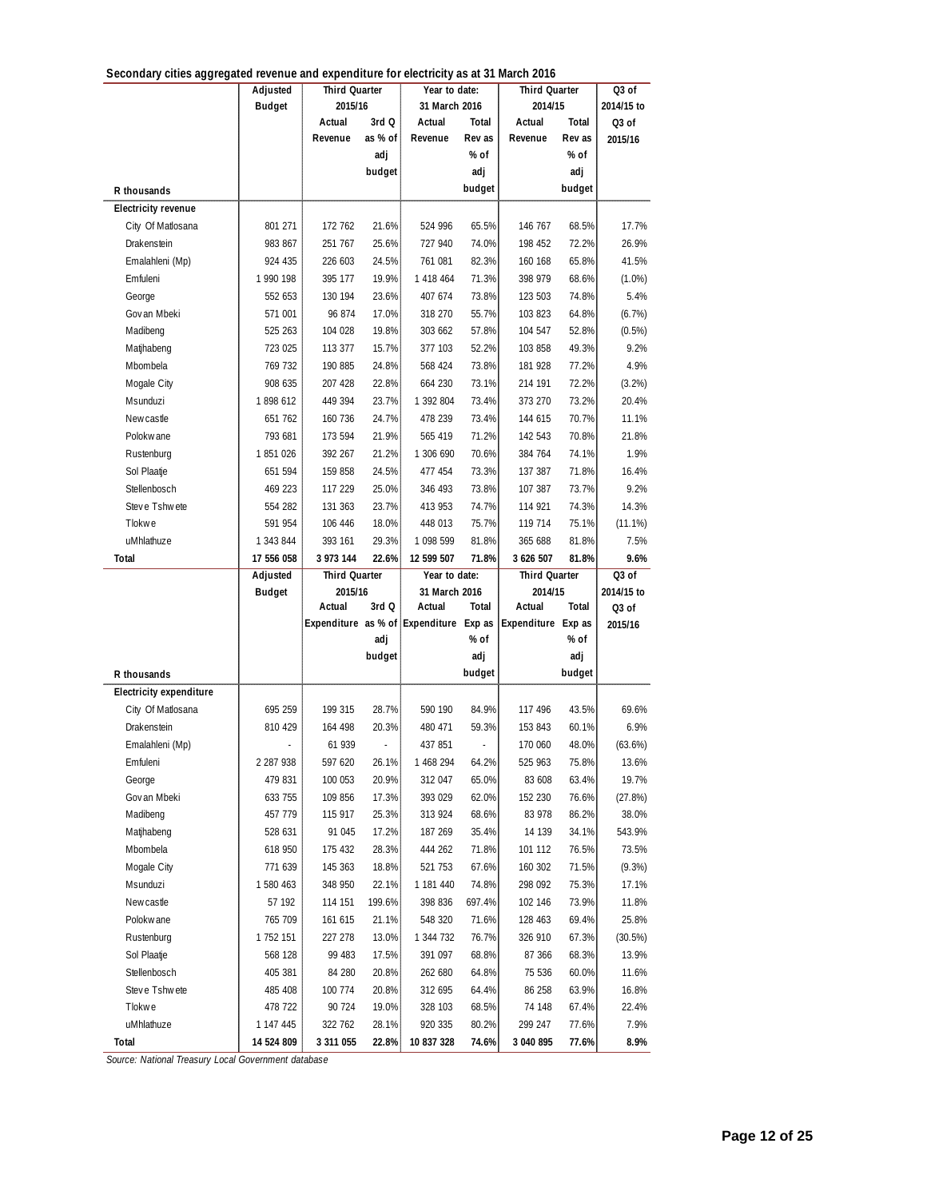**Secondary cities aggregated revenue and expenditure for electricity as at 31 March 2016**

| R thousands | Adjusted Budget | Third Quarter 2015/16 | | Year to date: 31 March 2016 | | Third Quarter 2014/15 | | Q3 of 2014/15 to Q3 of 2015/16 |
|---|---|---|---|---|---|---|---|---|
| | | Actual Revenue | 3rd Q as % of adj budget | Actual Revenue | Total Rev as % of adj budget | Actual Revenue | Total Rev as % of adj budget | |
| **Electricity revenue** | | | | | | | | |
| City Of Matlosana | 801 271 | 172 762 | 21.6% | 524 996 | 65.5% | 146 767 | 68.5% | 17.7% |
| Drakenstein | 983 867 | 251 767 | 25.6% | 727 940 | 74.0% | 198 452 | 72.2% | 26.9% |
| Emalahleni (Mp) | 924 435 | 226 603 | 24.5% | 761 081 | 82.3% | 160 168 | 65.8% | 41.5% |
| Emfuleni | 1 990 198 | 395 177 | 19.9% | 1 418 464 | 71.3% | 398 979 | 68.6% | (1.0%) |
| George | 552 653 | 130 194 | 23.6% | 407 674 | 73.8% | 123 503 | 74.8% | 5.4% |
| Govan Mbeki | 571 001 | 96 874 | 17.0% | 318 270 | 55.7% | 103 823 | 64.8% | (6.7%) |
| Madibeng | 525 263 | 104 028 | 19.8% | 303 662 | 57.8% | 104 547 | 52.8% | (0.5%) |
| Matjhabeng | 723 025 | 113 377 | 15.7% | 377 103 | 52.2% | 103 858 | 49.3% | 9.2% |
| Mbombela | 769 732 | 190 885 | 24.8% | 568 424 | 73.8% | 181 928 | 77.2% | 4.9% |
| Mogale City | 908 635 | 207 428 | 22.8% | 664 230 | 73.1% | 214 191 | 72.2% | (3.2%) |
| Msunduzi | 1 898 612 | 449 394 | 23.7% | 1 392 804 | 73.4% | 373 270 | 73.2% | 20.4% |
| Newcastle | 651 762 | 160 736 | 24.7% | 478 239 | 73.4% | 144 615 | 70.7% | 11.1% |
| Polokwane | 793 681 | 173 594 | 21.9% | 565 419 | 71.2% | 142 543 | 70.8% | 21.8% |
| Rustenburg | 1 851 026 | 392 267 | 21.2% | 1 306 690 | 70.6% | 384 764 | 74.1% | 1.9% |
| Sol Plaatje | 651 594 | 159 858 | 24.5% | 477 454 | 73.3% | 137 387 | 71.8% | 16.4% |
| Stellenbosch | 469 223 | 117 229 | 25.0% | 346 493 | 73.8% | 107 387 | 73.7% | 9.2% |
| Steve Tshwete | 554 282 | 131 363 | 23.7% | 413 953 | 74.7% | 114 921 | 74.3% | 14.3% |
| Tlokwe | 591 954 | 106 446 | 18.0% | 448 013 | 75.7% | 119 714 | 75.1% | (11.1%) |
| uMhlathuze | 1 343 844 | 393 161 | 29.3% | 1 098 599 | 81.8% | 365 688 | 81.8% | 7.5% |
| **Total** | **17 556 058** | **3 973 144** | **22.6%** | **12 599 507** | **71.8%** | **3 626 507** | **81.8%** | **9.6%** |

| R thousands | Adjusted Budget | Third Quarter 2015/16 | | Year to date: 31 March 2016 | | Third Quarter 2014/15 | | Q3 of 2014/15 to Q3 of 2015/16 |
|---|---|---|---|---|---|---|---|---|
| | | Actual Expenditure | 3rd Q as % of adj budget | Actual Expenditure | Total Exp as % of adj budget | Actual Expenditure | Total Exp as % of adj budget | |
| **Electricity expenditure** | | | | | | | | |
| City Of Matlosana | 695 259 | 199 315 | 28.7% | 590 190 | 84.9% | 117 496 | 43.5% | 69.6% |
| Drakenstein | 810 429 | 164 498 | 20.3% | 480 471 | 59.3% | 153 843 | 60.1% | 6.9% |
| Emalahleni (Mp) | - | 61 939 | - | 437 851 | - | 170 060 | 48.0% | (63.6%) |
| Emfuleni | 2 287 938 | 597 620 | 26.1% | 1 468 294 | 64.2% | 525 963 | 75.8% | 13.6% |
| George | 479 831 | 100 053 | 20.9% | 312 047 | 65.0% | 83 608 | 63.4% | 19.7% |
| Govan Mbeki | 633 755 | 109 856 | 17.3% | 393 029 | 62.0% | 152 230 | 76.6% | (27.8%) |
| Madibeng | 457 779 | 115 917 | 25.3% | 313 924 | 68.6% | 83 978 | 86.2% | 38.0% |
| Matjhabeng | 528 631 | 91 045 | 17.2% | 187 269 | 35.4% | 14 139 | 34.1% | 543.9% |
| Mbombela | 618 950 | 175 432 | 28.3% | 444 262 | 71.8% | 101 112 | 76.5% | 73.5% |
| Mogale City | 771 639 | 145 363 | 18.8% | 521 753 | 67.6% | 160 302 | 71.5% | (9.3%) |
| Msunduzi | 1 580 463 | 348 950 | 22.1% | 1 181 440 | 74.8% | 298 092 | 75.3% | 17.1% |
| Newcastle | 57 192 | 114 151 | 199.6% | 398 836 | 697.4% | 102 146 | 73.9% | 11.8% |
| Polokwane | 765 709 | 161 615 | 21.1% | 548 320 | 71.6% | 128 463 | 69.4% | 25.8% |
| Rustenburg | 1 752 151 | 227 278 | 13.0% | 1 344 732 | 76.7% | 326 910 | 67.3% | (30.5%) |
| Sol Plaatje | 568 128 | 99 483 | 17.5% | 391 097 | 68.8% | 87 366 | 68.3% | 13.9% |
| Stellenbosch | 405 381 | 84 280 | 20.8% | 262 680 | 64.8% | 75 536 | 60.0% | 11.6% |
| Steve Tshwete | 485 408 | 100 774 | 20.8% | 312 695 | 64.4% | 86 258 | 63.9% | 16.8% |
| Tlokwe | 478 722 | 90 724 | 19.0% | 328 103 | 68.5% | 74 148 | 67.4% | 22.4% |
| uMhlathuze | 1 147 445 | 322 762 | 28.1% | 920 335 | 80.2% | 299 247 | 77.6% | 7.9% |
| **Total** | **14 524 809** | **3 311 055** | **22.8%** | **10 837 328** | **74.6%** | **3 040 895** | **77.6%** | **8.9%** |

*Source: National Treasury Local Government database*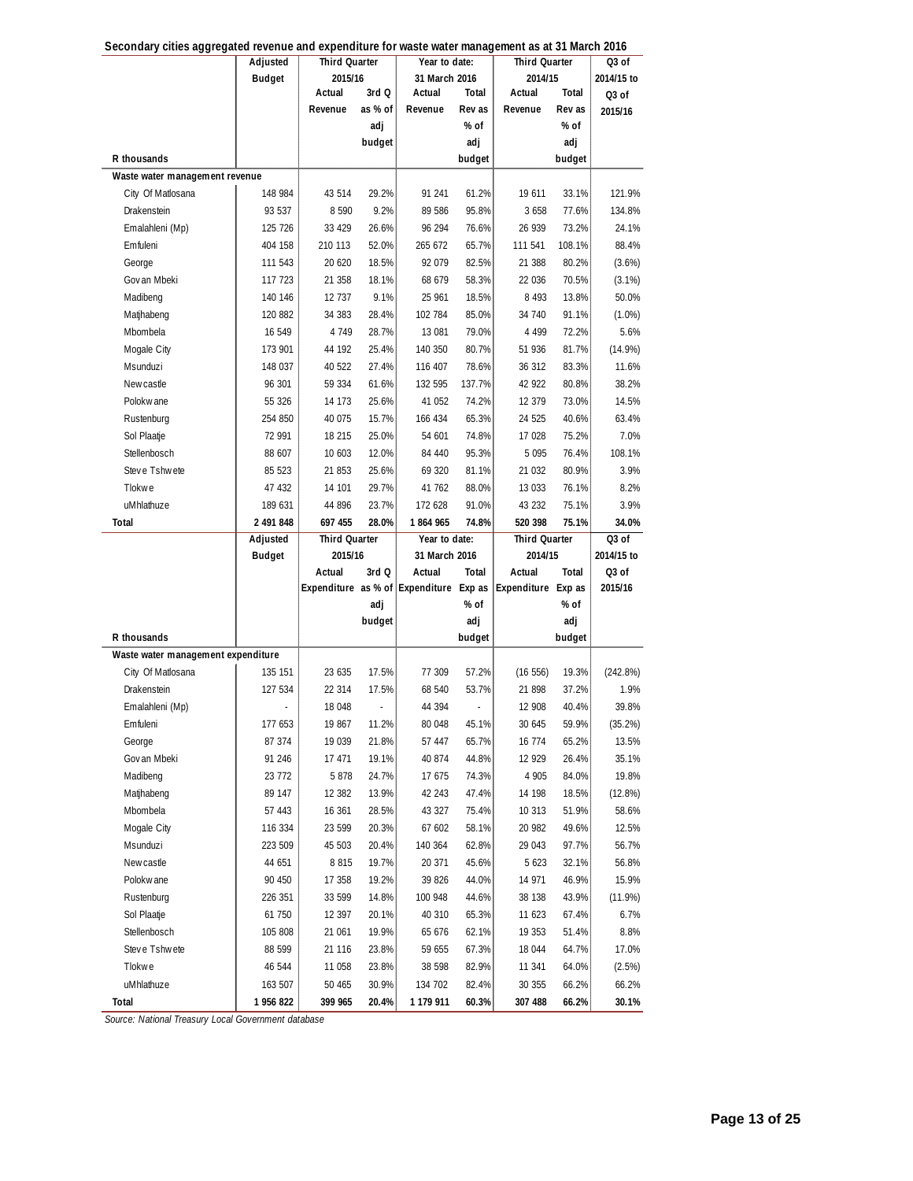**Secondary cities aggregated revenue and expenditure for waste water management as at 31 March 2016**

| R thousands | Adjusted Budget | Third Quarter 2015/16 Actual Revenue | Third Quarter 2015/16 3rd Q as % of adj budget | Year to date: 31 March 2016 Actual Revenue | Year to date: 31 March 2016 Total Rev as % of adj budget | Third Quarter 2014/15 Actual Revenue | Third Quarter 2014/15 Total Rev as % of adj budget | Q3 of 2014/15 to Q3 of 2015/16 |
|---|---|---|---|---|---|---|---|---|
| **Waste water management revenue** | | | | | | | | |
| City Of Matlosana | 148 984 | 43 514 | 29.2% | 91 241 | 61.2% | 19 611 | 33.1% | 121.9% |
| Drakenstein | 93 537 | 8 590 | 9.2% | 89 586 | 95.8% | 3 658 | 77.6% | 134.8% |
| Emalahleni (Mp) | 125 726 | 33 429 | 26.6% | 96 294 | 76.6% | 26 939 | 73.2% | 24.1% |
| Emfuleni | 404 158 | 210 113 | 52.0% | 265 672 | 65.7% | 111 541 | 108.1% | 88.4% |
| George | 111 543 | 20 620 | 18.5% | 92 079 | 82.5% | 21 388 | 80.2% | (3.6%) |
| Govan Mbeki | 117 723 | 21 358 | 18.1% | 68 679 | 58.3% | 22 036 | 70.5% | (3.1%) |
| Madibeng | 140 146 | 12 737 | 9.1% | 25 961 | 18.5% | 8 493 | 13.8% | 50.0% |
| Matjhabeng | 120 882 | 34 383 | 28.4% | 102 784 | 85.0% | 34 740 | 91.1% | (1.0%) |
| Mbombela | 16 549 | 4 749 | 28.7% | 13 081 | 79.0% | 4 499 | 72.2% | 5.6% |
| Mogale City | 173 901 | 44 192 | 25.4% | 140 350 | 80.7% | 51 936 | 81.7% | (14.9%) |
| Msunduzi | 148 037 | 40 522 | 27.4% | 116 407 | 78.6% | 36 312 | 83.3% | 11.6% |
| Newcastle | 96 301 | 59 334 | 61.6% | 132 595 | 137.7% | 42 922 | 80.8% | 38.2% |
| Polokwane | 55 326 | 14 173 | 25.6% | 41 052 | 74.2% | 12 379 | 73.0% | 14.5% |
| Rustenburg | 254 850 | 40 075 | 15.7% | 166 434 | 65.3% | 24 525 | 40.6% | 63.4% |
| Sol Plaatje | 72 991 | 18 215 | 25.0% | 54 601 | 74.8% | 17 028 | 75.2% | 7.0% |
| Stellenbosch | 88 607 | 10 603 | 12.0% | 84 440 | 95.3% | 5 095 | 76.4% | 108.1% |
| Steve Tshwete | 85 523 | 21 853 | 25.6% | 69 320 | 81.1% | 21 032 | 80.9% | 3.9% |
| Tlokwe | 47 432 | 14 101 | 29.7% | 41 762 | 88.0% | 13 033 | 76.1% | 8.2% |
| uMhlathuze | 189 631 | 44 896 | 23.7% | 172 628 | 91.0% | 43 232 | 75.1% | 3.9% |
| **Total** | **2 491 848** | **697 455** | **28.0%** | **1 864 965** | **74.8%** | **520 398** | **75.1%** | **34.0%** |

| R thousands | Adjusted Budget | Third Quarter 2015/16 Actual Expenditure | Third Quarter 2015/16 3rd Q as % of adj budget | Year to date: 31 March 2016 Actual Expenditure | Year to date: 31 March 2016 Total Exp as % of adj budget | Third Quarter 2014/15 Actual Expenditure | Third Quarter 2014/15 Total Exp as % of adj budget | Q3 of 2014/15 to Q3 of 2015/16 |
|---|---|---|---|---|---|---|---|---|
| **Waste water management expenditure** | | | | | | | | |
| City Of Matlosana | 135 151 | 23 635 | 17.5% | 77 309 | 57.2% | (16 556) | 19.3% | (242.8%) |
| Drakenstein | 127 534 | 22 314 | 17.5% | 68 540 | 53.7% | 21 898 | 37.2% | 1.9% |
| Emalahleni (Mp) | - | 18 048 | - | 44 394 | - | 12 908 | 40.4% | 39.8% |
| Emfuleni | 177 653 | 19 867 | 11.2% | 80 048 | 45.1% | 30 645 | 59.9% | (35.2%) |
| George | 87 374 | 19 039 | 21.8% | 57 447 | 65.7% | 16 774 | 65.2% | 13.5% |
| Govan Mbeki | 91 246 | 17 471 | 19.1% | 40 874 | 44.8% | 12 929 | 26.4% | 35.1% |
| Madibeng | 23 772 | 5 878 | 24.7% | 17 675 | 74.3% | 4 905 | 84.0% | 19.8% |
| Matjhabeng | 89 147 | 12 382 | 13.9% | 42 243 | 47.4% | 14 198 | 18.5% | (12.8%) |
| Mbombela | 57 443 | 16 361 | 28.5% | 43 327 | 75.4% | 10 313 | 51.9% | 58.6% |
| Mogale City | 116 334 | 23 599 | 20.3% | 67 602 | 58.1% | 20 982 | 49.6% | 12.5% |
| Msunduzi | 223 509 | 45 503 | 20.4% | 140 364 | 62.8% | 29 043 | 97.7% | 56.7% |
| Newcastle | 44 651 | 8 815 | 19.7% | 20 371 | 45.6% | 5 623 | 32.1% | 56.8% |
| Polokwane | 90 450 | 17 358 | 19.2% | 39 826 | 44.0% | 14 971 | 46.9% | 15.9% |
| Rustenburg | 226 351 | 33 599 | 14.8% | 100 948 | 44.6% | 38 138 | 43.9% | (11.9%) |
| Sol Plaatje | 61 750 | 12 397 | 20.1% | 40 310 | 65.3% | 11 623 | 67.4% | 6.7% |
| Stellenbosch | 105 808 | 21 061 | 19.9% | 65 676 | 62.1% | 19 353 | 51.4% | 8.8% |
| Steve Tshwete | 88 599 | 21 116 | 23.8% | 59 655 | 67.3% | 18 044 | 64.7% | 17.0% |
| Tlokwe | 46 544 | 11 058 | 23.8% | 38 598 | 82.9% | 11 341 | 64.0% | (2.5%) |
| uMhlathuze | 163 507 | 50 465 | 30.9% | 134 702 | 82.4% | 30 355 | 66.2% | 66.2% |
| **Total** | **1 956 822** | **399 965** | **20.4%** | **1 179 911** | **60.3%** | **307 488** | **66.2%** | **30.1%** |

*Source: National Treasury Local Government database*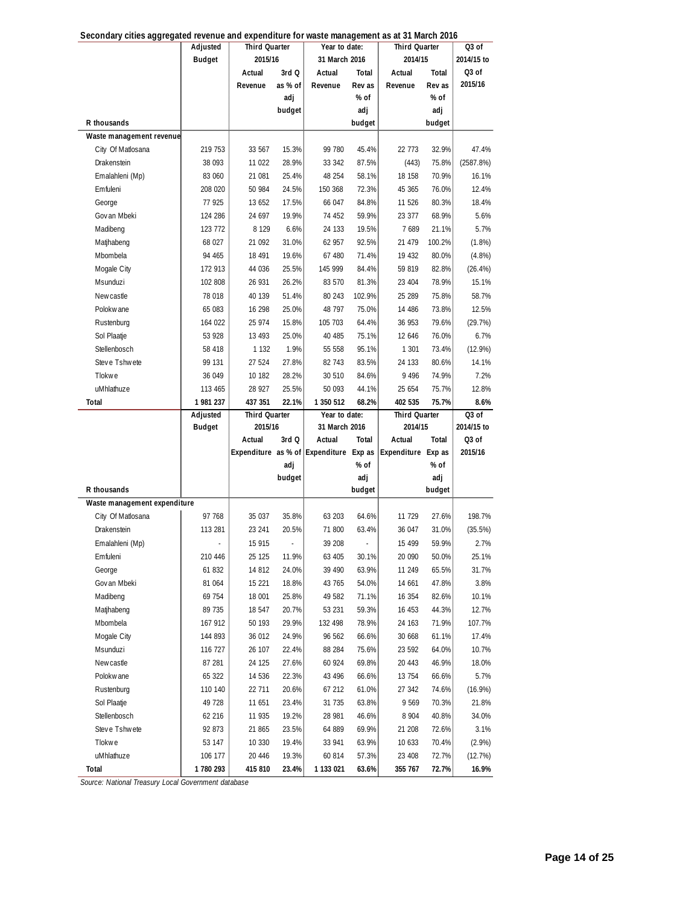**Secondary cities aggregated revenue and expenditure for waste management as at 31 March 2016**

| R thousands | Adjusted Budget | Third Quarter 2015/16 Actual Revenue | Third Quarter 2015/16 3rd Q as % of adj budget | Year to date: 31 March 2016 Actual Revenue | Year to date: 31 March 2016 Total Rev as % of adj budget | Third Quarter 2014/15 Actual Revenue | Third Quarter 2014/15 Total Rev as % of adj budget | Q3 of 2014/15 to Q3 of 2015/16 |
|---|---|---|---|---|---|---|---|---|
| **Waste management revenue** | | | | | | | | |
| City Of Matlosana | 219 753 | 33 567 | 15.3% | 99 780 | 45.4% | 22 773 | 32.9% | 47.4% |
| Drakenstein | 38 093 | 11 022 | 28.9% | 33 342 | 87.5% | (443) | 75.8% | (2587.8%) |
| Emalahleni (Mp) | 83 060 | 21 081 | 25.4% | 48 254 | 58.1% | 18 158 | 70.9% | 16.1% |
| Emfuleni | 208 020 | 50 984 | 24.5% | 150 368 | 72.3% | 45 365 | 76.0% | 12.4% |
| George | 77 925 | 13 652 | 17.5% | 66 047 | 84.8% | 11 526 | 80.3% | 18.4% |
| Govan Mbeki | 124 286 | 24 697 | 19.9% | 74 452 | 59.9% | 23 377 | 68.9% | 5.6% |
| Madibeng | 123 772 | 8 129 | 6.6% | 24 133 | 19.5% | 7 689 | 21.1% | 5.7% |
| Matjhabeng | 68 027 | 21 092 | 31.0% | 62 957 | 92.5% | 21 479 | 100.2% | (1.8%) |
| Mbombela | 94 465 | 18 491 | 19.6% | 67 480 | 71.4% | 19 432 | 80.0% | (4.8%) |
| Mogale City | 172 913 | 44 036 | 25.5% | 145 999 | 84.4% | 59 819 | 82.8% | (26.4%) |
| Msunduzi | 102 808 | 26 931 | 26.2% | 83 570 | 81.3% | 23 404 | 78.9% | 15.1% |
| Newcastle | 78 018 | 40 139 | 51.4% | 80 243 | 102.9% | 25 289 | 75.8% | 58.7% |
| Polokwane | 65 083 | 16 298 | 25.0% | 48 797 | 75.0% | 14 486 | 73.8% | 12.5% |
| Rustenburg | 164 022 | 25 974 | 15.8% | 105 703 | 64.4% | 36 953 | 79.6% | (29.7%) |
| Sol Plaatje | 53 928 | 13 493 | 25.0% | 40 485 | 75.1% | 12 646 | 76.0% | 6.7% |
| Stellenbosch | 58 418 | 1 132 | 1.9% | 55 558 | 95.1% | 1 301 | 73.4% | (12.9%) |
| Steve Tshwete | 99 131 | 27 524 | 27.8% | 82 743 | 83.5% | 24 133 | 80.6% | 14.1% |
| Tlokwe | 36 049 | 10 182 | 28.2% | 30 510 | 84.6% | 9 496 | 74.9% | 7.2% |
| uMhlathuze | 113 465 | 28 927 | 25.5% | 50 093 | 44.1% | 25 654 | 75.7% | 12.8% |
| **Total** | **1 981 237** | **437 351** | **22.1%** | **1 350 512** | **68.2%** | **402 535** | **75.7%** | **8.6%** |

| R thousands | Adjusted Budget | Third Quarter 2015/16 Actual Expenditure | Third Quarter 2015/16 3rd Q as % of adj budget | Year to date: 31 March 2016 Actual Expenditure | Year to date: 31 March 2016 Total Exp as % of adj budget | Third Quarter 2014/15 Actual Expenditure | Third Quarter 2014/15 Total Exp as % of adj budget | Q3 of 2014/15 to Q3 of 2015/16 |
|---|---|---|---|---|---|---|---|---|
| **Waste management expenditure** | | | | | | | | |
| City Of Matlosana | 97 768 | 35 037 | 35.8% | 63 203 | 64.6% | 11 729 | 27.6% | 198.7% |
| Drakenstein | 113 281 | 23 241 | 20.5% | 71 800 | 63.4% | 36 047 | 31.0% | (35.5%) |
| Emalahleni (Mp) | - | 15 915 | - | 39 208 | - | 15 499 | 59.9% | 2.7% |
| Emfuleni | 210 446 | 25 125 | 11.9% | 63 405 | 30.1% | 20 090 | 50.0% | 25.1% |
| George | 61 832 | 14 812 | 24.0% | 39 490 | 63.9% | 11 249 | 65.5% | 31.7% |
| Govan Mbeki | 81 064 | 15 221 | 18.8% | 43 765 | 54.0% | 14 661 | 47.8% | 3.8% |
| Madibeng | 69 754 | 18 001 | 25.8% | 49 582 | 71.1% | 16 354 | 82.6% | 10.1% |
| Matjhabeng | 89 735 | 18 547 | 20.7% | 53 231 | 59.3% | 16 453 | 44.3% | 12.7% |
| Mbombela | 167 912 | 50 193 | 29.9% | 132 498 | 78.9% | 24 163 | 71.9% | 107.7% |
| Mogale City | 144 893 | 36 012 | 24.9% | 96 562 | 66.6% | 30 668 | 61.1% | 17.4% |
| Msunduzi | 116 727 | 26 107 | 22.4% | 88 284 | 75.6% | 23 592 | 64.0% | 10.7% |
| Newcastle | 87 281 | 24 125 | 27.6% | 60 924 | 69.8% | 20 443 | 46.9% | 18.0% |
| Polokwane | 65 322 | 14 536 | 22.3% | 43 496 | 66.6% | 13 754 | 66.6% | 5.7% |
| Rustenburg | 110 140 | 22 711 | 20.6% | 67 212 | 61.0% | 27 342 | 74.6% | (16.9%) |
| Sol Plaatje | 49 728 | 11 651 | 23.4% | 31 735 | 63.8% | 9 569 | 70.3% | 21.8% |
| Stellenbosch | 62 216 | 11 935 | 19.2% | 28 981 | 46.6% | 8 904 | 40.8% | 34.0% |
| Steve Tshwete | 92 873 | 21 865 | 23.5% | 64 889 | 69.9% | 21 208 | 72.6% | 3.1% |
| Tlokwe | 53 147 | 10 330 | 19.4% | 33 941 | 63.9% | 10 633 | 70.4% | (2.9%) |
| uMhlathuze | 106 177 | 20 446 | 19.3% | 60 814 | 57.3% | 23 408 | 72.7% | (12.7%) |
| **Total** | **1 780 293** | **415 810** | **23.4%** | **1 133 021** | **63.6%** | **355 767** | **72.7%** | **16.9%** |

*Source: National Treasury Local Government database*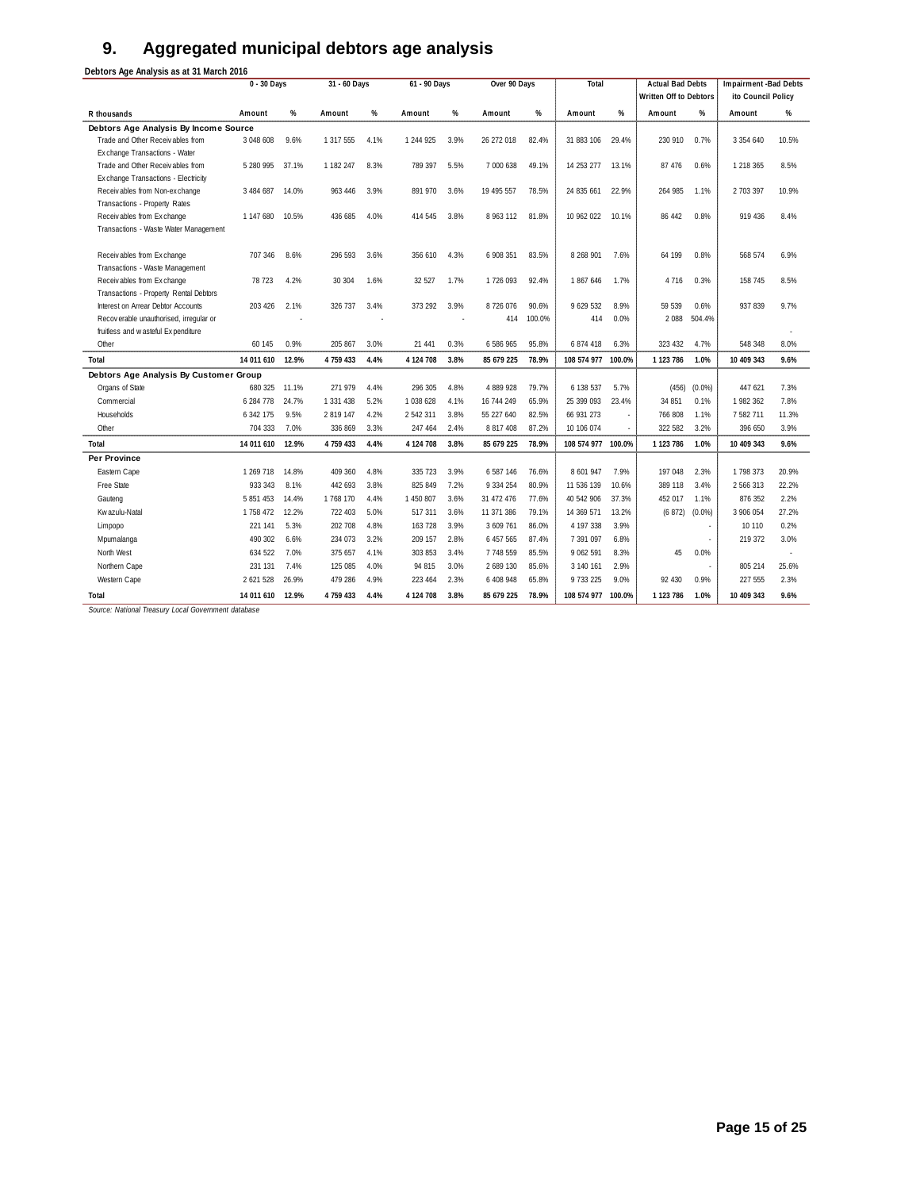# 9. Aggregated municipal debtors age analysis

**Debtors Age Analysis as at 31 March 2016**

| R thousands | 0 - 30 Days | | 31 - 60 Days | | 61 - 90 Days | | Over 90 Days | | Total | | Actual Bad Debts Written Off to Debtors | | Impairment -Bad Debts ito Council Policy | |
|---|---|---|---|---|---|---|---|---|---|---|---|---|---|---|
| | Amount | % | Amount | % | Amount | % | Amount | % | Amount | % | Amount | % | Amount | % |
| **Debtors Age Analysis By Income Source** | | | | | | | | | | | | | | |
| Trade and Other Receivables from Exchange Transactions - Water | 3 048 608 | 9.6% | 1 317 555 | 4.1% | 1 244 925 | 3.9% | 26 272 018 | 82.4% | 31 883 106 | 29.4% | 230 910 | 0.7% | 3 354 640 | 10.5% |
| Trade and Other Receivables from Exchange Transactions - Electricity | 5 280 995 | 37.1% | 1 182 247 | 8.3% | 789 397 | 5.5% | 7 000 638 | 49.1% | 14 253 277 | 13.1% | 87 476 | 0.6% | 1 218 365 | 8.5% |
| Receivables from Non-exchange Transactions - Property Rates | 3 484 687 | 14.0% | 963 446 | 3.9% | 891 970 | 3.6% | 19 495 557 | 78.5% | 24 835 661 | 22.9% | 264 985 | 1.1% | 2 703 397 | 10.9% |
| Receivables from Exchange Transactions - Waste Water Management | 1 147 680 | 10.5% | 436 685 | 4.0% | 414 545 | 3.8% | 8 963 112 | 81.8% | 10 962 022 | 10.1% | 86 442 | 0.8% | 919 436 | 8.4% |
| Receivables from Exchange Transactions - Waste Management | 707 346 | 8.6% | 296 593 | 3.6% | 356 610 | 4.3% | 6 908 351 | 83.5% | 8 268 901 | 7.6% | 64 199 | 0.8% | 568 574 | 6.9% |
| Receivables from Exchange Transactions - Property Rental Debtors | 78 723 | 4.2% | 30 304 | 1.6% | 32 527 | 1.7% | 1 726 093 | 92.4% | 1 867 646 | 1.7% | 4 716 | 0.3% | 158 745 | 8.5% |
| Interest on Arrear Debtor Accounts | 203 426 | 2.1% | 326 737 | 3.4% | 373 292 | 3.9% | 8 726 076 | 90.6% | 9 629 532 | 8.9% | 59 539 | 0.6% | 937 839 | 9.7% |
| Recoverable unauthorised, irregular or fruitless and wasteful Expenditure | | - | | - | | - | 414 | 100.0% | 414 | 0.0% | 2 088 | 504.4% | | - |
| Other | 60 145 | 0.9% | 205 867 | 3.0% | 21 441 | 0.3% | 6 586 965 | 95.8% | 6 874 418 | 6.3% | 323 432 | 4.7% | 548 348 | 8.0% |
| **Total** | **14 011 610** | **12.9%** | **4 759 433** | **4.4%** | **4 124 708** | **3.8%** | **85 679 225** | **78.9%** | **108 574 977** | **100.0%** | **1 123 786** | **1.0%** | **10 409 343** | **9.6%** |
| **Debtors Age Analysis By Customer Group** | | | | | | | | | | | | | | |
| Organs of State | 680 325 | 11.1% | 271 979 | 4.4% | 296 305 | 4.8% | 4 889 928 | 79.7% | 6 138 537 | 5.7% | (456) | (0.0%) | 447 621 | 7.3% |
| Commercial | 6 284 778 | 24.7% | 1 331 438 | 5.2% | 1 038 628 | 4.1% | 16 744 249 | 65.9% | 25 399 093 | 23.4% | 34 851 | 0.1% | 1 982 362 | 7.8% |
| Households | 6 342 175 | 9.5% | 2 819 147 | 4.2% | 2 542 311 | 3.8% | 55 227 640 | 82.5% | 66 931 273 | - | 766 808 | 1.1% | 7 582 711 | 11.3% |
| Other | 704 333 | 7.0% | 336 869 | 3.3% | 247 464 | 2.4% | 8 817 408 | 87.2% | 10 106 074 | - | 322 582 | 3.2% | 396 650 | 3.9% |
| **Total** | **14 011 610** | **12.9%** | **4 759 433** | **4.4%** | **4 124 708** | **3.8%** | **85 679 225** | **78.9%** | **108 574 977** | **100.0%** | **1 123 786** | **1.0%** | **10 409 343** | **9.6%** |
| **Per Province** | | | | | | | | | | | | | | |
| Eastern Cape | 1 269 718 | 14.8% | 409 360 | 4.8% | 335 723 | 3.9% | 6 587 146 | 76.6% | 8 601 947 | 7.9% | 197 048 | 2.3% | 1 798 373 | 20.9% |
| Free State | 933 343 | 8.1% | 442 693 | 3.8% | 825 849 | 7.2% | 9 334 254 | 80.9% | 11 536 139 | 10.6% | 389 118 | 3.4% | 2 566 313 | 22.2% |
| Gauteng | 5 851 453 | 14.4% | 1 768 170 | 4.4% | 1 450 807 | 3.6% | 31 472 476 | 77.6% | 40 542 906 | 37.3% | 452 017 | 1.1% | 876 352 | 2.2% |
| Kwazulu-Natal | 1 758 472 | 12.2% | 722 403 | 5.0% | 517 311 | 3.6% | 11 371 386 | 79.1% | 14 369 571 | 13.2% | (6 872) | (0.0%) | 3 906 054 | 27.2% |
| Limpopo | 221 141 | 5.3% | 202 708 | 4.8% | 163 728 | 3.9% | 3 609 761 | 86.0% | 4 197 338 | 3.9% | | - | 10 110 | 0.2% |
| Mpumalanga | 490 302 | 6.6% | 234 073 | 3.2% | 209 157 | 2.8% | 6 457 565 | 87.4% | 7 391 097 | 6.8% | | - | 219 372 | 3.0% |
| North West | 634 522 | 7.0% | 375 657 | 4.1% | 303 853 | 3.4% | 7 748 559 | 85.5% | 9 062 591 | 8.3% | 45 | 0.0% | | - |
| Northern Cape | 231 131 | 7.4% | 125 085 | 4.0% | 94 815 | 3.0% | 2 689 130 | 85.6% | 3 140 161 | 2.9% | | - | 805 214 | 25.6% |
| Western Cape | 2 621 528 | 26.9% | 479 286 | 4.9% | 223 464 | 2.3% | 6 408 948 | 65.8% | 9 733 225 | 9.0% | 92 430 | 0.9% | 227 555 | 2.3% |
| **Total** | **14 011 610** | **12.9%** | **4 759 433** | **4.4%** | **4 124 708** | **3.8%** | **85 679 225** | **78.9%** | **108 574 977** | **100.0%** | **1 123 786** | **1.0%** | **10 409 343** | **9.6%** |

*Source: National Treasury Local Government database*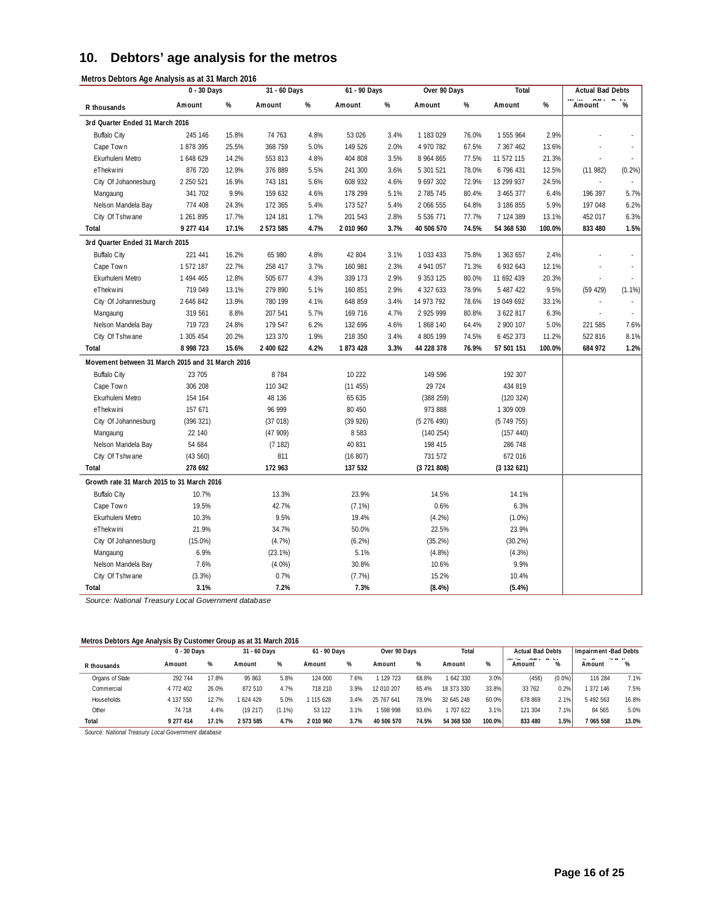## 10. Debtors' age analysis for the metros

**Metros Debtors Age Analysis as at 31 March 2016**

| | 0 - 30 Days | | 31 - 60 Days | | 61 - 90 Days | | Over 90 Days | | Total | | Actual Bad Debts Written Off | |
|---|---|---|---|---|---|---|---|---|---|---|---|---|
| R thousands | Amount | % | Amount | % | Amount | % | Amount | % | Amount | % | Amount | % |
| **3rd Quarter Ended 31 March 2016** | | | | | | | | | | | | |
| Buffalo City | 245 146 | 15.8% | 74 763 | 4.8% | 53 026 | 3.4% | 1 183 029 | 76.0% | 1 555 964 | 2.9% | - | - |
| Cape Town | 1 878 395 | 25.5% | 368 759 | 5.0% | 149 526 | 2.0% | 4 970 782 | 67.5% | 7 367 462 | 13.6% | - | - |
| Ekurhuleni Metro | 1 648 629 | 14.2% | 553 813 | 4.8% | 404 808 | 3.5% | 8 964 865 | 77.5% | 11 572 115 | 21.3% | - | - |
| eThekwini | 876 720 | 12.9% | 376 889 | 5.5% | 241 300 | 3.6% | 5 301 521 | 78.0% | 6 796 431 | 12.5% | (11 982) | (0.2%) |
| City Of Johannesburg | 2 250 521 | 16.9% | 743 181 | 5.6% | 608 932 | 4.6% | 9 697 302 | 72.9% | 13 299 937 | 24.5% | - | - |
| Mangaung | 341 702 | 9.9% | 159 632 | 4.6% | 178 299 | 5.1% | 2 785 745 | 80.4% | 3 465 377 | 6.4% | 196 397 | 5.7% |
| Nelson Mandela Bay | 774 408 | 24.3% | 172 365 | 5.4% | 173 527 | 5.4% | 2 066 555 | 64.8% | 3 186 855 | 5.9% | 197 048 | 6.2% |
| City Of Tshwane | 1 261 895 | 17.7% | 124 181 | 1.7% | 201 543 | 2.8% | 5 536 771 | 77.7% | 7 124 389 | 13.1% | 452 017 | 6.3% |
| **Total** | **9 277 414** | **17.1%** | **2 573 585** | **4.7%** | **2 010 960** | **3.7%** | **40 506 570** | **74.5%** | **54 368 530** | **100.0%** | **833 480** | **1.5%** |
| **3rd Quarter Ended 31 March 2015** | | | | | | | | | | | | |
| Buffalo City | 221 441 | 16.2% | 65 980 | 4.8% | 42 804 | 3.1% | 1 033 433 | 75.8% | 1 363 657 | 2.4% | - | - |
| Cape Town | 1 572 187 | 22.7% | 258 417 | 3.7% | 160 981 | 2.3% | 4 941 057 | 71.3% | 6 932 643 | 12.1% | - | - |
| Ekurhuleni Metro | 1 494 465 | 12.8% | 505 677 | 4.3% | 339 173 | 2.9% | 9 353 125 | 80.0% | 11 692 439 | 20.3% | - | - |
| eThekwini | 719 049 | 13.1% | 279 890 | 5.1% | 160 851 | 2.9% | 4 327 633 | 78.9% | 5 487 422 | 9.5% | (59 429) | (1.1%) |
| City Of Johannesburg | 2 646 842 | 13.9% | 780 199 | 4.1% | 648 859 | 3.4% | 14 973 792 | 78.6% | 19 049 692 | 33.1% | - | - |
| Mangaung | 319 561 | 8.8% | 207 541 | 5.7% | 169 716 | 4.7% | 2 925 999 | 80.8% | 3 622 817 | 6.3% | - | - |
| Nelson Mandela Bay | 719 723 | 24.8% | 179 547 | 6.2% | 132 696 | 4.6% | 1 868 140 | 64.4% | 2 900 107 | 5.0% | 221 585 | 7.6% |
| City Of Tshwane | 1 305 454 | 20.2% | 123 370 | 1.9% | 218 350 | 3.4% | 4 805 199 | 74.5% | 6 452 373 | 11.2% | 522 816 | 8.1% |
| **Total** | **8 998 723** | **15.6%** | **2 400 622** | **4.2%** | **1 873 428** | **3.3%** | **44 228 378** | **76.9%** | **57 501 151** | **100.0%** | **684 972** | **1.2%** |
| **Movement between 31 March 2015 and 31 March 2016** | | | | | | | | | | | | |
| Buffalo City | 23 705 | | 8 784 | | 10 222 | | 149 596 | | 192 307 | | | |
| Cape Town | 306 208 | | 110 342 | | (11 455) | | 29 724 | | 434 819 | | | |
| Ekurhuleni Metro | 154 164 | | 48 136 | | 65 635 | | (388 259) | | (120 324) | | | |
| eThekwini | 157 671 | | 96 999 | | 80 450 | | 973 888 | | 1 309 009 | | | |
| City Of Johannesburg | (396 321) | | (37 018) | | (39 926) | | (5 276 490) | | (5 749 755) | | | |
| Mangaung | 22 140 | | (47 909) | | 8 583 | | (140 254) | | (157 440) | | | |
| Nelson Mandela Bay | 54 684 | | (7 182) | | 40 831 | | 198 415 | | 286 748 | | | |
| City Of Tshwane | (43 560) | | 811 | | (16 807) | | 731 572 | | 672 016 | | | |
| **Total** | **278 692** | | **172 963** | | **137 532** | | **(3 721 808)** | | **(3 132 621)** | | | |
| **Growth rate 31 March 2015 to 31 March 2016** | | | | | | | | | | | | |
| Buffalo City | 10.7% | | 13.3% | | 23.9% | | 14.5% | | 14.1% | | | |
| Cape Town | 19.5% | | 42.7% | | (7.1%) | | 0.6% | | 6.3% | | | |
| Ekurhuleni Metro | 10.3% | | 9.5% | | 19.4% | | (4.2%) | | (1.0%) | | | |
| eThekwini | 21.9% | | 34.7% | | 50.0% | | 22.5% | | 23.9% | | | |
| City Of Johannesburg | (15.0%) | | (4.7%) | | (6.2%) | | (35.2%) | | (30.2%) | | | |
| Mangaung | 6.9% | | (23.1%) | | 5.1% | | (4.8%) | | (4.3%) | | | |
| Nelson Mandela Bay | 7.6% | | (4.0%) | | 30.8% | | 10.6% | | 9.9% | | | |
| City Of Tshwane | (3.3%) | | 0.7% | | (7.7%) | | 15.2% | | 10.4% | | | |
| **Total** | **3.1%** | | **7.2%** | | **7.3%** | | **(8.4%)** | | **(5.4%)** | | | |

*Source: National Treasury Local Government database*

**Metros Debtors Age Analysis By Customer Group as at 31 March 2016**

| | 0 - 30 Days | | 31 - 60 Days | | 61 - 90 Days | | Over 90 Days | | Total | | Actual Bad Debts Written Off | | Impairment -Bad Debts ito Council Policy | |
|---|---|---|---|---|---|---|---|---|---|---|---|---|---|---|
| R thousands | Amount | % | Amount | % | Amount | % | Amount | % | Amount | % | Amount | % | Amount | % |
| Organs of State | 292 744 | 17.8% | 95 863 | 5.8% | 124 000 | 7.6% | 1 129 723 | 68.8% | 1 642 330 | 3.0% | (456) | (0.0%) | 116 284 | 7.1% |
| Commercial | 4 772 402 | 26.0% | 872 510 | 4.7% | 718 210 | 3.9% | 12 010 207 | 65.4% | 18 373 330 | 33.8% | 33 762 | 0.2% | 1 372 146 | 7.5% |
| Households | 4 137 550 | 12.7% | 1 624 429 | 5.0% | 1 115 628 | 3.4% | 25 767 641 | 78.9% | 32 645 248 | 60.0% | 678 869 | 2.1% | 5 492 563 | 16.8% |
| Other | 74 718 | 4.4% | (19 217) | (1.1%) | 53 122 | 3.1% | 1 598 998 | 93.6% | 1 707 622 | 3.1% | 121 304 | 7.1% | 84 565 | 5.0% |
| **Total** | **9 277 414** | **17.1%** | **2 573 585** | **4.7%** | **2 010 960** | **3.7%** | **40 506 570** | **74.5%** | **54 368 530** | **100.0%** | **833 480** | **1.5%** | **7 065 558** | **13.0%** |

*Source: National Treasury Local Government database*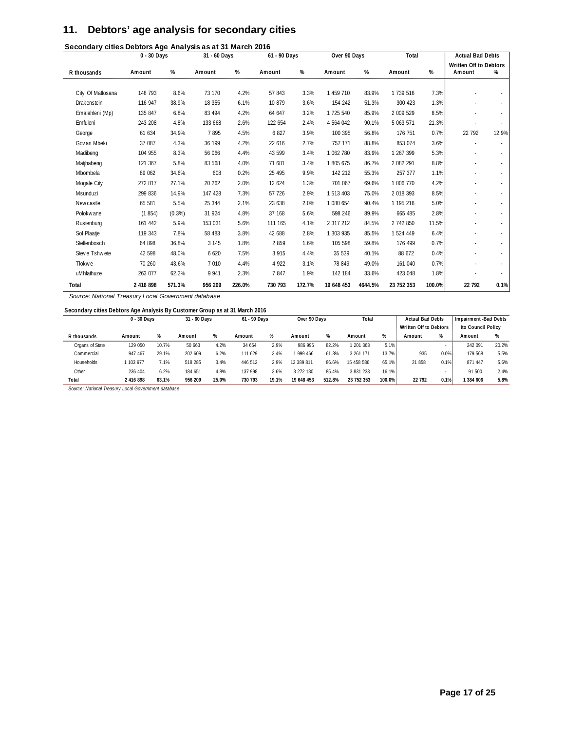## 11. Debtors' age analysis for secondary cities

**Secondary cities Debtors Age Analysis as at 31 March 2016**

| R thousands | 0 - 30 Days Amount | % | 31 - 60 Days Amount | % | 61 - 90 Days Amount | % | Over 90 Days Amount | % | Total Amount | % | Actual Bad Debts Written Off to Debtors Amount | % |
|---|---|---|---|---|---|---|---|---|---|---|---|---|
| City Of Matlosana | 148 793 | 8.6% | 73 170 | 4.2% | 57 843 | 3.3% | 1 459 710 | 83.9% | 1 739 516 | 7.3% | - | - |
| Drakenstein | 116 947 | 38.9% | 18 355 | 6.1% | 10 879 | 3.6% | 154 242 | 51.3% | 300 423 | 1.3% | - | - |
| Emalahleni (Mp) | 135 847 | 6.8% | 83 494 | 4.2% | 64 647 | 3.2% | 1 725 540 | 85.9% | 2 009 529 | 8.5% | - | - |
| Emfuleni | 243 208 | 4.8% | 133 668 | 2.6% | 122 654 | 2.4% | 4 564 042 | 90.1% | 5 063 571 | 21.3% | - | - |
| George | 61 634 | 34.9% | 7 895 | 4.5% | 6 827 | 3.9% | 100 395 | 56.8% | 176 751 | 0.7% | 22 792 | 12.9% |
| Govan Mbeki | 37 087 | 4.3% | 36 199 | 4.2% | 22 616 | 2.7% | 757 171 | 88.8% | 853 074 | 3.6% | - | - |
| Madibeng | 104 955 | 8.3% | 56 066 | 4.4% | 43 599 | 3.4% | 1 062 780 | 83.9% | 1 267 399 | 5.3% | - | - |
| Matjhabeng | 121 367 | 5.8% | 83 568 | 4.0% | 71 681 | 3.4% | 1 805 675 | 86.7% | 2 082 291 | 8.8% | - | - |
| Mbombela | 89 062 | 34.6% | 608 | 0.2% | 25 495 | 9.9% | 142 212 | 55.3% | 257 377 | 1.1% | - | - |
| Mogale City | 272 817 | 27.1% | 20 262 | 2.0% | 12 624 | 1.3% | 701 067 | 69.6% | 1 006 770 | 4.2% | - | - |
| Msunduzi | 299 836 | 14.9% | 147 428 | 7.3% | 57 726 | 2.9% | 1 513 403 | 75.0% | 2 018 393 | 8.5% | - | - |
| Newcastle | 65 581 | 5.5% | 25 344 | 2.1% | 23 638 | 2.0% | 1 080 654 | 90.4% | 1 195 216 | 5.0% | - | - |
| Polokwane | (1 854) | (0.3%) | 31 924 | 4.8% | 37 168 | 5.6% | 598 246 | 89.9% | 665 485 | 2.8% | - | - |
| Rustenburg | 161 442 | 5.9% | 153 031 | 5.6% | 111 165 | 4.1% | 2 317 212 | 84.5% | 2 742 850 | 11.5% | - | - |
| Sol Plaatje | 119 343 | 7.8% | 58 483 | 3.8% | 42 688 | 2.8% | 1 303 935 | 85.5% | 1 524 449 | 6.4% | - | - |
| Stellenbosch | 64 898 | 36.8% | 3 145 | 1.8% | 2 859 | 1.6% | 105 598 | 59.8% | 176 499 | 0.7% | - | - |
| Steve Tshwete | 42 598 | 48.0% | 6 620 | 7.5% | 3 915 | 4.4% | 35 539 | 40.1% | 88 672 | 0.4% | - | - |
| Tlokwe | 70 260 | 43.6% | 7 010 | 4.4% | 4 922 | 3.1% | 78 849 | 49.0% | 161 040 | 0.7% | - | - |
| uMhlathuze | 263 077 | 62.2% | 9 941 | 2.3% | 7 847 | 1.9% | 142 184 | 33.6% | 423 048 | 1.8% | - | - |
| **Total** | **2 416 898** | **571.3%** | **956 209** | **226.0%** | **730 793** | **172.7%** | **19 648 453** | **4644.5%** | **23 752 353** | **100.0%** | **22 792** | **0.1%** |

*Source: National Treasury Local Government database*

**Secondary cities Debtors Age Analysis By Customer Group as at 31 March 2016**

| R thousands | 0 - 30 Days Amount | % | 31 - 60 Days Amount | % | 61 - 90 Days Amount | % | Over 90 Days Amount | % | Total Amount | % | Actual Bad Debts Written Off to Debtors Amount | % | Impairment -Bad Debts ito Council Policy Amount | % |
|---|---|---|---|---|---|---|---|---|---|---|---|---|---|---|
| Organs of State | 129 050 | 10.7% | 50 663 | 4.2% | 34 654 | 2.9% | 986 995 | 82.2% | 1 201 363 | 5.1% | | - | 242 091 | 20.2% |
| Commercial | 947 467 | 29.1% | 202 609 | 6.2% | 111 629 | 3.4% | 1 999 466 | 61.3% | 3 261 171 | 13.7% | 935 | 0.0% | 179 568 | 5.5% |
| Households | 1 103 977 | 7.1% | 518 285 | 3.4% | 446 512 | 2.9% | 13 389 811 | 86.6% | 15 458 586 | 65.1% | 21 858 | 0.1% | 871 447 | 5.6% |
| Other | 236 404 | 6.2% | 184 651 | 4.8% | 137 998 | 3.6% | 3 272 180 | 85.4% | 3 831 233 | 16.1% | | - | 91 500 | 2.4% |
| **Total** | **2 416 898** | **63.1%** | **956 209** | **25.0%** | **730 793** | **19.1%** | **19 648 453** | **512.8%** | **23 752 353** | **100.0%** | **22 792** | **0.1%** | **1 384 606** | **5.8%** |

*Source: National Treasury Local Government database*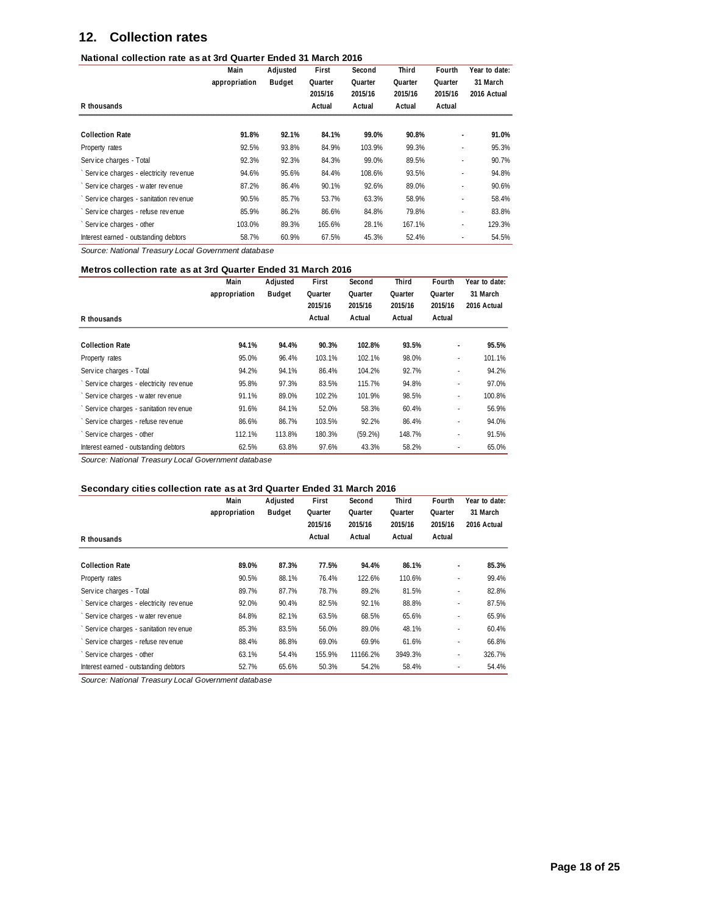## 12. Collection rates

### National collection rate as at 3rd Quarter Ended 31 March 2016

| R thousands | Main appropriation | Adjusted Budget | First Quarter 2015/16 Actual | Second Quarter 2015/16 Actual | Third Quarter 2015/16 Actual | Fourth Quarter 2015/16 Actual | Year to date: 31 March 2016 Actual |
|---|---|---|---|---|---|---|---|
| **Collection Rate** | **91.8%** | **92.1%** | **84.1%** | **99.0%** | **90.8%** | **-** | **91.0%** |
| Property rates | 92.5% | 93.8% | 84.9% | 103.9% | 99.3% | - | 95.3% |
| Service charges - Total | 92.3% | 92.3% | 84.3% | 99.0% | 89.5% | - | 90.7% |
| ` Service charges - electricity revenue | 94.6% | 95.6% | 84.4% | 108.6% | 93.5% | - | 94.8% |
| ` Service charges - water revenue | 87.2% | 86.4% | 90.1% | 92.6% | 89.0% | - | 90.6% |
| ` Service charges - sanitation revenue | 90.5% | 85.7% | 53.7% | 63.3% | 58.9% | - | 58.4% |
| ` Service charges - refuse revenue | 85.9% | 86.2% | 86.6% | 84.8% | 79.8% | - | 83.8% |
| ` Service charges - other | 103.0% | 89.3% | 165.6% | 28.1% | 167.1% | - | 129.3% |
| Interest earned - outstanding debtors | 58.7% | 60.9% | 67.5% | 45.3% | 52.4% | - | 54.5% |

*Source: National Treasury Local Government database*

### Metros collection rate as at 3rd Quarter Ended 31 March 2016

| R thousands | Main appropriation | Adjusted Budget | First Quarter 2015/16 Actual | Second Quarter 2015/16 Actual | Third Quarter 2015/16 Actual | Fourth Quarter 2015/16 Actual | Year to date: 31 March 2016 Actual |
|---|---|---|---|---|---|---|---|
| **Collection Rate** | **94.1%** | **94.4%** | **90.3%** | **102.8%** | **93.5%** | **-** | **95.5%** |
| Property rates | 95.0% | 96.4% | 103.1% | 102.1% | 98.0% | - | 101.1% |
| Service charges - Total | 94.2% | 94.1% | 86.4% | 104.2% | 92.7% | - | 94.2% |
| ` Service charges - electricity revenue | 95.8% | 97.3% | 83.5% | 115.7% | 94.8% | - | 97.0% |
| ` Service charges - water revenue | 91.1% | 89.0% | 102.2% | 101.9% | 98.5% | - | 100.8% |
| ` Service charges - sanitation revenue | 91.6% | 84.1% | 52.0% | 58.3% | 60.4% | - | 56.9% |
| ` Service charges - refuse revenue | 86.6% | 86.7% | 103.5% | 92.2% | 86.4% | - | 94.0% |
| ` Service charges - other | 112.1% | 113.8% | 180.3% | (59.2%) | 148.7% | - | 91.5% |
| Interest earned - outstanding debtors | 62.5% | 63.8% | 97.6% | 43.3% | 58.2% | - | 65.0% |

*Source: National Treasury Local Government database*

### Secondary cities collection rate as at 3rd Quarter Ended 31 March 2016

| R thousands | Main appropriation | Adjusted Budget | First Quarter 2015/16 Actual | Second Quarter 2015/16 Actual | Third Quarter 2015/16 Actual | Fourth Quarter 2015/16 Actual | Year to date: 31 March 2016 Actual |
|---|---|---|---|---|---|---|---|
| **Collection Rate** | **89.0%** | **87.3%** | **77.5%** | **94.4%** | **86.1%** | **-** | **85.3%** |
| Property rates | 90.5% | 88.1% | 76.4% | 122.6% | 110.6% | - | 99.4% |
| Service charges - Total | 89.7% | 87.7% | 78.7% | 89.2% | 81.5% | - | 82.8% |
| ` Service charges - electricity revenue | 92.0% | 90.4% | 82.5% | 92.1% | 88.8% | - | 87.5% |
| ` Service charges - water revenue | 84.8% | 82.1% | 63.5% | 68.5% | 65.6% | - | 65.9% |
| ` Service charges - sanitation revenue | 85.3% | 83.5% | 56.0% | 89.0% | 48.1% | - | 60.4% |
| ` Service charges - refuse revenue | 88.4% | 86.8% | 69.0% | 69.9% | 61.6% | - | 66.8% |
| ` Service charges - other | 63.1% | 54.4% | 155.9% | 11166.2% | 3949.3% | - | 326.7% |
| Interest earned - outstanding debtors | 52.7% | 65.6% | 50.3% | 54.2% | 58.4% | - | 54.4% |

*Source: National Treasury Local Government database*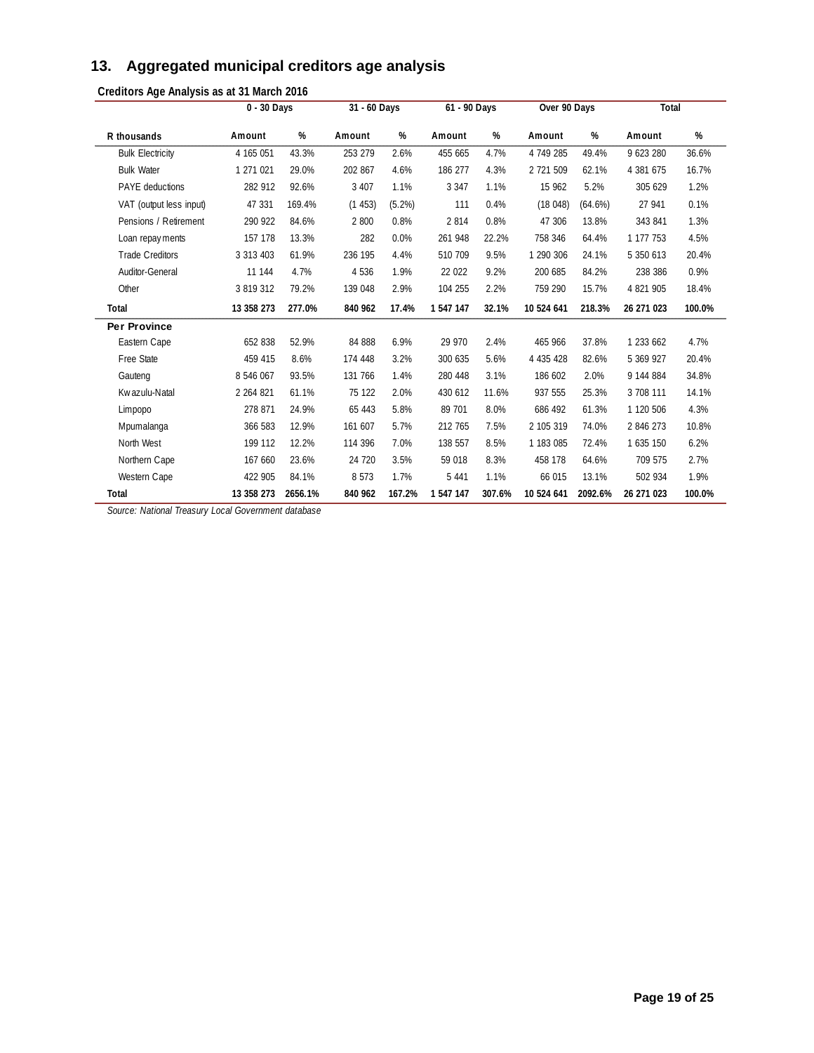## 13. Aggregated municipal creditors age analysis

**Creditors Age Analysis as at 31 March 2016**

| | 0 - 30 Days | | 31 - 60 Days | | 61 - 90 Days | | Over 90 Days | | Total | |
|---|---|---|---|---|---|---|---|---|---|---|
| **R thousands** | **Amount** | **%** | **Amount** | **%** | **Amount** | **%** | **Amount** | **%** | **Amount** | **%** |
| Bulk Electricity | 4 165 051 | 43.3% | 253 279 | 2.6% | 455 665 | 4.7% | 4 749 285 | 49.4% | 9 623 280 | 36.6% |
| Bulk Water | 1 271 021 | 29.0% | 202 867 | 4.6% | 186 277 | 4.3% | 2 721 509 | 62.1% | 4 381 675 | 16.7% |
| PAYE deductions | 282 912 | 92.6% | 3 407 | 1.1% | 3 347 | 1.1% | 15 962 | 5.2% | 305 629 | 1.2% |
| VAT (output less input) | 47 331 | 169.4% | (1 453) | (5.2%) | 111 | 0.4% | (18 048) | (64.6%) | 27 941 | 0.1% |
| Pensions / Retirement | 290 922 | 84.6% | 2 800 | 0.8% | 2 814 | 0.8% | 47 306 | 13.8% | 343 841 | 1.3% |
| Loan repayments | 157 178 | 13.3% | 282 | 0.0% | 261 948 | 22.2% | 758 346 | 64.4% | 1 177 753 | 4.5% |
| Trade Creditors | 3 313 403 | 61.9% | 236 195 | 4.4% | 510 709 | 9.5% | 1 290 306 | 24.1% | 5 350 613 | 20.4% |
| Auditor-General | 11 144 | 4.7% | 4 536 | 1.9% | 22 022 | 9.2% | 200 685 | 84.2% | 238 386 | 0.9% |
| Other | 3 819 312 | 79.2% | 139 048 | 2.9% | 104 255 | 2.2% | 759 290 | 15.7% | 4 821 905 | 18.4% |
| **Total** | **13 358 273** | **277.0%** | **840 962** | **17.4%** | **1 547 147** | **32.1%** | **10 524 641** | **218.3%** | **26 271 023** | **100.0%** |
| **Per Province** | | | | | | | | | | |
| Eastern Cape | 652 838 | 52.9% | 84 888 | 6.9% | 29 970 | 2.4% | 465 966 | 37.8% | 1 233 662 | 4.7% |
| Free State | 459 415 | 8.6% | 174 448 | 3.2% | 300 635 | 5.6% | 4 435 428 | 82.6% | 5 369 927 | 20.4% |
| Gauteng | 8 546 067 | 93.5% | 131 766 | 1.4% | 280 448 | 3.1% | 186 602 | 2.0% | 9 144 884 | 34.8% |
| Kwazulu-Natal | 2 264 821 | 61.1% | 75 122 | 2.0% | 430 612 | 11.6% | 937 555 | 25.3% | 3 708 111 | 14.1% |
| Limpopo | 278 871 | 24.9% | 65 443 | 5.8% | 89 701 | 8.0% | 686 492 | 61.3% | 1 120 506 | 4.3% |
| Mpumalanga | 366 583 | 12.9% | 161 607 | 5.7% | 212 765 | 7.5% | 2 105 319 | 74.0% | 2 846 273 | 10.8% |
| North West | 199 112 | 12.2% | 114 396 | 7.0% | 138 557 | 8.5% | 1 183 085 | 72.4% | 1 635 150 | 6.2% |
| Northern Cape | 167 660 | 23.6% | 24 720 | 3.5% | 59 018 | 8.3% | 458 178 | 64.6% | 709 575 | 2.7% |
| Western Cape | 422 905 | 84.1% | 8 573 | 1.7% | 5 441 | 1.1% | 66 015 | 13.1% | 502 934 | 1.9% |
| **Total** | **13 358 273** | **2656.1%** | **840 962** | **167.2%** | **1 547 147** | **307.6%** | **10 524 641** | **2092.6%** | **26 271 023** | **100.0%** |

*Source: National Treasury Local Government database*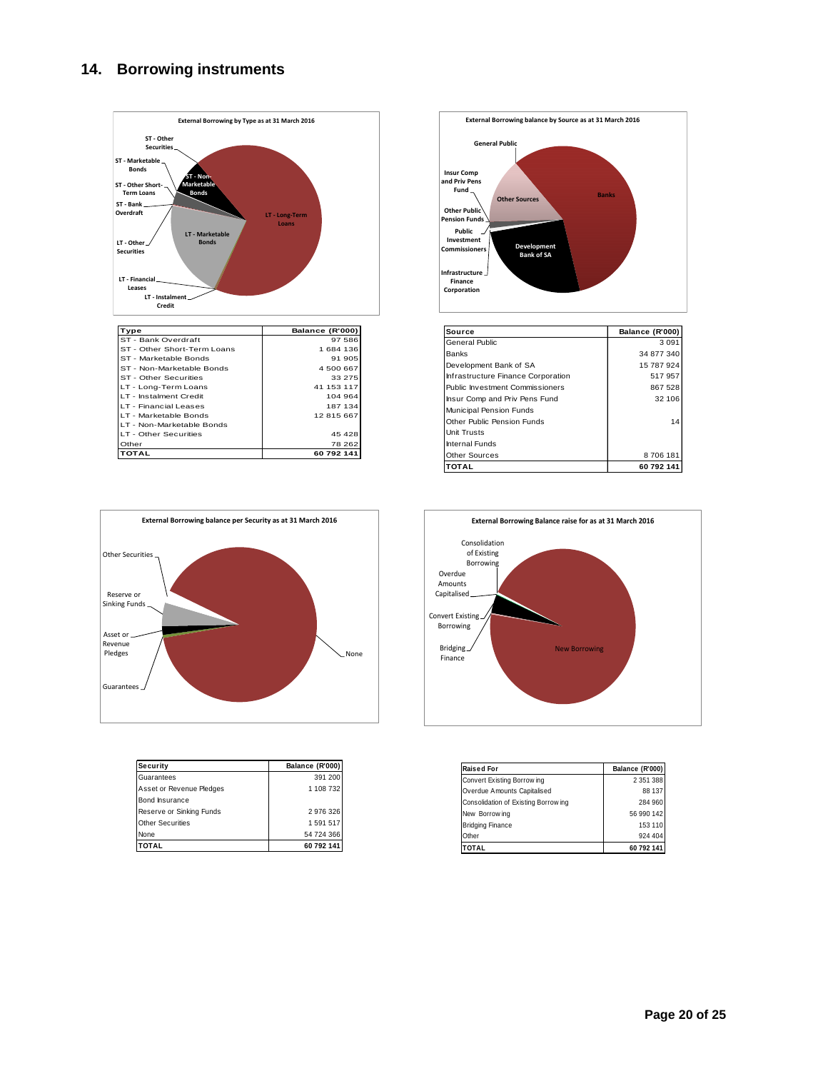## 14. Borrowing instruments

External Borrowing by Type as at 31 March 2016

| Type | Balance (R'000) |
|---|---|
| ST - Bank Overdraft | 97 586 |
| ST - Other Short-Term Loans | 1 684 136 |
| ST - Marketable Bonds | 91 905 |
| ST - Non-Marketable Bonds | 4 500 667 |
| ST - Other Securities | 33 275 |
| LT - Long-Term Loans | 41 153 117 |
| LT - Instalment Credit | 104 964 |
| LT - Financial Leases | 187 134 |
| LT - Marketable Bonds | 12 815 667 |
| LT - Non-Marketable Bonds | |
| LT - Other Securities | 45 428 |
| Other | 78 262 |
| TOTAL | 60 792 141 |

External Borrowing balance by Source as at 31 March 2016

| Source | Balance (R'000) |
|---|---|
| General Public | 3 091 |
| Banks | 34 877 340 |
| Development Bank of SA | 15 787 924 |
| Infrastructure Finance Corporation | 517 957 |
| Public Investment Commissioners | 867 528 |
| Insur Comp and Priv Pens Fund | 32 106 |
| Municipal Pension Funds | |
| Other Public Pension Funds | 14 |
| Unit Trusts | |
| Internal Funds | |
| Other Sources | 8 706 181 |
| TOTAL | 60 792 141 |

External Borrowing balance per Security as at 31 March 2016

| Security | Balance (R'000) |
|---|---|
| Guarantees | 391 200 |
| Asset or Revenue Pledges | 1 108 732 |
| Bond Insurance | |
| Reserve or Sinking Funds | 2 976 326 |
| Other Securities | 1 591 517 |
| None | 54 724 366 |
| TOTAL | 60 792 141 |

External Borrowing Balance raise for as at 31 March 2016

| Raised For | Balance (R'000) |
|---|---|
| Convert Existing Borrowing | 2 351 388 |
| Overdue Amounts Capitalised | 88 137 |
| Consolidation of Existing Borrowing | 284 960 |
| New Borrowing | 56 990 142 |
| Bridging Finance | 153 110 |
| Other | 924 404 |
| TOTAL | 60 792 141 |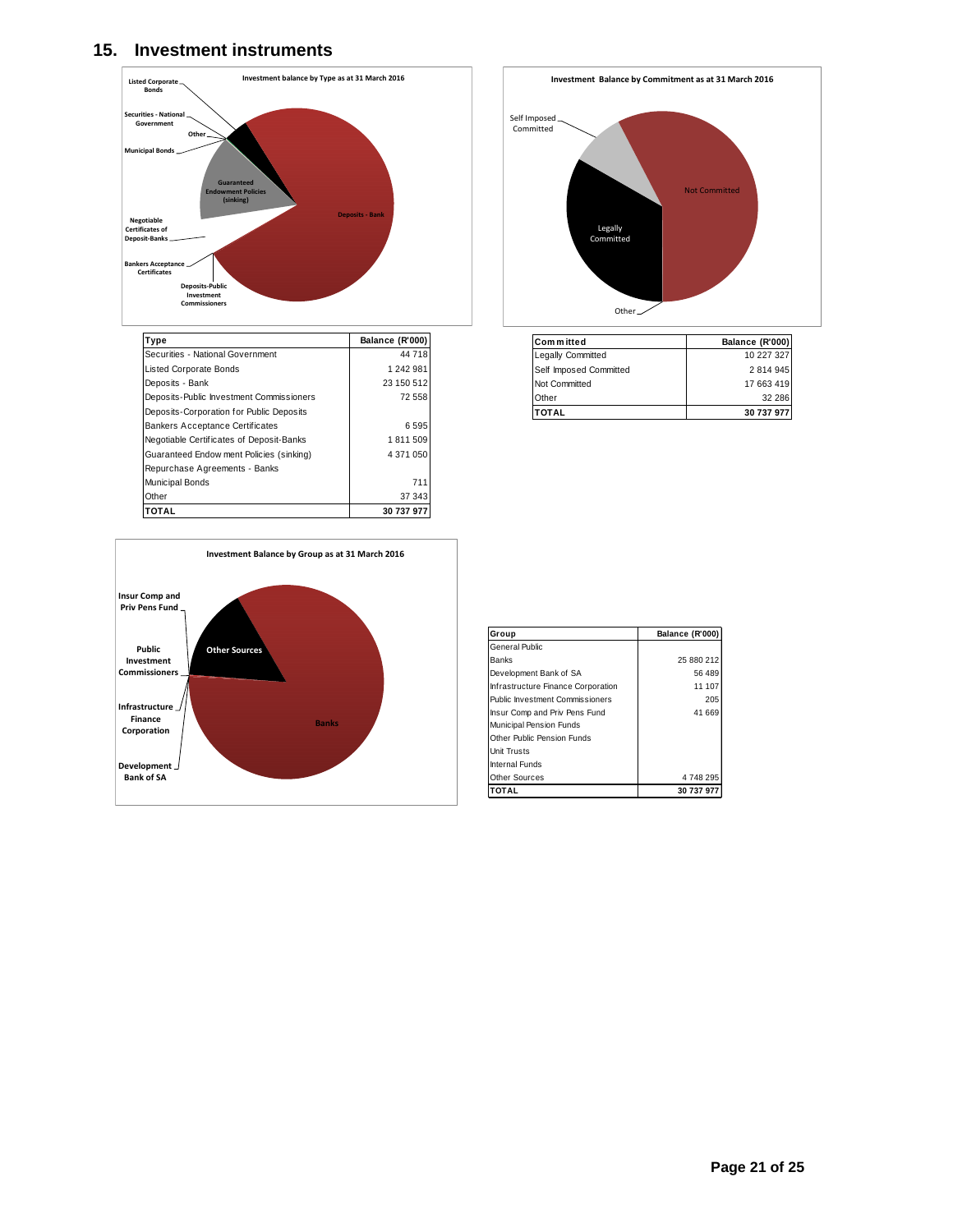## 15. Investment instruments

**Investment balance by Type as at 31 March 2016**

| Type | Balance (R'000) |
|---|---|
| Securities - National Government | 44 718 |
| Listed Corporate Bonds | 1 242 981 |
| Deposits - Bank | 23 150 512 |
| Deposits-Public Investment Commissioners | 72 558 |
| Deposits-Corporation for Public Deposits | |
| Bankers Acceptance Certificates | 6 595 |
| Negotiable Certificates of Deposit-Banks | 1 811 509 |
| Guaranteed Endowment Policies (sinking) | 4 371 050 |
| Repurchase Agreements - Banks | |
| Municipal Bonds | 711 |
| Other | 37 343 |
| **TOTAL** | **30 737 977** |

**Investment Balance by Commitment as at 31 March 2016**

| Committed | Balance (R'000) |
|---|---|
| Legally Committed | 10 227 327 |
| Self Imposed Committed | 2 814 945 |
| Not Committed | 17 663 419 |
| Other | 32 286 |
| **TOTAL** | **30 737 977** |

**Investment Balance by Group as at 31 March 2016**

| Group | Balance (R'000) |
|---|---|
| General Public | |
| Banks | 25 880 212 |
| Development Bank of SA | 56 489 |
| Infrastructure Finance Corporation | 11 107 |
| Public Investment Commissioners | 205 |
| Insur Comp and Priv Pens Fund | 41 669 |
| Municipal Pension Funds | |
| Other Public Pension Funds | |
| Unit Trusts | |
| Internal Funds | |
| Other Sources | 4 748 295 |
| **TOTAL** | **30 737 977** |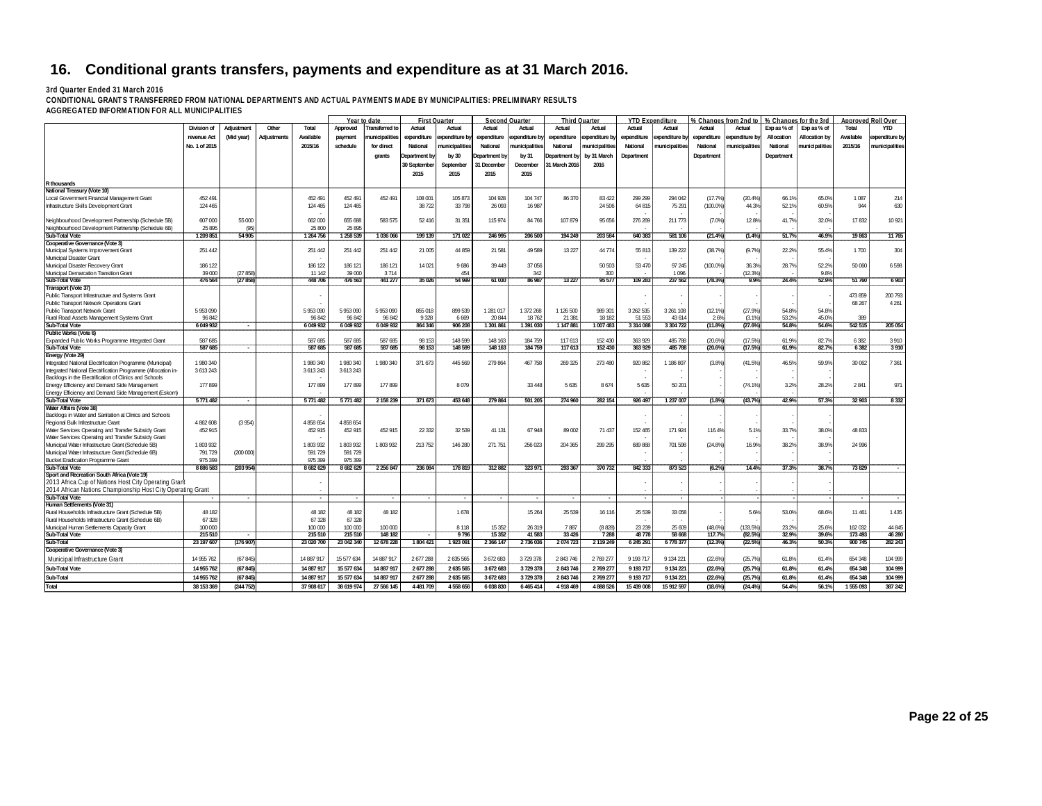## 16. Conditional grants transfers, payments and expenditure as at 31 March 2016.

**3rd Quarter Ended 31 March 2016**
**CONDITIONAL GRANTS TRANSFERRED FROM NATIONAL DEPARTMENTS AND ACTUAL PAYMENTS MADE BY MUNICIPALITIES: PRELIMINARY RESULTS**
**AGGREGATED INFORMATION FOR ALL MUNICIPALITIES**

| R thousands | Division of revenue Act No. 1 of 2015 | Adjustment (Mid year) | Other Adjustments | Total Available 2015/16 | Year to date: Approved payment schedule | Year to date: Transferred to municipalities for direct grants | First Quarter: Actual expenditure National Department by 30 September 2015 | First Quarter: Actual expenditure by municipalities September 2015 | Second Quarter: Actual expenditure National Department by 31 December 2015 | Second Quarter: Actual expenditure by municipalities by 31 December 2015 | Third Quarter: Actual expenditure National Department by 31 March 2016 | Third Quarter: Actual expenditure by municipalities by 31 March 2016 | YTD Expenditure: Actual expenditure National Department | YTD Expenditure: Actual expenditure by municipalities | % Changes from 2nd to: Actual expenditure National Department | % Changes from 2nd to: Actual expenditure by municipalities | % Changes for the 3rd: Exp as % of Allocation National Department | % Changes for the 3rd: Exp as % of Allocation by municipalities | Approved Roll Over: Total Available 2015/16 | Approved Roll Over: YTD expenditure by municipalities |
|---|---|---|---|---|---|---|---|---|---|---|---|---|---|---|---|---|---|---|---|---|
| **National Treasury (Vote 10)** | | | | | | | | | | | | | | | | | | | | |
| Local Government Financial Management Grant | 452 491 | | | 452 491 | 452 491 | 452 491 | 108 001 | 105 873 | 104 928 | 104 747 | 86 370 | 83 422 | 299 299 | 294 042 | (17.7%) | (20.4%) | 66.1% | 65.0% | 1 087 | 214 |
| Infrastructure Skills Development Grant | 124 465 | | | 124 465 | 124 465 | | 38 722 | 33 798 | 26 093 | 16 987 | | 24 506 | 64 815 | 75 291 | (100.0%) | 44.3% | 52.1% | 60.5% | 944 | 630 |
| Neighbourhood Development Partnership Grant (Schedule 5B) | 607 000 | 55 000 | | 662 000 | 655 688 | 583 575 | 52 416 | 31 351 | 115 974 | 84 766 | 107 879 | 95 656 | 276 269 | 211 773 | (7.0%) | 12.8% | 41.7% | 32.0% | 17 832 | 10 921 |
| Neighbourhood Development Partnership Grant (Schedule 6B) | 25 895 | (95) | | 25 800 | 25 895 | | | | | | | | - | - | - | - | - | - | | |
| **Sub-Total Vote** | **1 209 851** | **54 905** | | **1 264 756** | **1 258 539** | **1 036 066** | **199 139** | **171 022** | **246 995** | **206 500** | **194 249** | **203 584** | **640 383** | **581 106** | **(21.4%)** | **(1.4%)** | **51.7%** | **46.9%** | **19 863** | **11 765** |
| **Cooperative Governance (Vote 3)** | | | | | | | | | | | | | | | | | | | | |
| Municipal Systems Improvement Grant | 251 442 | | | 251 442 | 251 442 | 251 442 | 21 005 | 44 859 | 21 581 | 49 589 | 13 227 | 44 774 | 55 813 | 139 222 | (38.7%) | (9.7%) | 22.2% | 55.4% | 1 700 | 304 |
| Municipal Disaster Grant | | | | - | | | | | | | | | - | - | - | - | - | - | | |
| Municipal Disaster Recovery Grant | 186 122 | | | 186 122 | 186 121 | 186 121 | 14 021 | 9 686 | 39 449 | 37 056 | | 50 503 | 53 470 | 97 245 | (100.0%) | 36.3% | 28.7% | 52.2% | 50 060 | 6 598 |
| Municipal Demarcation Transition Grant | 39 000 | (27 858) | | 11 142 | 39 000 | 3 714 | | 454 | | 342 | | 300 | - | 1 096 | - | (12.3%) | - | 9.8% | | |
| **Sub-Total Vote** | **476 564** | **(27 858)** | | **448 706** | **476 563** | **441 277** | **35 026** | **54 999** | **61 030** | **86 987** | **13 227** | **95 577** | **109 283** | **237 562** | **(78.3%)** | **9.9%** | **24.4%** | **52.9%** | **51 760** | **6 903** |
| **Transport (Vote 37)** | | | | | | | | | | | | | | | | | | | | |
| Public Transport Infrastructure and Systems Grant | | | | - | | | | | | | | | - | - | - | - | - | - | 473 859 | 200 793 |
| Public Transport Network Operations Grant | | | | - | | | | | | | | | - | - | - | - | - | - | 68 267 | 4 261 |
| Public Transport Network Grant | 5 953 090 | | | 5 953 090 | 5 953 090 | 5 953 090 | 855 018 | 899 539 | 1 281 017 | 1 372 268 | 1 126 500 | 989 301 | 3 262 535 | 3 261 108 | (12.1%) | (27.9%) | 54.8% | 54.8% | | |
| Rural Road Assets Management Systems Grant | 96 842 | | | 96 842 | 96 842 | 96 842 | 9 328 | 6 669 | 20 844 | 18 762 | 21 381 | 18 182 | 51 553 | 43 614 | 2.6% | (3.1%) | 53.2% | 45.0% | 389 | |
| **Sub-Total Vote** | **6 049 932** | **-** | | **6 049 932** | **6 049 932** | **6 049 932** | **864 346** | **906 208** | **1 301 861** | **1 391 030** | **1 147 881** | **1 007 483** | **3 314 088** | **3 304 722** | **(11.8%)** | **(27.6%)** | **54.8%** | **54.6%** | **542 515** | **205 054** |
| **Public Works (Vote 6)** | | | | | | | | | | | | | | | | | | | | |
| Expanded Public Works Programme Integrated Grant | 587 685 | | | 587 685 | 587 685 | 587 685 | 98 153 | 148 599 | 148 163 | 184 759 | 117 613 | 152 430 | 363 929 | 485 788 | (20.6%) | (17.5%) | 61.9% | 82.7% | 6 382 | 3 910 |
| **Sub-Total Vote** | **587 685** | **-** | | **587 685** | **587 685** | **587 685** | **98 153** | **148 599** | **148 163** | **184 759** | **117 613** | **152 430** | **363 929** | **485 788** | **(20.6%)** | **(17.5%)** | **61.9%** | **82.7%** | **6 382** | **3 910** |
| **Energy (Vote 29)** | | | | | | | | | | | | | | | | | | | | |
| Integrated National Electrification Programme (Municipal) | 1 980 340 | | | 1 980 340 | 1 980 340 | 1 980 340 | 371 673 | 445 569 | 279 864 | 467 758 | 269 325 | 273 480 | 920 862 | 1 186 807 | (3.8%) | (41.5%) | 46.5% | 59.9% | 30 062 | 7 361 |
| Integrated National Electrification Programme (Allocation in- | 3 613 243 | | | 3 613 243 | 3 613 243 | | | | | | | | - | - | - | - | - | - | | |
| Backlogs in the Electrification of Clinics and Schools | | | | - | | | | | | | | | - | - | - | - | - | - | | |
| Energy Efficiency and Demand Side Management | 177 899 | | | 177 899 | 177 899 | 177 899 | | 8 079 | | 33 448 | 5 635 | 8 674 | 5 635 | 50 201 | - | (74.1%) | 3.2% | 28.2% | 2 841 | 971 |
| Energy Efficiency and Demand Side Management (Eskom) | | | | - | | | | | | | | | - | - | - | - | - | - | | |
| **Sub-Total Vote** | **5 771 482** | **-** | | **5 771 482** | **5 771 482** | **2 158 239** | **371 673** | **453 648** | **279 864** | **501 205** | **274 960** | **282 154** | **926 497** | **1 237 007** | **(1.8%)** | **(43.7%)** | **42.9%** | **57.3%** | **32 903** | **8 332** |
| **Water Affairs (Vote 38)** | | | | | | | | | | | | | | | | | | | | |
| Backlogs in Water and Sanitation at Clinics and Schools | | | | - | | | | | | | | | - | - | - | - | - | - | | |
| Regional Bulk Infrastructure Grant | 4 862 608 | (3 954) | | 4 858 654 | 4 858 654 | | | | | | | | - | - | - | - | - | - | | |
| Water Services Operating and Transfer Subsidy Grant | 452 915 | | | 452 915 | 452 915 | 452 915 | 22 332 | 32 539 | 41 131 | 67 948 | 89 002 | 71 437 | 152 465 | 171 924 | 116.4% | 5.1% | 33.7% | 38.0% | 48 833 | |
| Water Services Operating and Transfer Subsidy Grant | | | | - | | | | | | | | | - | - | - | - | - | - | | |
| Municipal Water Infrastructure Grant (Schedule 5B) | 1 803 932 | | | 1 803 932 | 1 803 932 | 1 803 932 | 213 752 | 146 280 | 271 751 | 256 023 | 204 365 | 299 295 | 689 868 | 701 598 | (24.8%) | 16.9% | 38.2% | 38.9% | 24 996 | |
| Municipal Water Infrastructure Grant (Schedule 6B) | 791 729 | (200 000) | | 591 729 | 591 729 | | | | | | | | - | - | - | - | - | - | | |
| Bucket Eradication Programme Grant | 975 399 | | | 975 399 | 975 399 | | | | | | | | - | - | - | - | - | - | | |
| **Sub-Total Vote** | **8 886 583** | **(203 954)** | | **8 682 629** | **8 682 629** | **2 256 847** | **236 084** | **178 819** | **312 882** | **323 971** | **293 367** | **370 732** | **842 333** | **873 523** | **(6.2%)** | **14.4%** | **37.3%** | **38.7%** | **73 829** | **-** |
| **Sport and Recreation South Africa (Vote 19)** | | | | | | | | | | | | | | | | | | | | |
| 2013 Africa Cup of Nations Host City Operating Grant | | | | - | | | | | | | | | - | - | - | - | - | - | | |
| 2014 African Nations Championship Host City Operating Grant | | | | - | | | | | | | | | - | - | - | - | - | - | | |
| **Sub-Total Vote** | **-** | **-** | | **-** | **-** | **-** | **-** | **-** | **-** | **-** | **-** | **-** | **-** | **-** | **-** | **-** | **-** | **-** | **-** | **-** |
| **Human Settlements (Vote 31)** | | | | | | | | | | | | | | | | | | | | |
| Rural Households Infrastructure Grant (Schedule 5B) | 48 182 | | | 48 182 | 48 182 | 48 182 | | 1 678 | | 15 264 | 25 539 | 16 116 | 25 539 | 33 058 | - | 5.6% | 53.0% | 68.6% | 11 461 | 1 435 |
| Rural Households Infrastructure Grant (Schedule 6B) | 67 328 | | | 67 328 | 67 328 | | | | | | | | - | - | - | - | - | - | | |
| Municipal Human Settlements Capacity Grant | 100 000 | | | 100 000 | 100 000 | 100 000 | | 8 118 | 15 352 | 26 319 | 7 887 | (8 828) | 23 239 | 25 609 | (48.6%) | (133.5%) | 23.2% | 25.6% | 162 032 | 44 845 |
| **Sub-Total Vote** | **215 510** | **-** | | **215 510** | **215 510** | **148 182** | **-** | **9 796** | **15 352** | **41 583** | **33 426** | **7 288** | **48 778** | **58 668** | **117.7%** | **(82.5%)** | **32.9%** | **39.6%** | **173 493** | **46 280** |
| **Sub-Total** | **23 197 607** | **(176 907)** | | **23 020 700** | **23 042 340** | **12 678 228** | **1 804 421** | **1 923 091** | **2 366 147** | **2 736 036** | **2 074 723** | **2 119 249** | **6 245 291** | **6 778 377** | **(12.3%)** | **(22.5%)** | **46.3%** | **50.3%** | **900 745** | **282 243** |
| **Cooperative Governance (Vote 3)** | | | | | | | | | | | | | | | | | | | | |
| Municipal Infrastructure Grant | 14 955 762 | (67 845) | | 14 887 917 | 15 577 634 | 14 887 917 | 2 677 288 | 2 635 565 | 3 672 683 | 3 729 378 | 2 843 746 | 2 769 277 | 9 193 717 | 9 134 221 | (22.6%) | (25.7%) | 61.8% | 61.4% | 654 348 | 104 999 |
| **Sub-Total Vote** | **14 955 762** | **(67 845)** | | **14 887 917** | **15 577 634** | **14 887 917** | **2 677 288** | **2 635 565** | **3 672 683** | **3 729 378** | **2 843 746** | **2 769 277** | **9 193 717** | **9 134 221** | **(22.6%)** | **(25.7%)** | **61.8%** | **61.4%** | **654 348** | **104 999** |
| **Sub-Total** | **14 955 762** | **(67 845)** | | **14 887 917** | **15 577 634** | **14 887 917** | **2 677 288** | **2 635 565** | **3 672 683** | **3 729 378** | **2 843 746** | **2 769 277** | **9 193 717** | **9 134 221** | **(22.6%)** | **(25.7%)** | **61.8%** | **61.4%** | **654 348** | **104 999** |
| **Total** | **38 153 369** | **(244 752)** | | **37 908 617** | **38 619 974** | **27 566 145** | **4 481 709** | **4 558 656** | **6 038 830** | **6 465 414** | **4 918 469** | **4 888 526** | **15 439 008** | **15 912 597** | **(18.6%)** | **(24.4%)** | **54.4%** | **56.1%** | **1 555 093** | **387 242** |